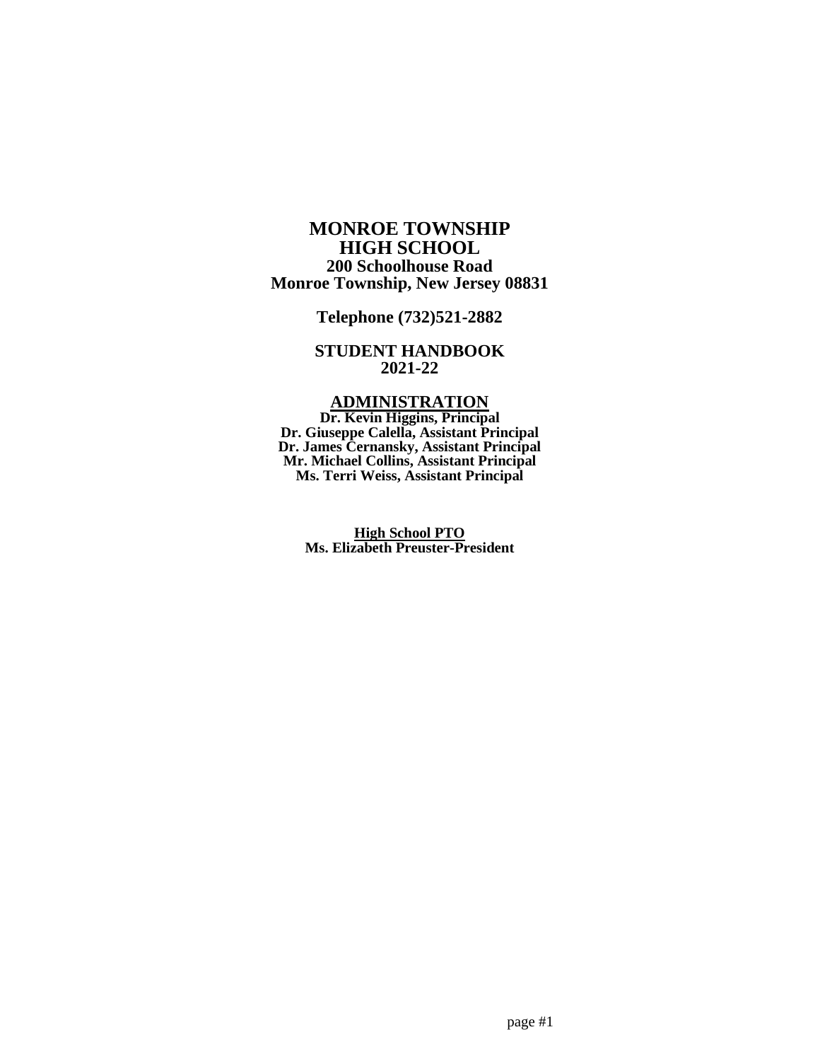# MONROE TOWNSHIP HIGH SCHOOL

**200 Schoolhouse Road**
**Monroe Township, New Jersey 08831**

**Telephone (732)521-2882**

## STUDENT HANDBOOK 2021-22

## ADMINISTRATION

**Dr. Kevin Higgins, Principal**
**Dr. Giuseppe Calella, Assistant Principal**
**Dr. James Cernansky, Assistant Principal**
**Mr. Michael Collins, Assistant Principal**
**Ms. Terri Weiss, Assistant Principal**

**High School PTO**
**Ms. Elizabeth Preuster-President**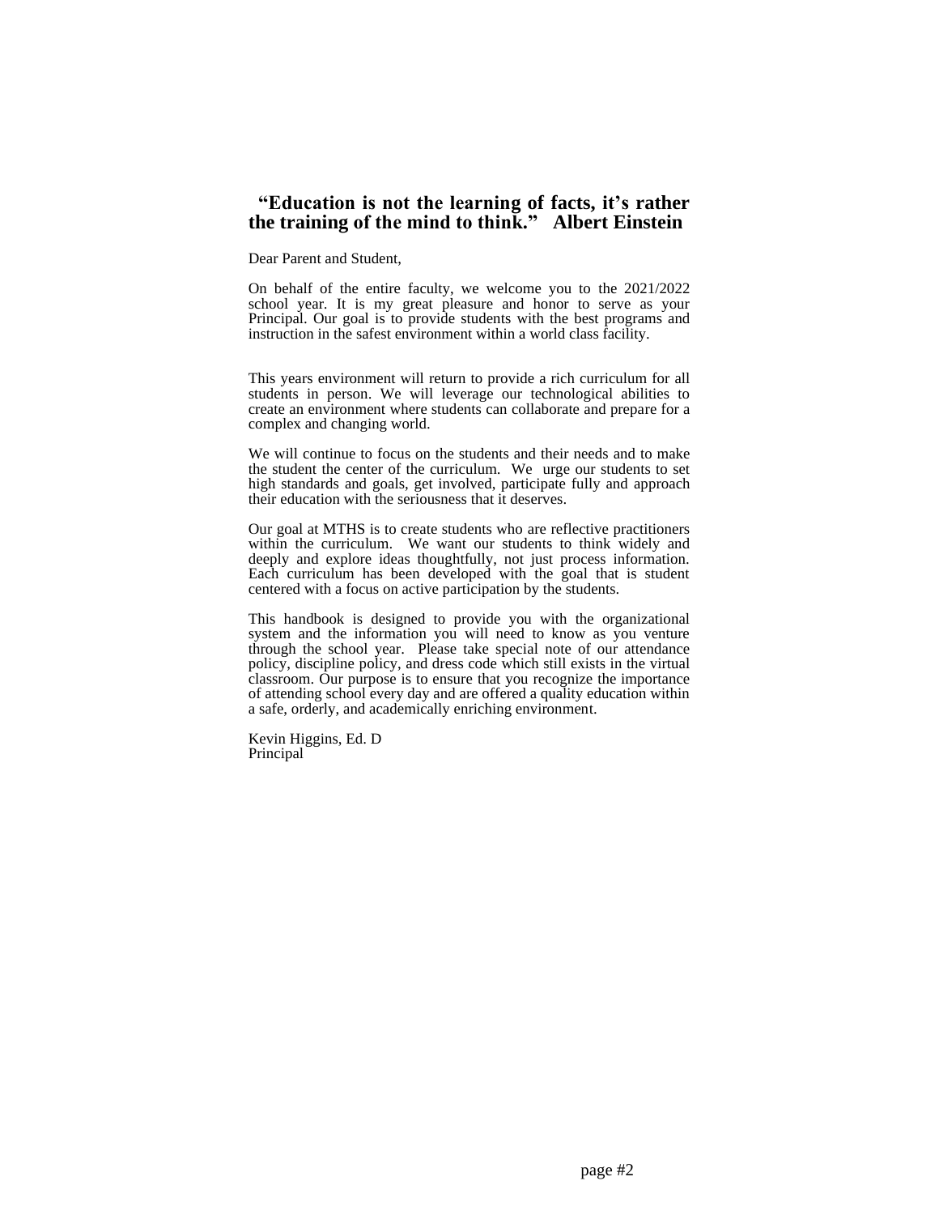**“Education is not the learning of facts, it’s rather the training of the mind to think.” Albert Einstein**

Dear Parent and Student,

On behalf of the entire faculty, we welcome you to the 2021/2022 school year. It is my great pleasure and honor to serve as your Principal. Our goal is to provide students with the best programs and instruction in the safest environment within a world class facility.

This years environment will return to provide a rich curriculum for all students in person. We will leverage our technological abilities to create an environment where students can collaborate and prepare for a complex and changing world.

We will continue to focus on the students and their needs and to make the student the center of the curriculum. We urge our students to set high standards and goals, get involved, participate fully and approach their education with the seriousness that it deserves.

Our goal at MTHS is to create students who are reflective practitioners within the curriculum. We want our students to think widely and deeply and explore ideas thoughtfully, not just process information. Each curriculum has been developed with the goal that is student centered with a focus on active participation by the students.

This handbook is designed to provide you with the organizational system and the information you will need to know as you venture through the school year. Please take special note of our attendance policy, discipline policy, and dress code which still exists in the virtual classroom. Our purpose is to ensure that you recognize the importance of attending school every day and are offered a quality education within a safe, orderly, and academically enriching environment.

Kevin Higgins, Ed. D
Principal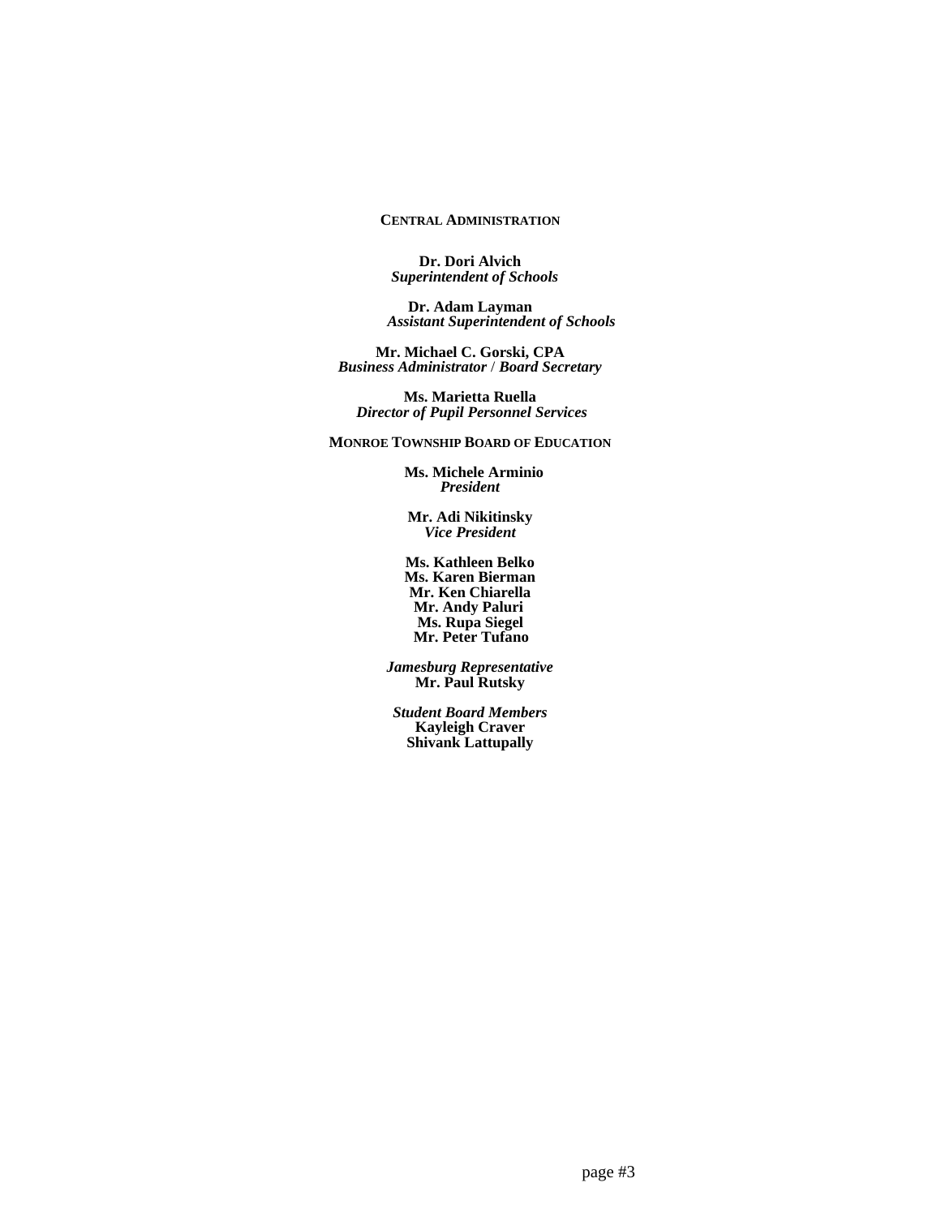## Central Administration

**Dr. Dori Alvich**
***Superintendent of Schools***

**Dr. Adam Layman**
***Assistant Superintendent of Schools***

**Mr. Michael C. Gorski, CPA**
***Business Administrator* / *Board Secretary***

**Ms. Marietta Ruella**
***Director of Pupil Personnel Services***

## Monroe Township Board of Education

**Ms. Michele Arminio**
***President***

**Mr. Adi Nikitinsky**
***Vice President***

**Ms. Kathleen Belko**
**Ms. Karen Bierman**
**Mr. Ken Chiarella**
**Mr. Andy Paluri**
**Ms. Rupa Siegel**
**Mr. Peter Tufano**

***Jamesburg Representative***
**Mr. Paul Rutsky**

***Student Board Members***
**Kayleigh Craver**
**Shivank Lattupally**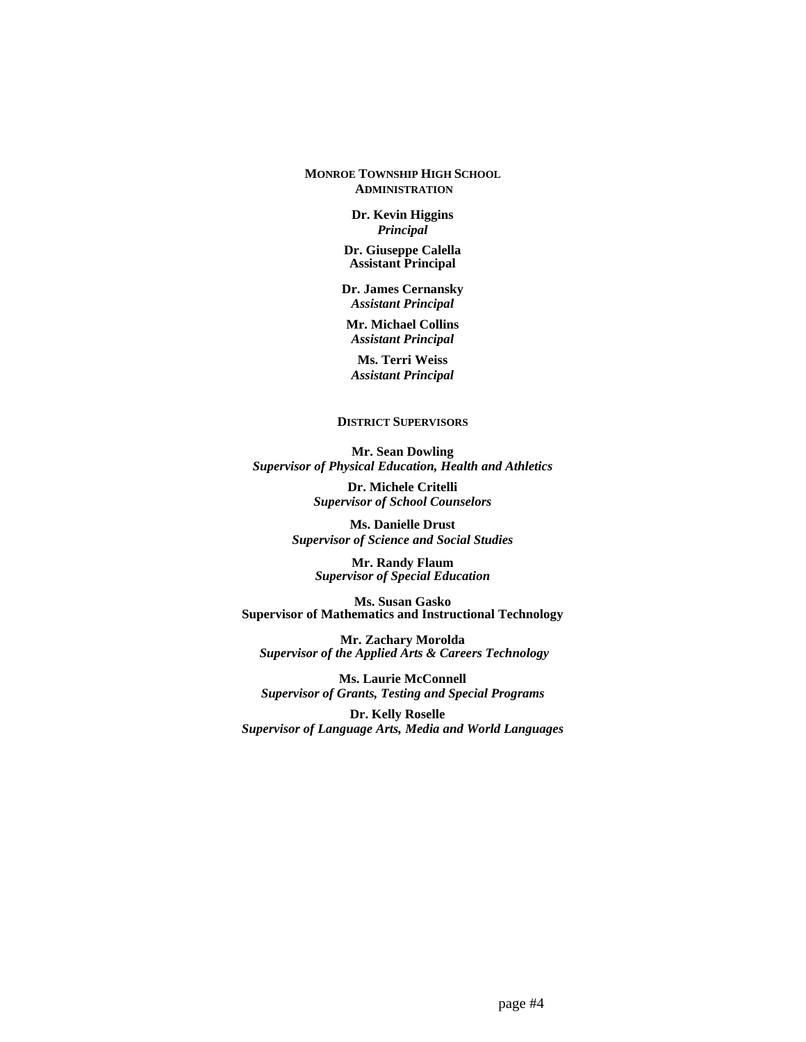## Monroe Township High School Administration

**Dr. Kevin Higgins**
***Principal***

**Dr. Giuseppe Calella**
**Assistant Principal**

**Dr. James Cernansky**
***Assistant Principal***

**Mr. Michael Collins**
***Assistant Principal***

**Ms. Terri Weiss**
***Assistant Principal***

## District Supervisors

**Mr. Sean Dowling**
***Supervisor of Physical Education, Health and Athletics***

**Dr. Michele Critelli**
***Supervisor of School Counselors***

**Ms. Danielle Drust**
***Supervisor of Science and Social Studies***

**Mr. Randy Flaum**
***Supervisor of Special Education***

**Ms. Susan Gasko**
**Supervisor of Mathematics and Instructional Technology**

**Mr. Zachary Morolda**
***Supervisor of the Applied Arts & Careers Technology***

**Ms. Laurie McConnell**
***Supervisor of Grants, Testing and Special Programs***

**Dr. Kelly Roselle**
***Supervisor of Language Arts, Media and World Languages***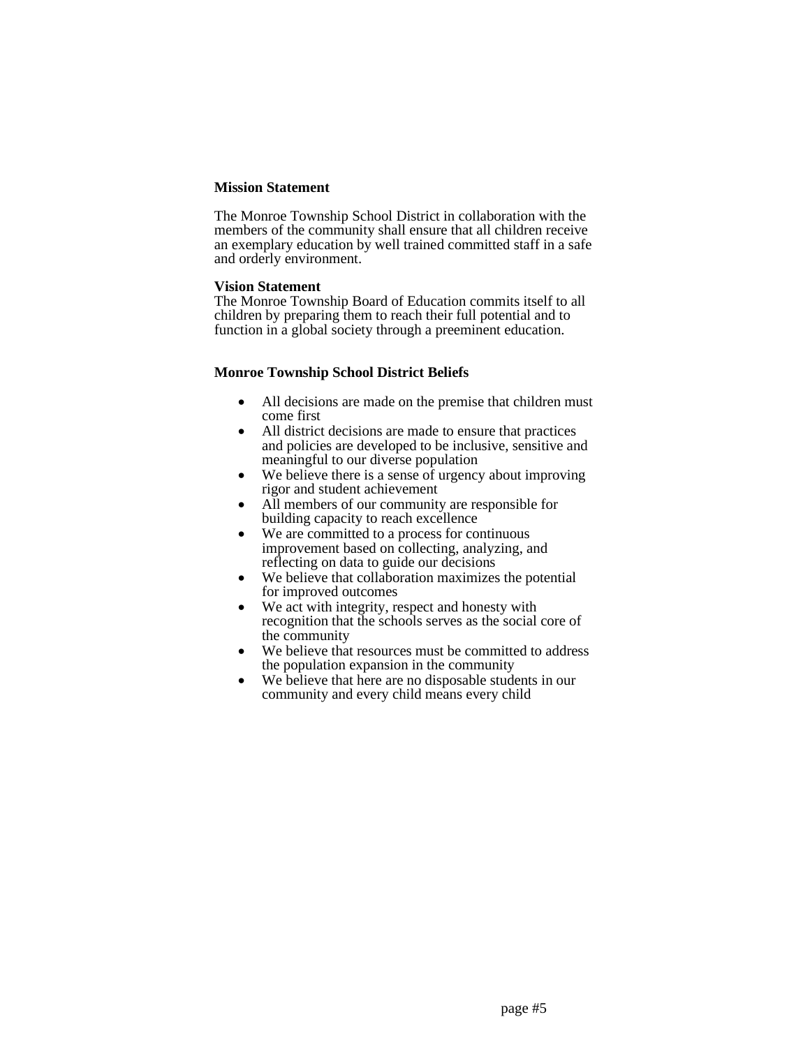**Mission Statement**

The Monroe Township School District in collaboration with the members of the community shall ensure that all children receive an exemplary education by well trained committed staff in a safe and orderly environment.

**Vision Statement**

The Monroe Township Board of Education commits itself to all children by preparing them to reach their full potential and to function in a global society through a preeminent education.

**Monroe Township School District Beliefs**

- All decisions are made on the premise that children must come first
- All district decisions are made to ensure that practices and policies are developed to be inclusive, sensitive and meaningful to our diverse population
- We believe there is a sense of urgency about improving rigor and student achievement
- All members of our community are responsible for building capacity to reach excellence
- We are committed to a process for continuous improvement based on collecting, analyzing, and reflecting on data to guide our decisions
- We believe that collaboration maximizes the potential for improved outcomes
- We act with integrity, respect and honesty with recognition that the schools serves as the social core of the community
- We believe that resources must be committed to address the population expansion in the community
- We believe that here are no disposable students in our community and every child means every child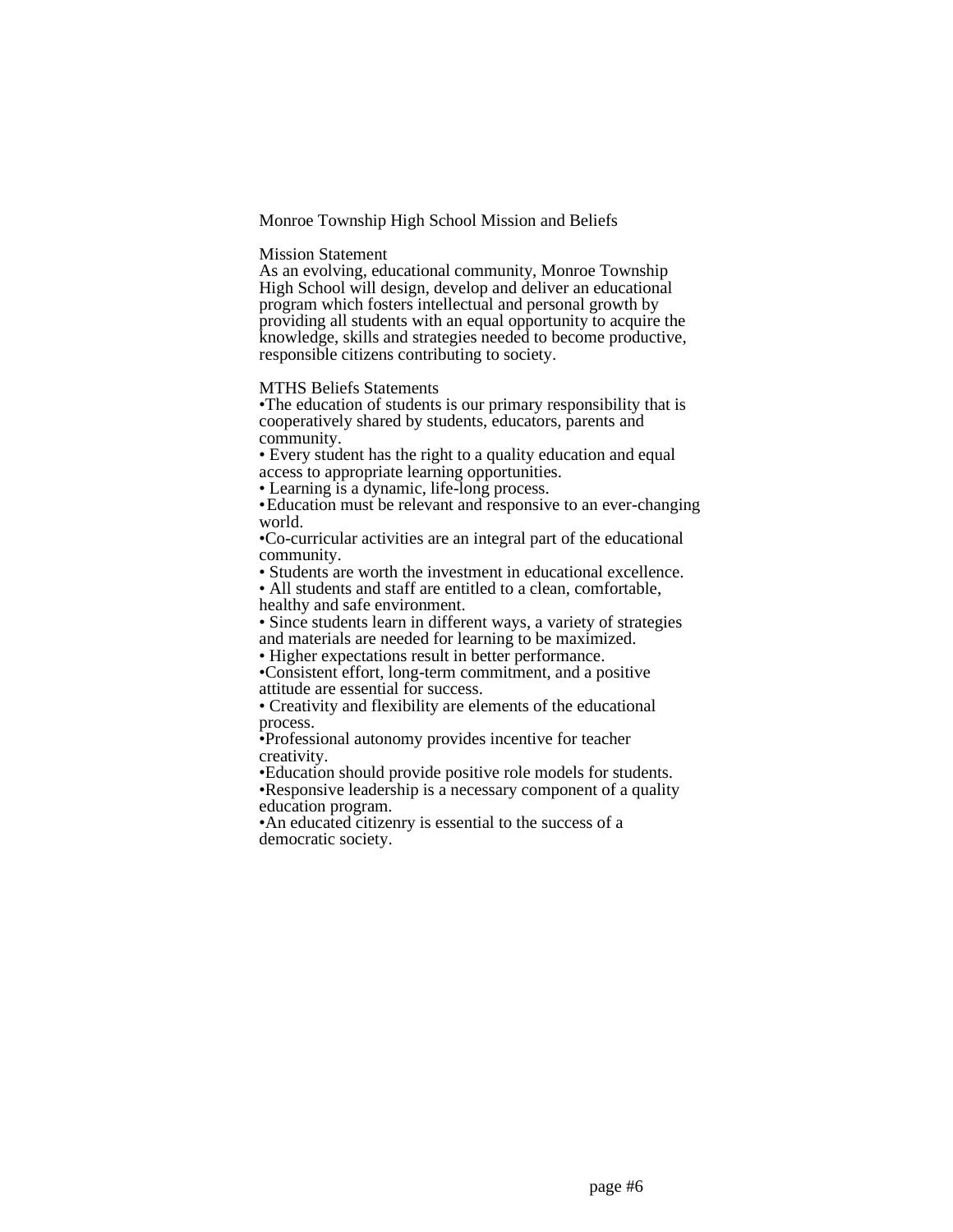# Monroe Township High School Mission and Beliefs

## Mission Statement

As an evolving, educational community, Monroe Township High School will design, develop and deliver an educational program which fosters intellectual and personal growth by providing all students with an equal opportunity to acquire the knowledge, skills and strategies needed to become productive, responsible citizens contributing to society.

## MTHS Beliefs Statements

- The education of students is our primary responsibility that is cooperatively shared by students, educators, parents and community.
- Every student has the right to a quality education and equal access to appropriate learning opportunities.
- Learning is a dynamic, life-long process.
- Education must be relevant and responsive to an ever-changing world.
- Co-curricular activities are an integral part of the educational community.
- Students are worth the investment in educational excellence.
- All students and staff are entitled to a clean, comfortable, healthy and safe environment.
- Since students learn in different ways, a variety of strategies and materials are needed for learning to be maximized.
- Higher expectations result in better performance.
- Consistent effort, long-term commitment, and a positive attitude are essential for success.
- Creativity and flexibility are elements of the educational process.
- Professional autonomy provides incentive for teacher creativity.
- Education should provide positive role models for students.
- Responsive leadership is a necessary component of a quality education program.
- An educated citizenry is essential to the success of a democratic society.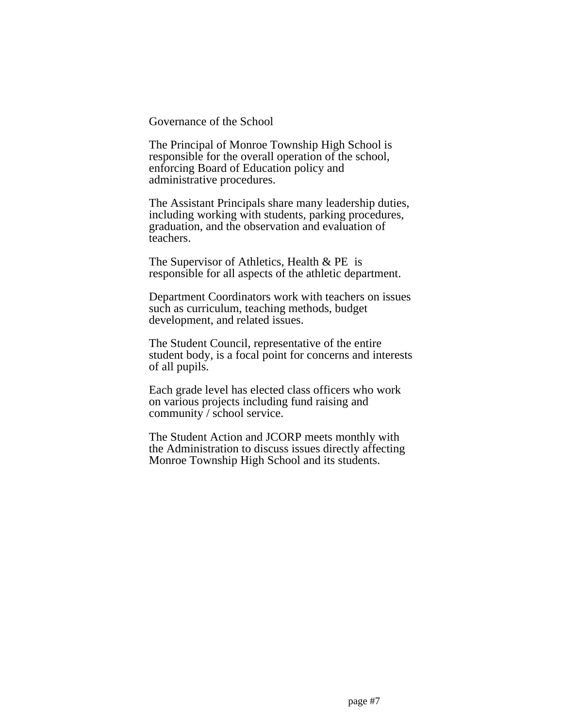## Governance of the School

The Principal of Monroe Township High School is responsible for the overall operation of the school, enforcing Board of Education policy and administrative procedures.

The Assistant Principals share many leadership duties, including working with students, parking procedures, graduation, and the observation and evaluation of teachers.

The Supervisor of Athletics, Health & PE is responsible for all aspects of the athletic department.

Department Coordinators work with teachers on issues such as curriculum, teaching methods, budget development, and related issues.

The Student Council, representative of the entire student body, is a focal point for concerns and interests of all pupils.

Each grade level has elected class officers who work on various projects including fund raising and community / school service.

The Student Action and JCORP meets monthly with the Administration to discuss issues directly affecting Monroe Township High School and its students.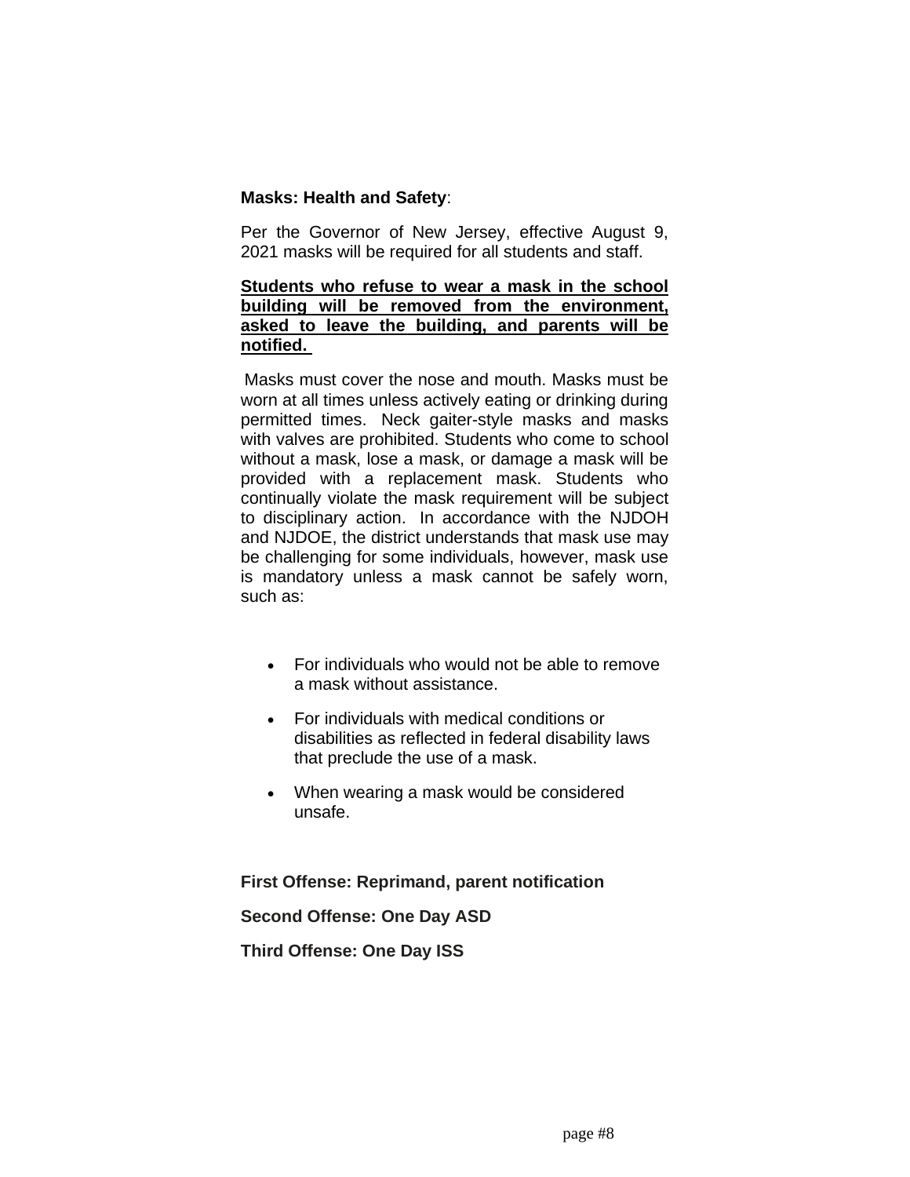**Masks: Health and Safety**:

Per the Governor of New Jersey, effective August 9, 2021 masks will be required for all students and staff.

**<u>Students who refuse to wear a mask in the school building will be removed from the environment, asked to leave the building, and parents will be notified.</u>**

Masks must cover the nose and mouth. Masks must be worn at all times unless actively eating or drinking during permitted times. Neck gaiter-style masks and masks with valves are prohibited. Students who come to school without a mask, lose a mask, or damage a mask will be provided with a replacement mask. Students who continually violate the mask requirement will be subject to disciplinary action. In accordance with the NJDOH and NJDOE, the district understands that mask use may be challenging for some individuals, however, mask use is mandatory unless a mask cannot be safely worn, such as:

- For individuals who would not be able to remove a mask without assistance.
- For individuals with medical conditions or disabilities as reflected in federal disability laws that preclude the use of a mask.
- When wearing a mask would be considered unsafe.

**First Offense: Reprimand, parent notification**

**Second Offense: One Day ASD**

**Third Offense: One Day ISS**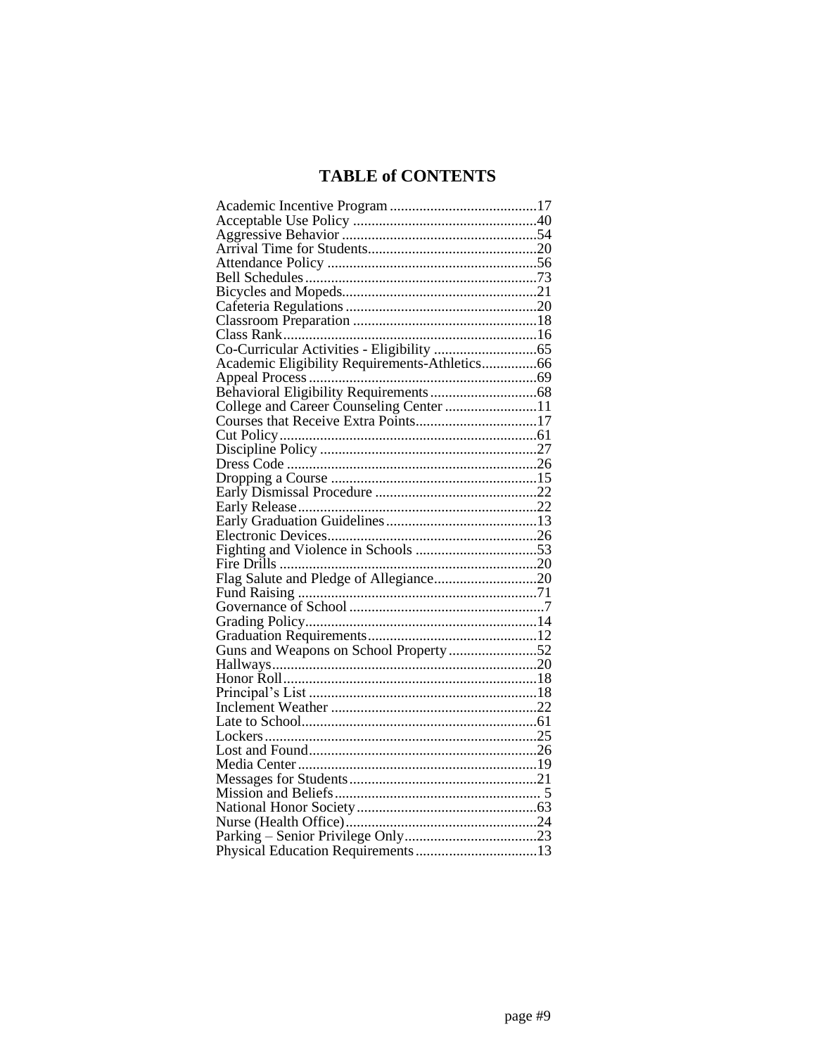# TABLE of CONTENTS

| | |
|---|---|
| Academic Incentive Program | 17 |
| Acceptable Use Policy | 40 |
| Aggressive Behavior | 54 |
| Arrival Time for Students | 20 |
| Attendance Policy | 56 |
| Bell Schedules | 73 |
| Bicycles and Mopeds | 21 |
| Cafeteria Regulations | 20 |
| Classroom Preparation | 18 |
| Class Rank | 16 |
| Co-Curricular Activities - Eligibility | 65 |
| Academic Eligibility Requirements-Athletics | 66 |
| Appeal Process | 69 |
| Behavioral Eligibility Requirements | 68 |
| College and Career Counseling Center | 11 |
| Courses that Receive Extra Points | 17 |
| Cut Policy | 61 |
| Discipline Policy | 27 |
| Dress Code | 26 |
| Dropping a Course | 15 |
| Early Dismissal Procedure | 22 |
| Early Release | 22 |
| Early Graduation Guidelines | 13 |
| Electronic Devices | 26 |
| Fighting and Violence in Schools | 53 |
| Fire Drills | 20 |
| Flag Salute and Pledge of Allegiance | 20 |
| Fund Raising | 71 |
| Governance of School | 7 |
| Grading Policy | 14 |
| Graduation Requirements | 12 |
| Guns and Weapons on School Property | 52 |
| Hallways | 20 |
| Honor Roll | 18 |
| Principal's List | 18 |
| Inclement Weather | 22 |
| Late to School | 61 |
| Lockers | 25 |
| Lost and Found | 26 |
| Media Center | 19 |
| Messages for Students | 21 |
| Mission and Beliefs | 5 |
| National Honor Society | 63 |
| Nurse (Health Office) | 24 |
| Parking – Senior Privilege Only | 23 |
| Physical Education Requirements | 13 |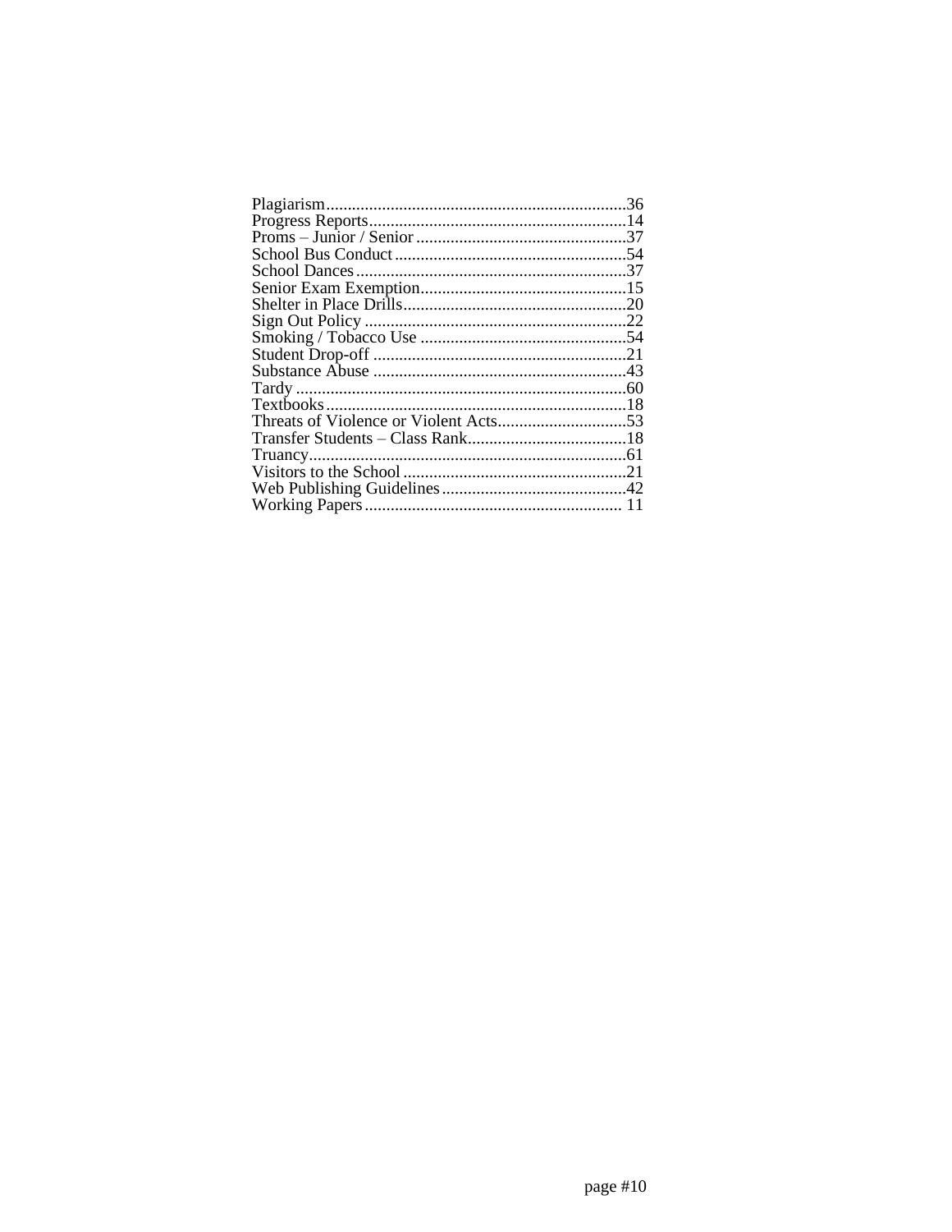Plagiarism......................................................................36
Progress Reports............................................................14
Proms – Junior / Senior .................................................37
School Bus Conduct......................................................54
School Dances...............................................................37
Senior Exam Exemption................................................15
Shelter in Place Drills....................................................20
Sign Out Policy .............................................................22
Smoking / Tobacco Use ................................................54
Student Drop-off ...........................................................21
Substance Abuse ...........................................................43
Tardy .............................................................................60
Textbooks......................................................................18
Threats of Violence or Violent Acts..............................53
Transfer Students – Class Rank.....................................18
Truancy..........................................................................61
Visitors to the School ....................................................21
Web Publishing Guidelines...........................................42
Working Papers............................................................ 11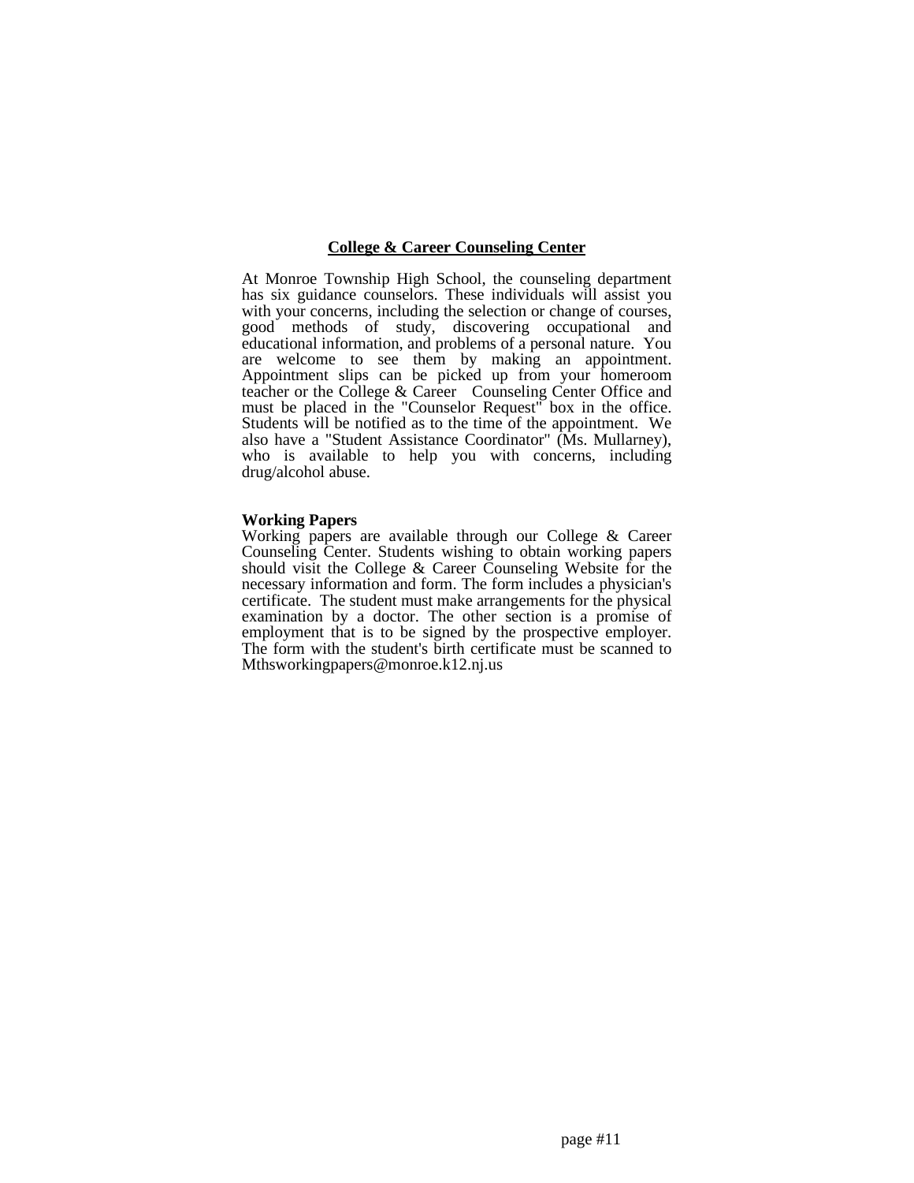## College & Career Counseling Center

At Monroe Township High School, the counseling department has six guidance counselors. These individuals will assist you with your concerns, including the selection or change of courses, good methods of study, discovering occupational and educational information, and problems of a personal nature. You are welcome to see them by making an appointment. Appointment slips can be picked up from your homeroom teacher or the College & Career Counseling Center Office and must be placed in the "Counselor Request" box in the office. Students will be notified as to the time of the appointment. We also have a "Student Assistance Coordinator" (Ms. Mullarney), who is available to help you with concerns, including drug/alcohol abuse.

**Working Papers**

Working papers are available through our College & Career Counseling Center. Students wishing to obtain working papers should visit the College & Career Counseling Website for the necessary information and form. The form includes a physician's certificate. The student must make arrangements for the physical examination by a doctor. The other section is a promise of employment that is to be signed by the prospective employer. The form with the student's birth certificate must be scanned to Mthsworkingpapers@monroe.k12.nj.us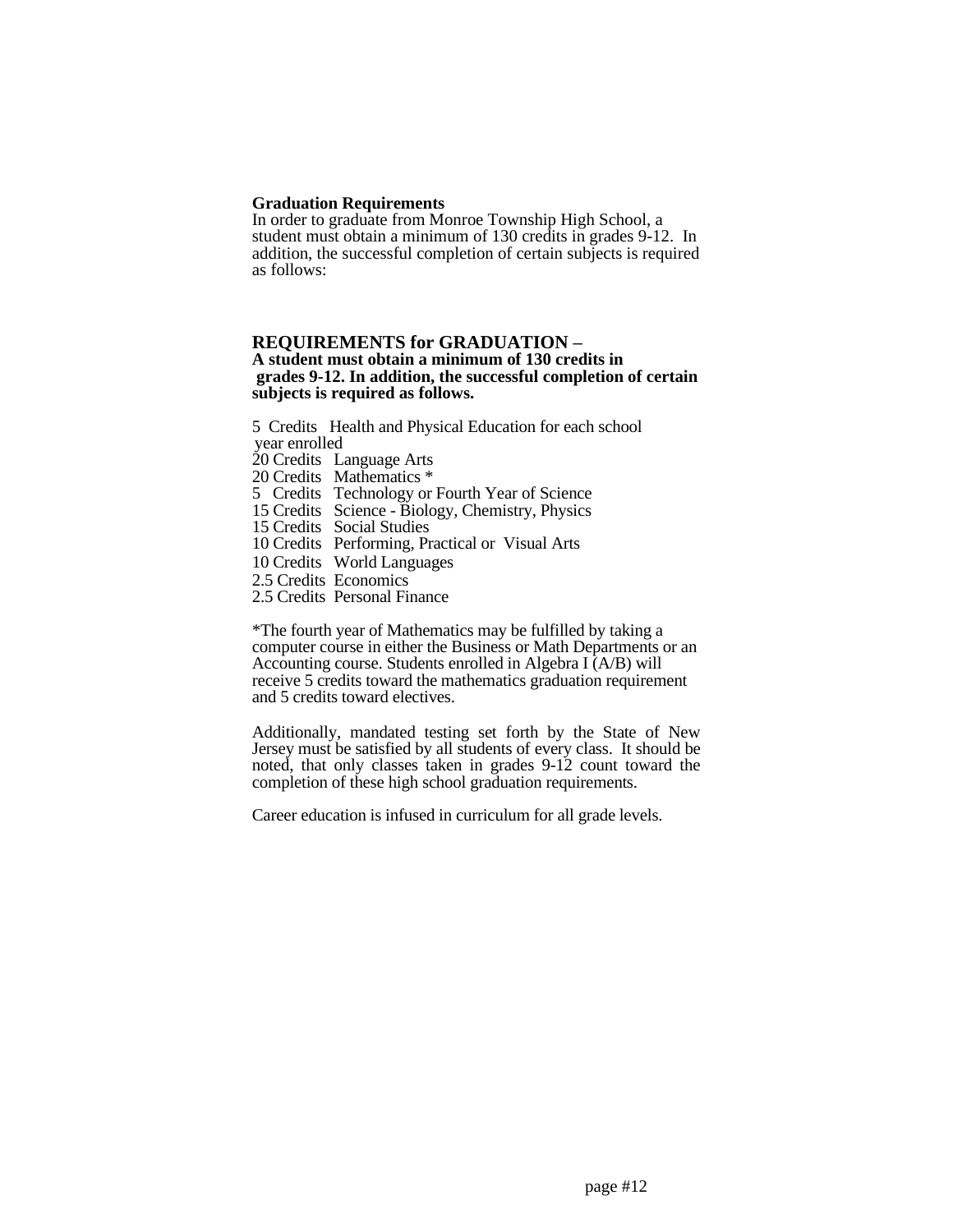**Graduation Requirements**
In order to graduate from Monroe Township High School, a student must obtain a minimum of 130 credits in grades 9-12. In addition, the successful completion of certain subjects is required as follows:

## REQUIREMENTS for GRADUATION –

**A student must obtain a minimum of 130 credits in grades 9-12. In addition, the successful completion of certain subjects is required as follows.**

5 Credits Health and Physical Education for each school year enrolled
20 Credits Language Arts
20 Credits Mathematics *
5 Credits Technology or Fourth Year of Science
15 Credits Science - Biology, Chemistry, Physics
15 Credits Social Studies
10 Credits Performing, Practical or Visual Arts
10 Credits World Languages
2.5 Credits Economics
2.5 Credits Personal Finance

*The fourth year of Mathematics may be fulfilled by taking a computer course in either the Business or Math Departments or an Accounting course. Students enrolled in Algebra I (A/B) will receive 5 credits toward the mathematics graduation requirement and 5 credits toward electives.

Additionally, mandated testing set forth by the State of New Jersey must be satisfied by all students of every class. It should be noted, that only classes taken in grades 9-12 count toward the completion of these high school graduation requirements.

Career education is infused in curriculum for all grade levels.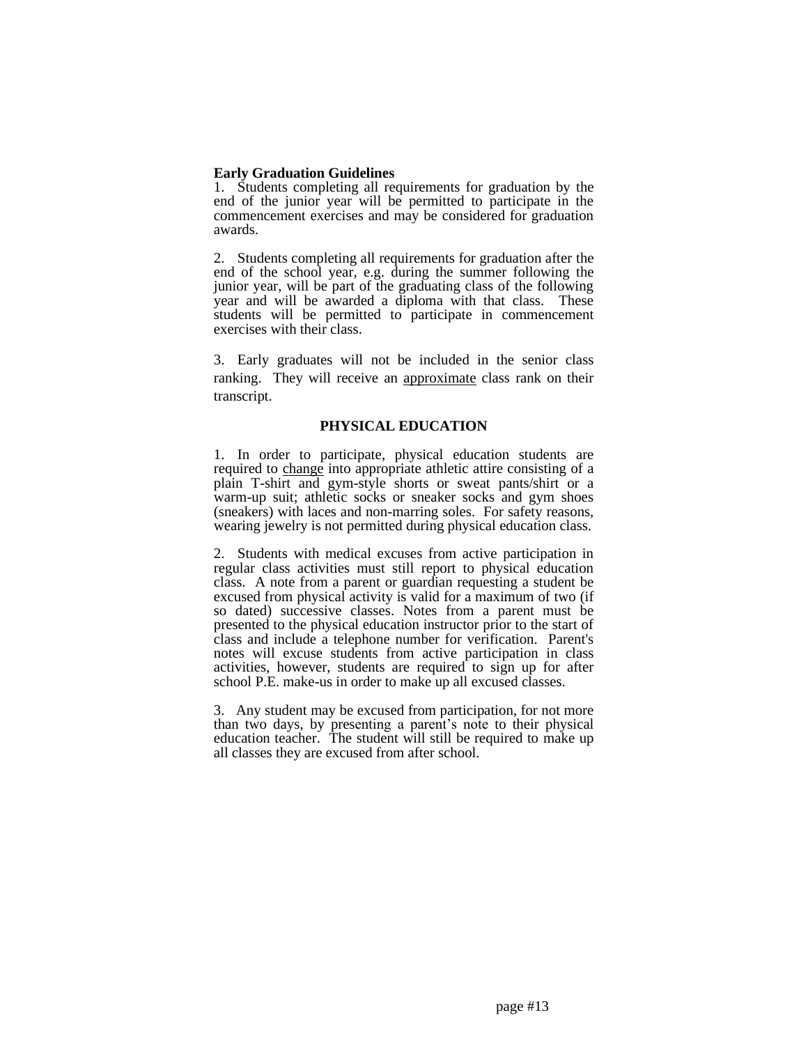**Early Graduation Guidelines**

1. Students completing all requirements for graduation by the end of the junior year will be permitted to participate in the commencement exercises and may be considered for graduation awards.

2. Students completing all requirements for graduation after the end of the school year, e.g. during the summer following the junior year, will be part of the graduating class of the following year and will be awarded a diploma with that class. These students will be permitted to participate in commencement exercises with their class.

3. Early graduates will not be included in the senior class ranking. They will receive an <u>approximate</u> class rank on their transcript.

## PHYSICAL EDUCATION

1. In order to participate, physical education students are required to <u>change</u> into appropriate athletic attire consisting of a plain T-shirt and gym-style shorts or sweat pants/shirt or a warm-up suit; athletic socks or sneaker socks and gym shoes (sneakers) with laces and non-marring soles. For safety reasons, wearing jewelry is not permitted during physical education class.

2. Students with medical excuses from active participation in regular class activities must still report to physical education class. A note from a parent or guardian requesting a student be excused from physical activity is valid for a maximum of two (if so dated) successive classes. Notes from a parent must be presented to the physical education instructor prior to the start of class and include a telephone number for verification. Parent's notes will excuse students from active participation in class activities, however, students are required to sign up for after school P.E. make-us in order to make up all excused classes.

3. Any student may be excused from participation, for not more than two days, by presenting a parent's note to their physical education teacher. The student will still be required to make up all classes they are excused from after school.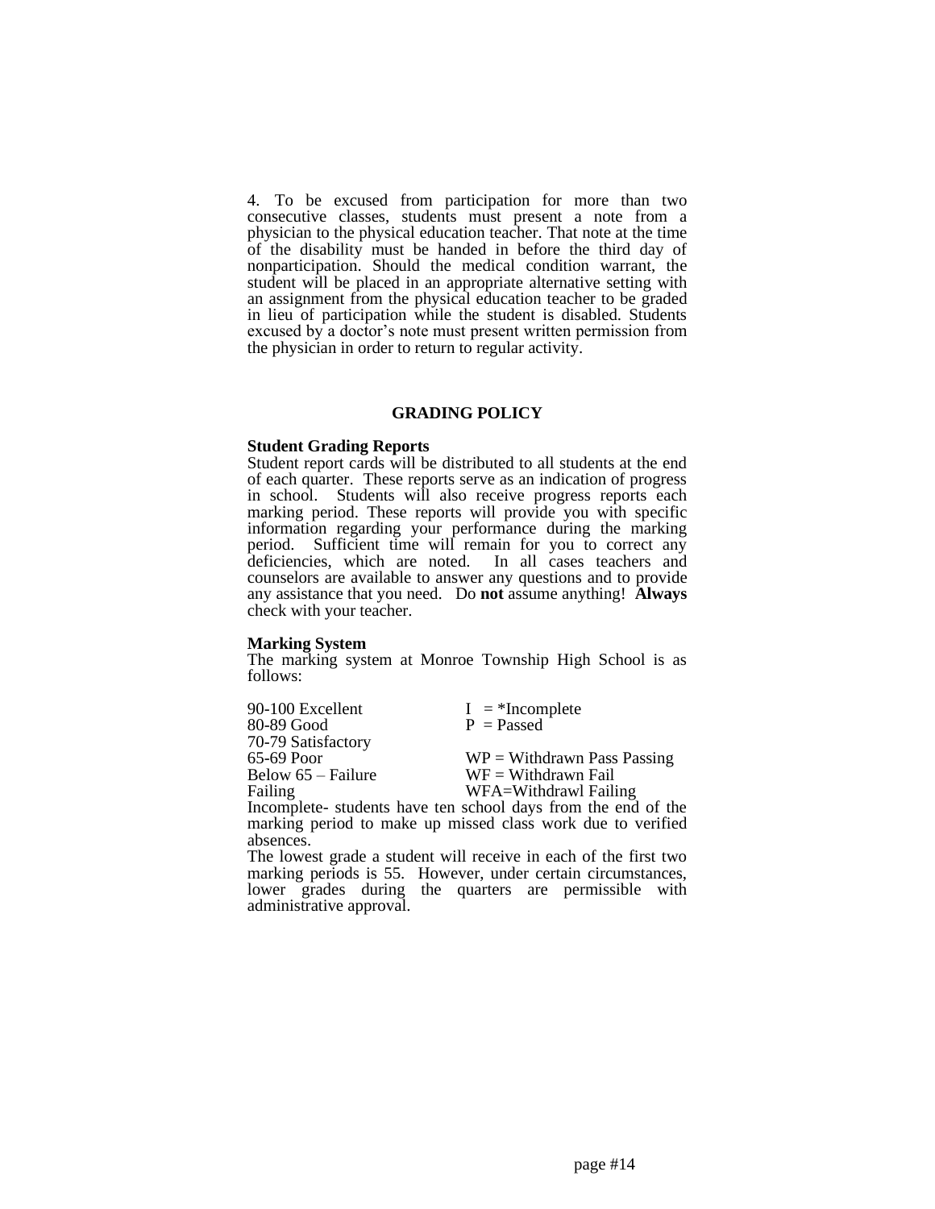4. To be excused from participation for more than two consecutive classes, students must present a note from a physician to the physical education teacher. That note at the time of the disability must be handed in before the third day of nonparticipation. Should the medical condition warrant, the student will be placed in an appropriate alternative setting with an assignment from the physical education teacher to be graded in lieu of participation while the student is disabled. Students excused by a doctor's note must present written permission from the physician in order to return to regular activity.

## GRADING POLICY

**Student Grading Reports**

Student report cards will be distributed to all students at the end of each quarter. These reports serve as an indication of progress in school. Students will also receive progress reports each marking period. These reports will provide you with specific information regarding your performance during the marking period. Sufficient time will remain for you to correct any deficiencies, which are noted. In all cases teachers and counselors are available to answer any questions and to provide any assistance that you need. Do **not** assume anything! **Always** check with your teacher.

**Marking System**

The marking system at Monroe Township High School is as follows:

| | |
|---|---|
| 90-100 Excellent | I = *Incomplete |
| 80-89 Good | P = Passed |
| 70-79 Satisfactory | |
| 65-69 Poor | WP = Withdrawn Pass Passing |
| Below 65 – Failure | WF = Withdrawn Fail |
| Failing | WFA=Withdrawl Failing |

Incomplete- students have ten school days from the end of the marking period to make up missed class work due to verified absences.

The lowest grade a student will receive in each of the first two marking periods is 55. However, under certain circumstances, lower grades during the quarters are permissible with administrative approval.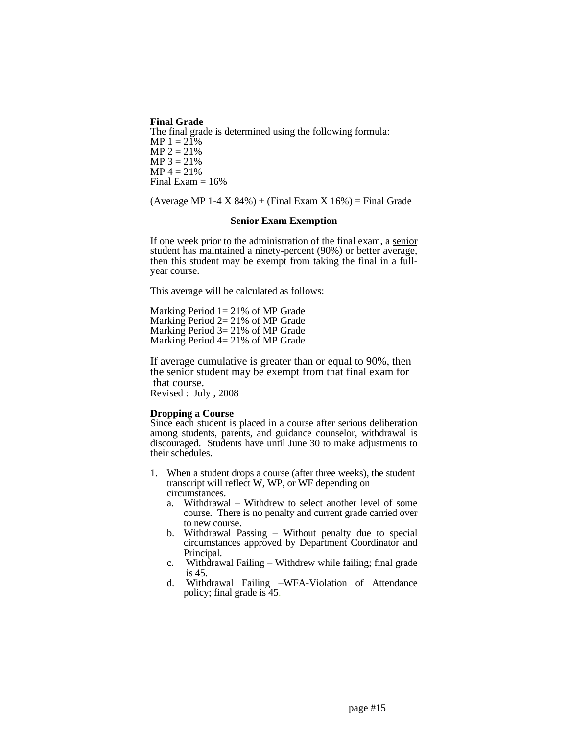**Final Grade**

The final grade is determined using the following formula:

MP 1 = 21%
MP 2 = 21%
MP 3 = 21%
MP 4 = 21%
Final Exam = 16%

(Average MP 1-4 X 84%) + (Final Exam X 16%) = Final Grade

**Senior Exam Exemption**

If one week prior to the administration of the final exam, a <u>senior</u> student has maintained a ninety-percent (90%) or better average, then this student may be exempt from taking the final in a full-year course.

This average will be calculated as follows:

Marking Period 1= 21% of MP Grade
Marking Period 2= 21% of MP Grade
Marking Period 3= 21% of MP Grade
Marking Period 4= 21% of MP Grade

If average cumulative is greater than or equal to 90%, then the senior student may be exempt from that final exam for that course.

Revised : July , 2008

**Dropping a Course**

Since each student is placed in a course after serious deliberation among students, parents, and guidance counselor, withdrawal is discouraged. Students have until June 30 to make adjustments to their schedules.

1. When a student drops a course (after three weeks), the student transcript will reflect W, WP, or WF depending on circumstances.
   a. Withdrawal – Withdrew to select another level of some course. There is no penalty and current grade carried over to new course.
   b. Withdrawal Passing – Without penalty due to special circumstances approved by Department Coordinator and Principal.
   c. Withdrawal Failing – Withdrew while failing; final grade is 45.
   d. Withdrawal Failing –WFA-Violation of Attendance policy; final grade is 45.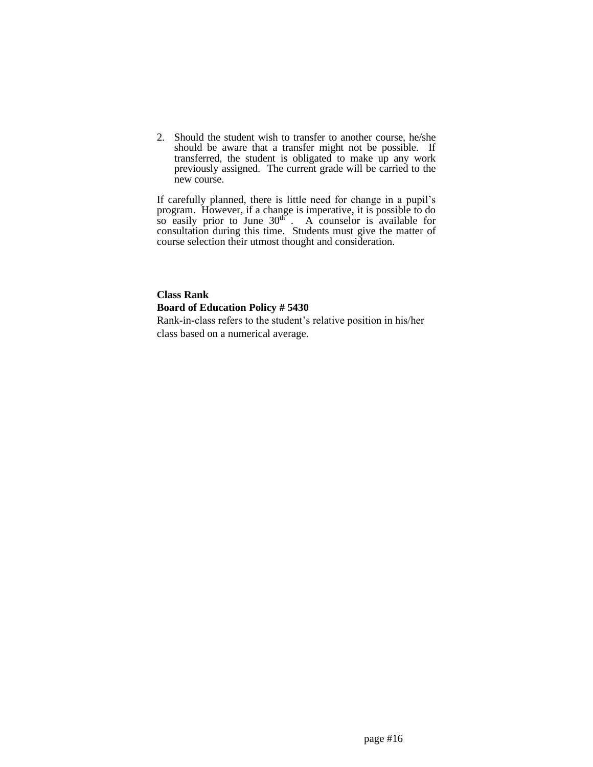2. Should the student wish to transfer to another course, he/she should be aware that a transfer might not be possible. If transferred, the student is obligated to make up any work previously assigned. The current grade will be carried to the new course.

If carefully planned, there is little need for change in a pupil's program. However, if a change is imperative, it is possible to do so easily prior to June 30th. A counselor is available for consultation during this time. Students must give the matter of course selection their utmost thought and consideration.

**Class Rank**
**Board of Education Policy # 5430**

Rank-in-class refers to the student's relative position in his/her class based on a numerical average.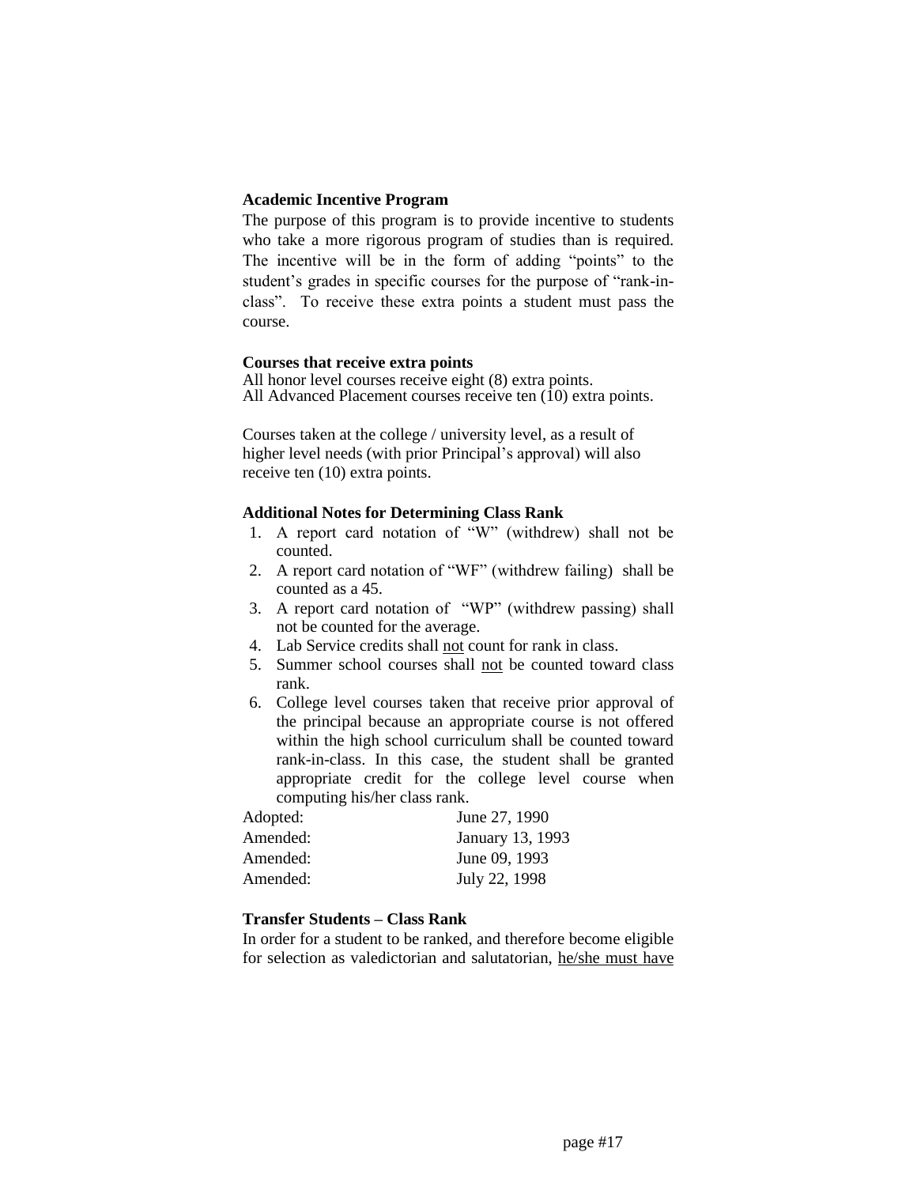**Academic Incentive Program**

The purpose of this program is to provide incentive to students who take a more rigorous program of studies than is required. The incentive will be in the form of adding "points" to the student's grades in specific courses for the purpose of "rank-in-class". To receive these extra points a student must pass the course.

**Courses that receive extra points**

All honor level courses receive eight (8) extra points.
All Advanced Placement courses receive ten (10) extra points.

Courses taken at the college / university level, as a result of higher level needs (with prior Principal's approval) will also receive ten (10) extra points.

**Additional Notes for Determining Class Rank**

1. A report card notation of "W" (withdrew) shall not be counted.
2. A report card notation of "WF" (withdrew failing) shall be counted as a 45.
3. A report card notation of "WP" (withdrew passing) shall not be counted for the average.
4. Lab Service credits shall <u>not</u> count for rank in class.
5. Summer school courses shall <u>not</u> be counted toward class rank.
6. College level courses taken that receive prior approval of the principal because an appropriate course is not offered within the high school curriculum shall be counted toward rank-in-class. In this case, the student shall be granted appropriate credit for the college level course when computing his/her class rank.

| | |
|---|---|
| Adopted: | June 27, 1990 |
| Amended: | January 13, 1993 |
| Amended: | June 09, 1993 |
| Amended: | July 22, 1998 |

**Transfer Students – Class Rank**

In order for a student to be ranked, and therefore become eligible for selection as valedictorian and salutatorian, <u>he/she must have</u>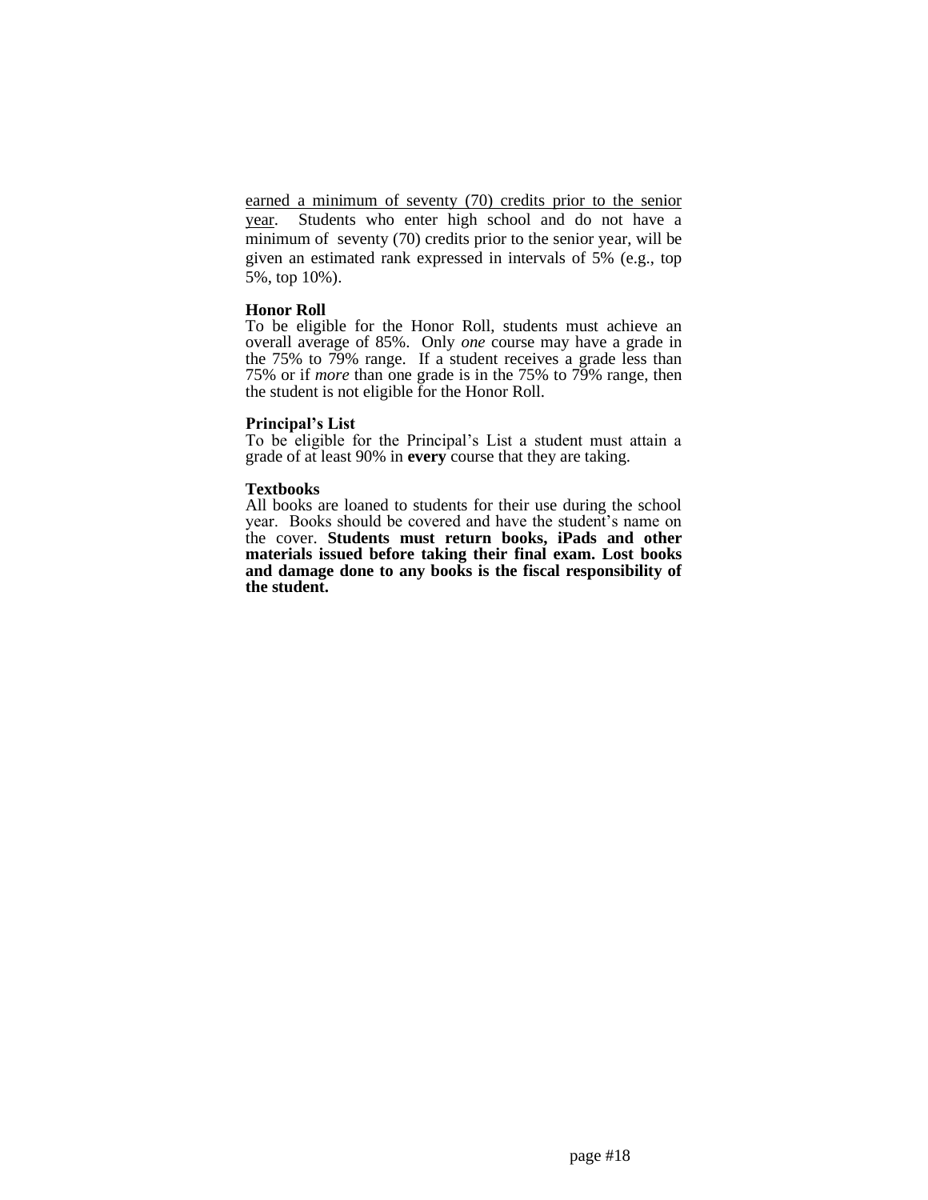<u>earned a minimum of seventy (70) credits prior to the senior year</u>. Students who enter high school and do not have a minimum of seventy (70) credits prior to the senior year, will be given an estimated rank expressed in intervals of 5% (e.g., top 5%, top 10%).

**Honor Roll**

To be eligible for the Honor Roll, students must achieve an overall average of 85%. Only *one* course may have a grade in the 75% to 79% range. If a student receives a grade less than 75% or if *more* than one grade is in the 75% to 79% range, then the student is not eligible for the Honor Roll.

**Principal's List**

To be eligible for the Principal's List a student must attain a grade of at least 90% in **every** course that they are taking.

**Textbooks**

All books are loaned to students for their use during the school year. Books should be covered and have the student's name on the cover. **Students must return books, iPads and other materials issued before taking their final exam. Lost books and damage done to any books is the fiscal responsibility of the student.**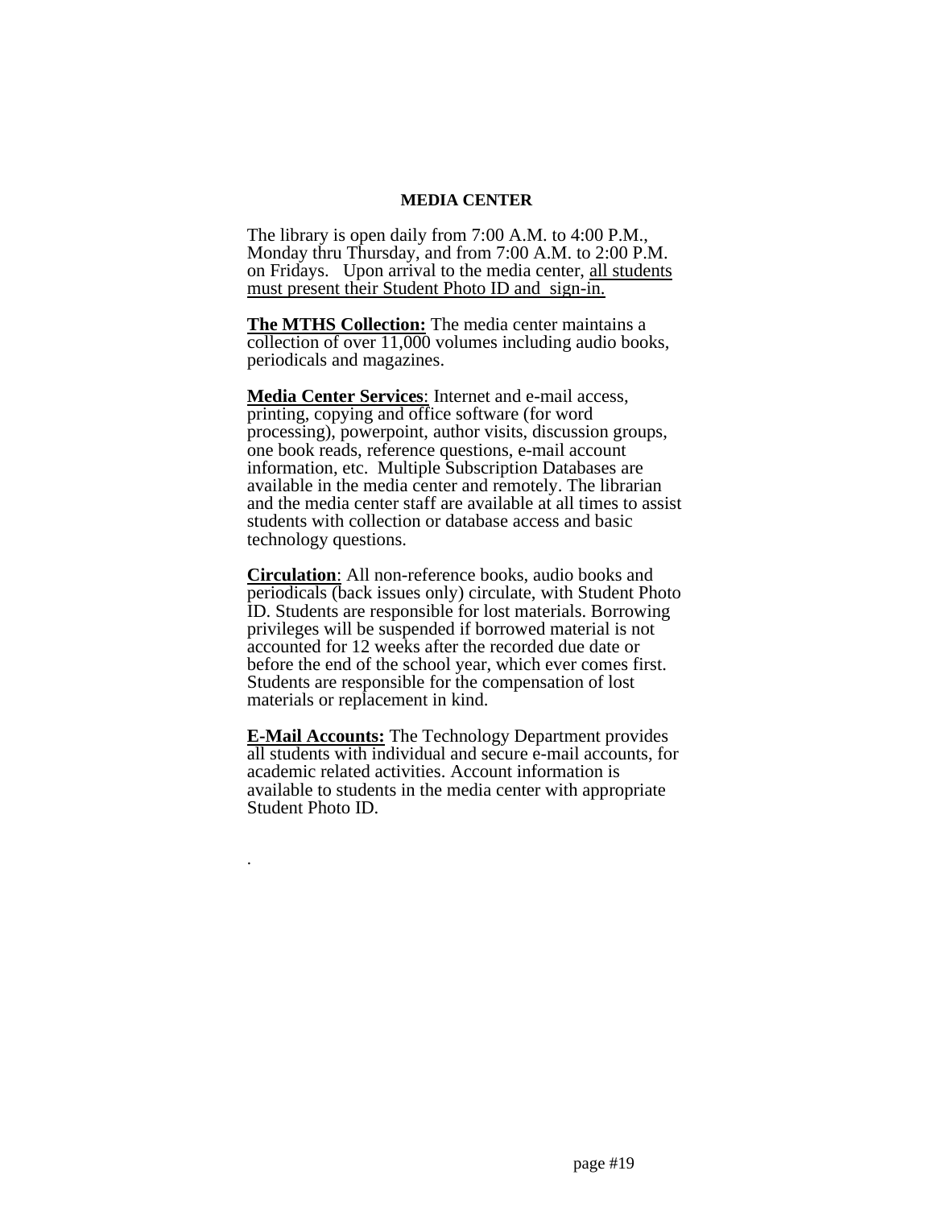# MEDIA CENTER

The library is open daily from 7:00 A.M. to 4:00 P.M., Monday thru Thursday, and from 7:00 A.M. to 2:00 P.M. on Fridays. Upon arrival to the media center, <u>all students must present their Student Photo ID and sign-in.</u>

**<u>The MTHS Collection:</u>** The media center maintains a collection of over 11,000 volumes including audio books, periodicals and magazines.

**<u>Media Center Services</u>**: Internet and e-mail access, printing, copying and office software (for word processing), powerpoint, author visits, discussion groups, one book reads, reference questions, e-mail account information, etc. Multiple Subscription Databases are available in the media center and remotely. The librarian and the media center staff are available at all times to assist students with collection or database access and basic technology questions.

**<u>Circulation</u>**: All non-reference books, audio books and periodicals (back issues only) circulate, with Student Photo ID. Students are responsible for lost materials. Borrowing privileges will be suspended if borrowed material is not accounted for 12 weeks after the recorded due date or before the end of the school year, which ever comes first. Students are responsible for the compensation of lost materials or replacement in kind.

**<u>E-Mail Accounts:</u>** The Technology Department provides all students with individual and secure e-mail accounts, for academic related activities. Account information is available to students in the media center with appropriate Student Photo ID.

.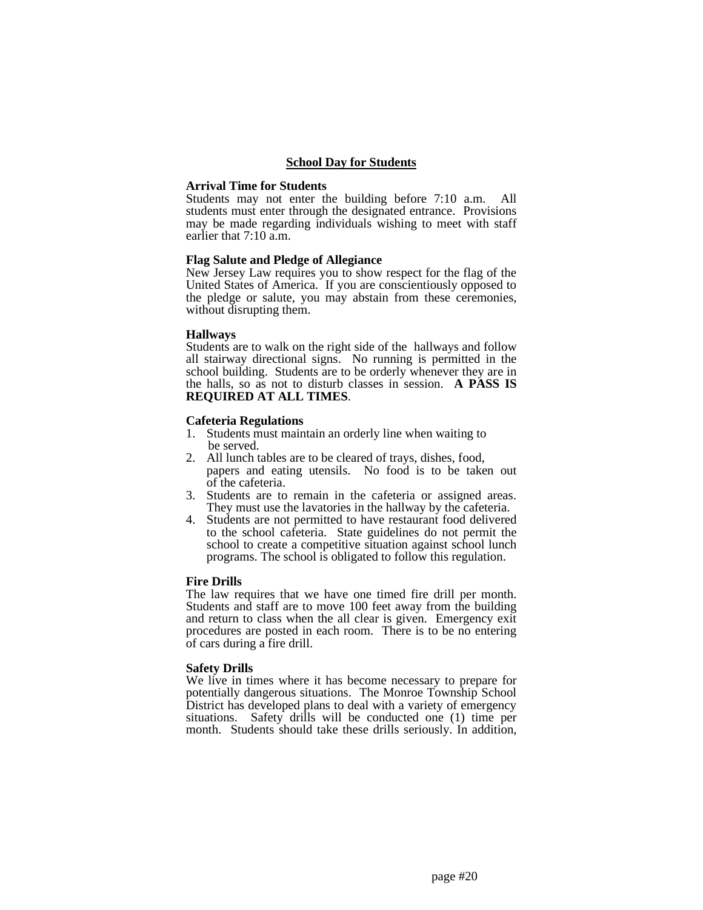## School Day for Students

### Arrival Time for Students

Students may not enter the building before 7:10 a.m. All students must enter through the designated entrance. Provisions may be made regarding individuals wishing to meet with staff earlier that 7:10 a.m.

### Flag Salute and Pledge of Allegiance

New Jersey Law requires you to show respect for the flag of the United States of America. If you are conscientiously opposed to the pledge or salute, you may abstain from these ceremonies, without disrupting them.

### Hallways

Students are to walk on the right side of the hallways and follow all stairway directional signs. No running is permitted in the school building. Students are to be orderly whenever they are in the halls, so as not to disturb classes in session. **A PASS IS REQUIRED AT ALL TIMES**.

### Cafeteria Regulations

1. Students must maintain an orderly line when waiting to be served.
2. All lunch tables are to be cleared of trays, dishes, food, papers and eating utensils. No food is to be taken out of the cafeteria.
3. Students are to remain in the cafeteria or assigned areas. They must use the lavatories in the hallway by the cafeteria.
4. Students are not permitted to have restaurant food delivered to the school cafeteria. State guidelines do not permit the school to create a competitive situation against school lunch programs. The school is obligated to follow this regulation.

### Fire Drills

The law requires that we have one timed fire drill per month. Students and staff are to move 100 feet away from the building and return to class when the all clear is given. Emergency exit procedures are posted in each room. There is to be no entering of cars during a fire drill.

### Safety Drills

We live in times where it has become necessary to prepare for potentially dangerous situations. The Monroe Township School District has developed plans to deal with a variety of emergency situations. Safety drills will be conducted one (1) time per month. Students should take these drills seriously. In addition,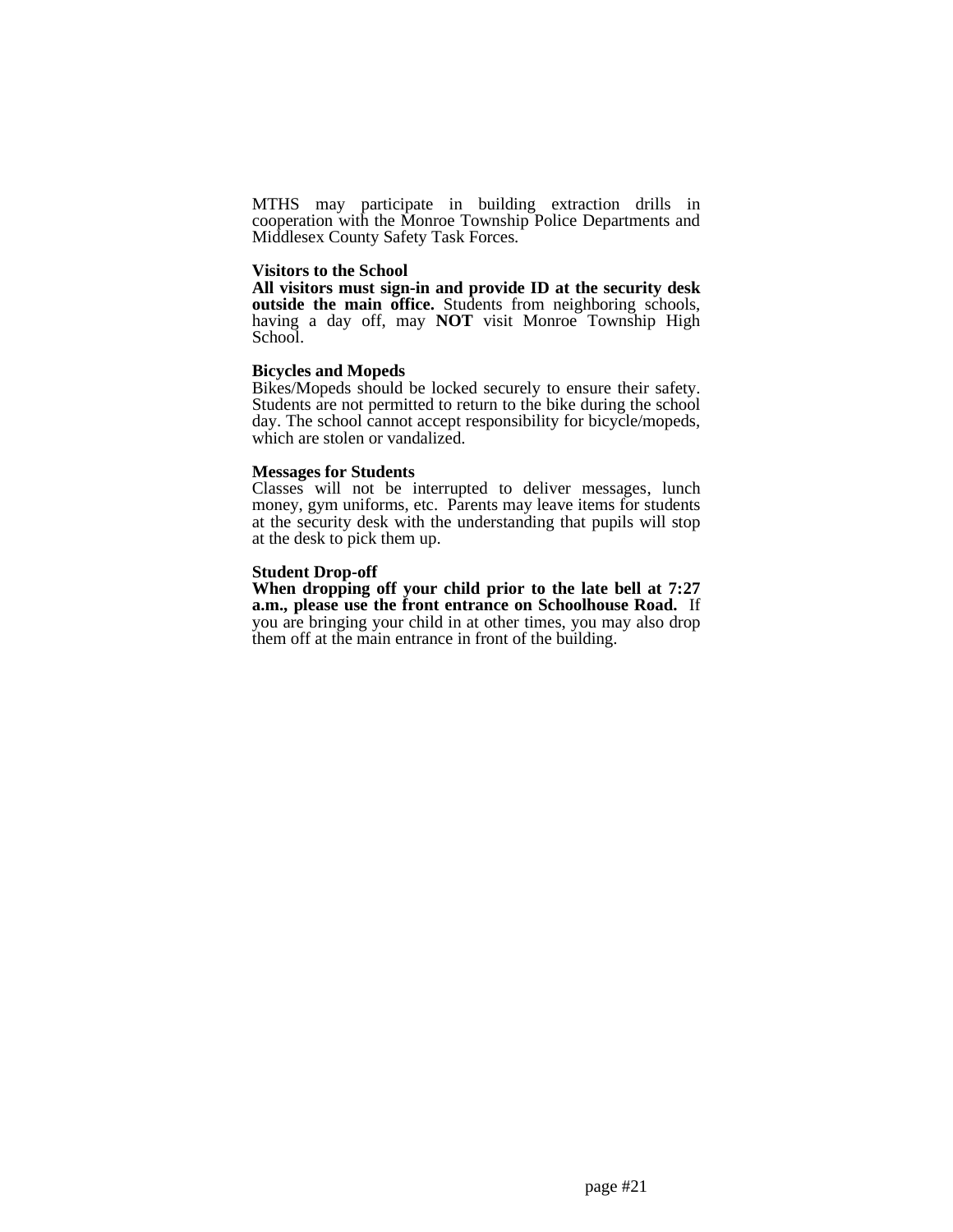MTHS may participate in building extraction drills in cooperation with the Monroe Township Police Departments and Middlesex County Safety Task Forces.

**Visitors to the School**

**All visitors must sign-in and provide ID at the security desk outside the main office.** Students from neighboring schools, having a day off, may **NOT** visit Monroe Township High School.

**Bicycles and Mopeds**

Bikes/Mopeds should be locked securely to ensure their safety. Students are not permitted to return to the bike during the school day. The school cannot accept responsibility for bicycle/mopeds, which are stolen or vandalized.

**Messages for Students**

Classes will not be interrupted to deliver messages, lunch money, gym uniforms, etc. Parents may leave items for students at the security desk with the understanding that pupils will stop at the desk to pick them up.

**Student Drop-off**

**When dropping off your child prior to the late bell at 7:27 a.m., please use the front entrance on Schoolhouse Road.** If you are bringing your child in at other times, you may also drop them off at the main entrance in front of the building.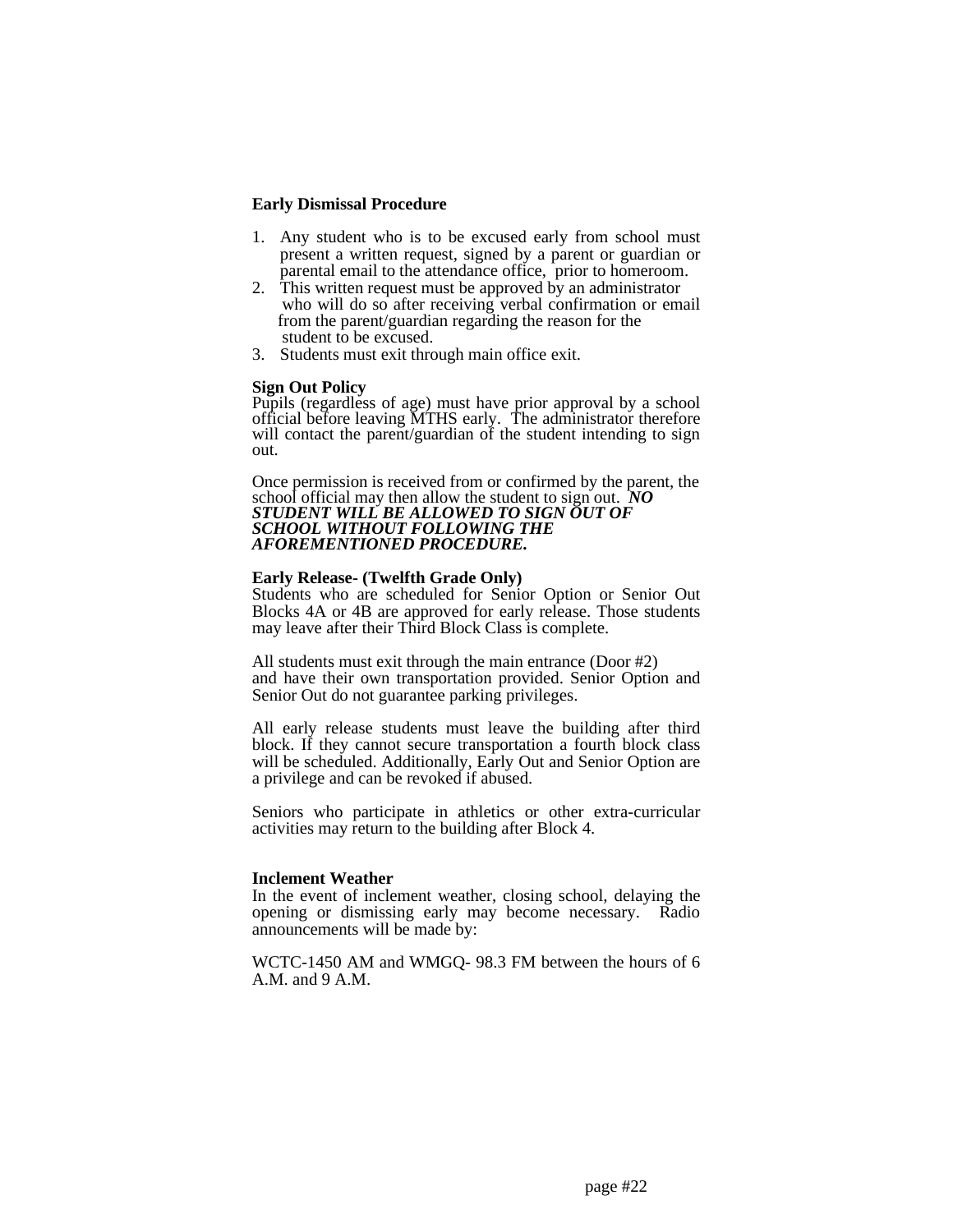**Early Dismissal Procedure**

1. Any student who is to be excused early from school must present a written request, signed by a parent or guardian or parental email to the attendance office, prior to homeroom.
2. This written request must be approved by an administrator who will do so after receiving verbal confirmation or email from the parent/guardian regarding the reason for the student to be excused.
3. Students must exit through main office exit.

**Sign Out Policy**
Pupils (regardless of age) must have prior approval by a school official before leaving MTHS early. The administrator therefore will contact the parent/guardian of the student intending to sign out.

Once permission is received from or confirmed by the parent, the school official may then allow the student to sign out. ***NO STUDENT WILL BE ALLOWED TO SIGN OUT OF SCHOOL WITHOUT FOLLOWING THE AFOREMENTIONED PROCEDURE.***

**Early Release- (Twelfth Grade Only)**
Students who are scheduled for Senior Option or Senior Out Blocks 4A or 4B are approved for early release. Those students may leave after their Third Block Class is complete.

All students must exit through the main entrance (Door #2) and have their own transportation provided. Senior Option and Senior Out do not guarantee parking privileges.

All early release students must leave the building after third block. If they cannot secure transportation a fourth block class will be scheduled. Additionally, Early Out and Senior Option are a privilege and can be revoked if abused.

Seniors who participate in athletics or other extra-curricular activities may return to the building after Block 4.

**Inclement Weather**
In the event of inclement weather, closing school, delaying the opening or dismissing early may become necessary. Radio announcements will be made by:

WCTC-1450 AM and WMGQ- 98.3 FM between the hours of 6 A.M. and 9 A.M.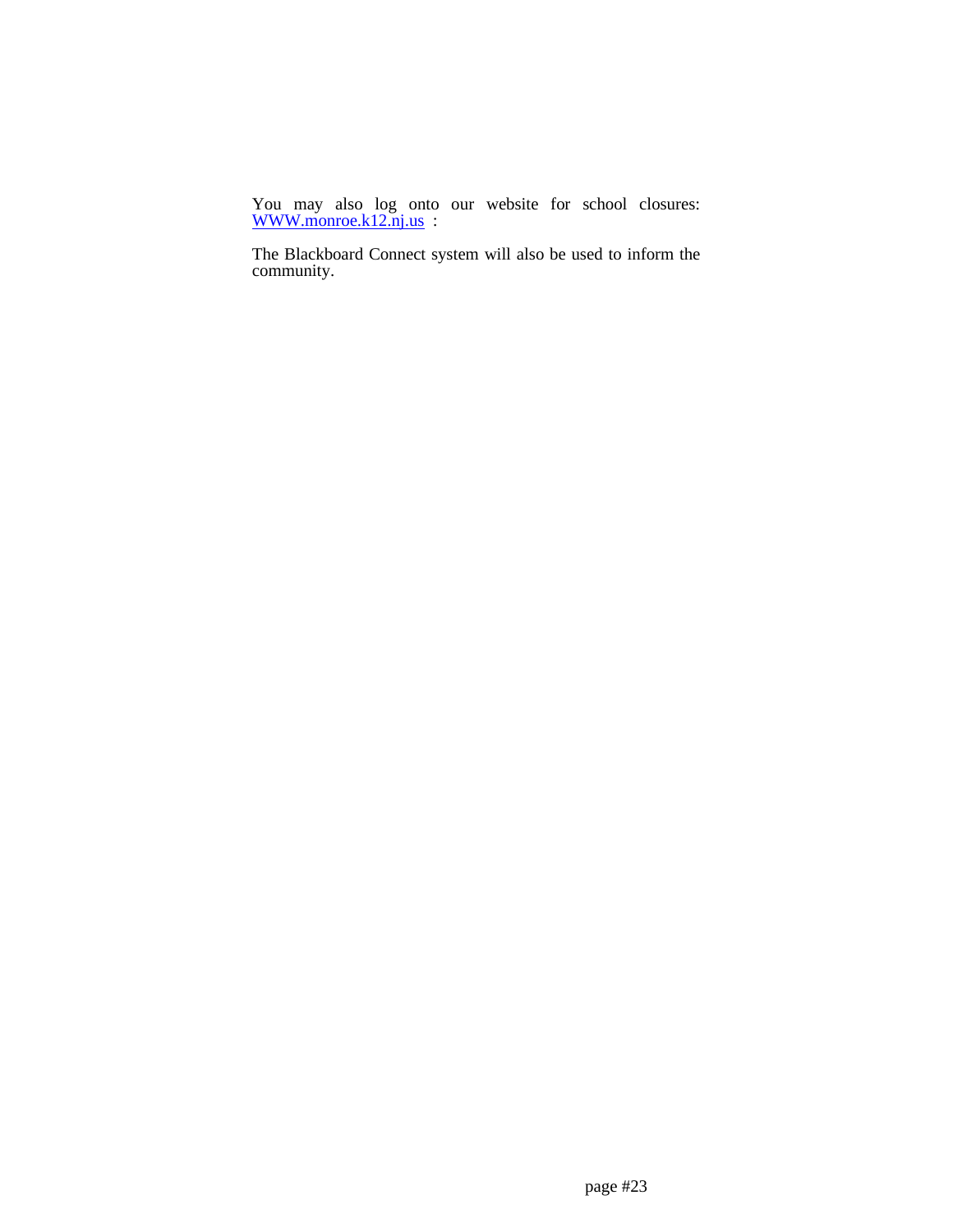You may also log onto our website for school closures: [WWW.monroe.k12.nj.us](http://WWW.monroe.k12.nj.us) :

The Blackboard Connect system will also be used to inform the community.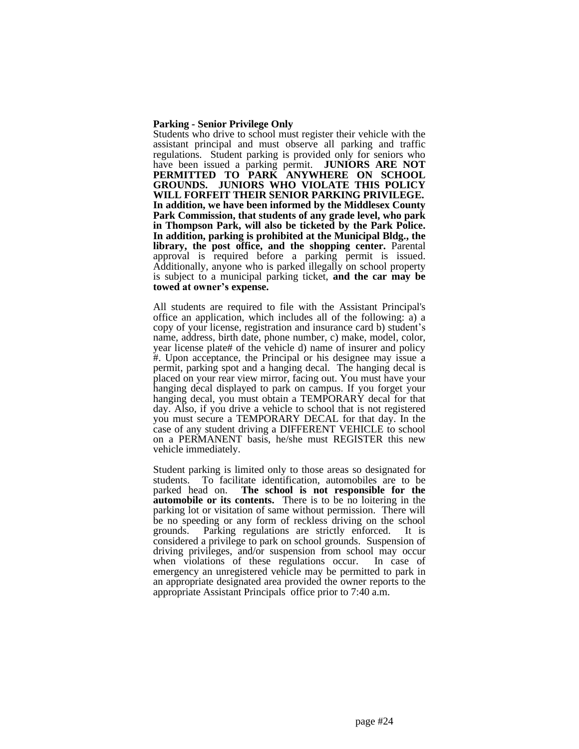**Parking - Senior Privilege Only**

Students who drive to school must register their vehicle with the assistant principal and must observe all parking and traffic regulations. Student parking is provided only for seniors who have been issued a parking permit. **JUNIORS ARE NOT PERMITTED TO PARK ANYWHERE ON SCHOOL GROUNDS. JUNIORS WHO VIOLATE THIS POLICY WILL FORFEIT THEIR SENIOR PARKING PRIVILEGE. In addition, we have been informed by the Middlesex County Park Commission, that students of any grade level, who park in Thompson Park, will also be ticketed by the Park Police. In addition, parking is prohibited at the Municipal Bldg., the library, the post office, and the shopping center.** Parental approval is required before a parking permit is issued. Additionally, anyone who is parked illegally on school property is subject to a municipal parking ticket, **and the car may be towed at owner's expense.**

All students are required to file with the Assistant Principal's office an application, which includes all of the following: a) a copy of your license, registration and insurance card b) student's name, address, birth date, phone number, c) make, model, color, year license plate# of the vehicle d) name of insurer and policy #. Upon acceptance, the Principal or his designee may issue a permit, parking spot and a hanging decal. The hanging decal is placed on your rear view mirror, facing out. You must have your hanging decal displayed to park on campus. If you forget your hanging decal, you must obtain a TEMPORARY decal for that day. Also, if you drive a vehicle to school that is not registered you must secure a TEMPORARY DECAL for that day. In the case of any student driving a DIFFERENT VEHICLE to school on a PERMANENT basis, he/she must REGISTER this new vehicle immediately.

Student parking is limited only to those areas so designated for students. To facilitate identification, automobiles are to be parked head on. **The school is not responsible for the automobile or its contents.** There is to be no loitering in the parking lot or visitation of same without permission. There will be no speeding or any form of reckless driving on the school grounds. Parking regulations are strictly enforced. It is considered a privilege to park on school grounds. Suspension of driving privileges, and/or suspension from school may occur when violations of these regulations occur. In case of emergency an unregistered vehicle may be permitted to park in an appropriate designated area provided the owner reports to the appropriate Assistant Principals office prior to 7:40 a.m.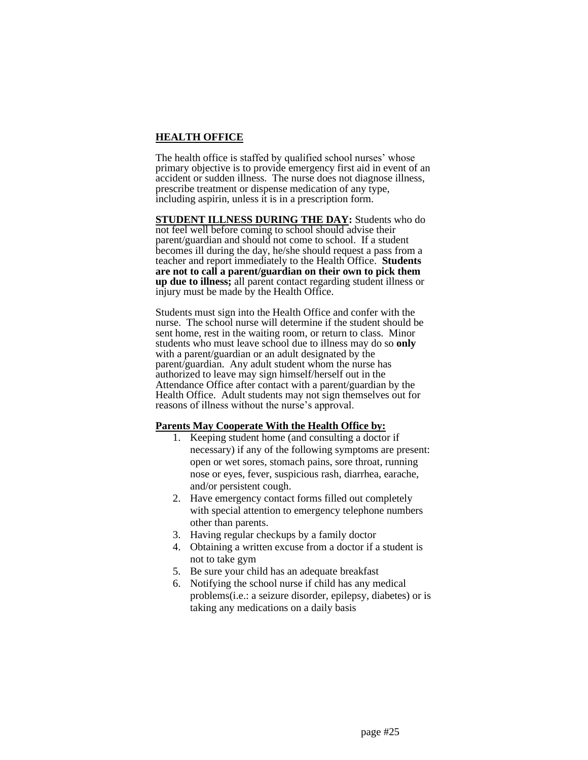## HEALTH OFFICE

The health office is staffed by qualified school nurses' whose primary objective is to provide emergency first aid in event of an accident or sudden illness. The nurse does not diagnose illness, prescribe treatment or dispense medication of any type, including aspirin, unless it is in a prescription form.

**STUDENT ILLNESS DURING THE DAY:** Students who do not feel well before coming to school should advise their parent/guardian and should not come to school. If a student becomes ill during the day, he/she should request a pass from a teacher and report immediately to the Health Office. **Students are not to call a parent/guardian on their own to pick them up due to illness;** all parent contact regarding student illness or injury must be made by the Health Office.

Students must sign into the Health Office and confer with the nurse. The school nurse will determine if the student should be sent home, rest in the waiting room, or return to class. Minor students who must leave school due to illness may do so **only** with a parent/guardian or an adult designated by the parent/guardian. Any adult student whom the nurse has authorized to leave may sign himself/herself out in the Attendance Office after contact with a parent/guardian by the Health Office. Adult students may not sign themselves out for reasons of illness without the nurse's approval.

**Parents May Cooperate With the Health Office by:**

1. Keeping student home (and consulting a doctor if necessary) if any of the following symptoms are present: open or wet sores, stomach pains, sore throat, running nose or eyes, fever, suspicious rash, diarrhea, earache, and/or persistent cough.
2. Have emergency contact forms filled out completely with special attention to emergency telephone numbers other than parents.
3. Having regular checkups by a family doctor
4. Obtaining a written excuse from a doctor if a student is not to take gym
5. Be sure your child has an adequate breakfast
6. Notifying the school nurse if child has any medical problems(i.e.: a seizure disorder, epilepsy, diabetes) or is taking any medications on a daily basis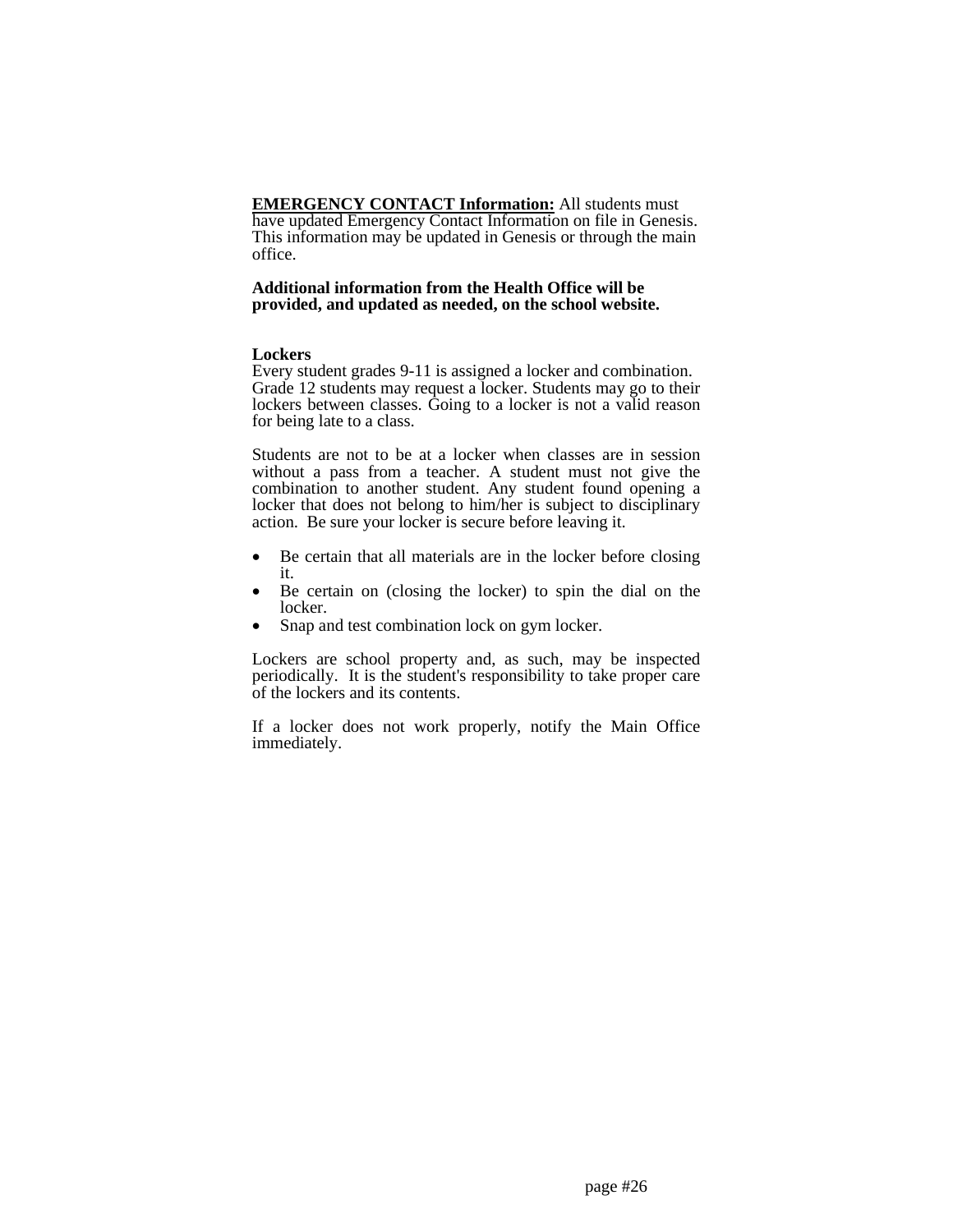**EMERGENCY CONTACT Information:** All students must have updated Emergency Contact Information on file in Genesis. This information may be updated in Genesis or through the main office.

**Additional information from the Health Office will be provided, and updated as needed, on the school website.**

**Lockers**

Every student grades 9-11 is assigned a locker and combination. Grade 12 students may request a locker. Students may go to their lockers between classes. Going to a locker is not a valid reason for being late to a class.

Students are not to be at a locker when classes are in session without a pass from a teacher. A student must not give the combination to another student. Any student found opening a locker that does not belong to him/her is subject to disciplinary action. Be sure your locker is secure before leaving it.

- Be certain that all materials are in the locker before closing it.
- Be certain on (closing the locker) to spin the dial on the locker.
- Snap and test combination lock on gym locker.

Lockers are school property and, as such, may be inspected periodically. It is the student's responsibility to take proper care of the lockers and its contents.

If a locker does not work properly, notify the Main Office immediately.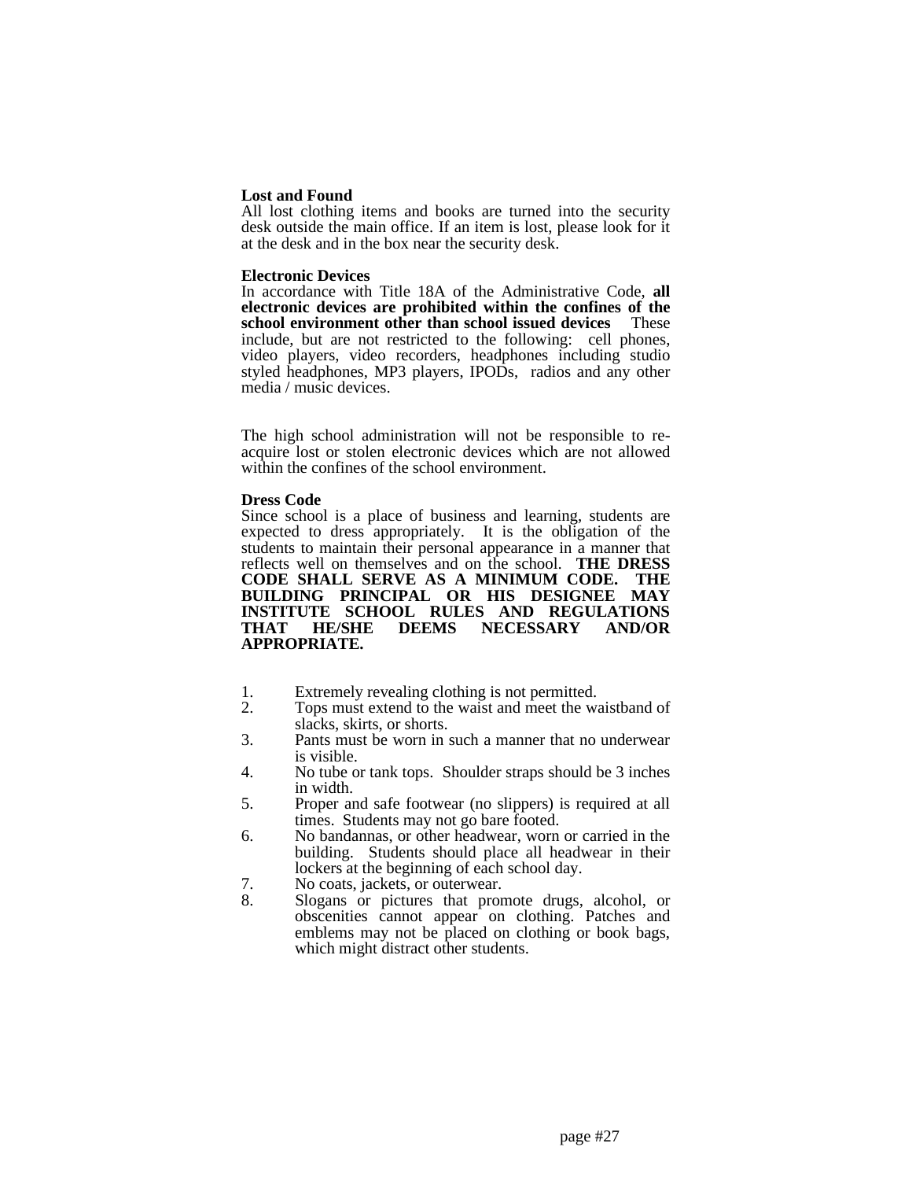**Lost and Found**

All lost clothing items and books are turned into the security desk outside the main office. If an item is lost, please look for it at the desk and in the box near the security desk.

**Electronic Devices**

In accordance with Title 18A of the Administrative Code, **all electronic devices are prohibited within the confines of the school environment other than school issued devices** These include, but are not restricted to the following: cell phones, video players, video recorders, headphones including studio styled headphones, MP3 players, IPODs, radios and any other media / music devices.

The high school administration will not be responsible to re-acquire lost or stolen electronic devices which are not allowed within the confines of the school environment.

**Dress Code**

Since school is a place of business and learning, students are expected to dress appropriately. It is the obligation of the students to maintain their personal appearance in a manner that reflects well on themselves and on the school. **THE DRESS CODE SHALL SERVE AS A MINIMUM CODE. THE BUILDING PRINCIPAL OR HIS DESIGNEE MAY INSTITUTE SCHOOL RULES AND REGULATIONS THAT HE/SHE DEEMS NECESSARY AND/OR APPROPRIATE.**

1. Extremely revealing clothing is not permitted.
2. Tops must extend to the waist and meet the waistband of slacks, skirts, or shorts.
3. Pants must be worn in such a manner that no underwear is visible.
4. No tube or tank tops. Shoulder straps should be 3 inches in width.
5. Proper and safe footwear (no slippers) is required at all times. Students may not go bare footed.
6. No bandannas, or other headwear, worn or carried in the building. Students should place all headwear in their lockers at the beginning of each school day.
7. No coats, jackets, or outerwear.
8. Slogans or pictures that promote drugs, alcohol, or obscenities cannot appear on clothing. Patches and emblems may not be placed on clothing or book bags, which might distract other students.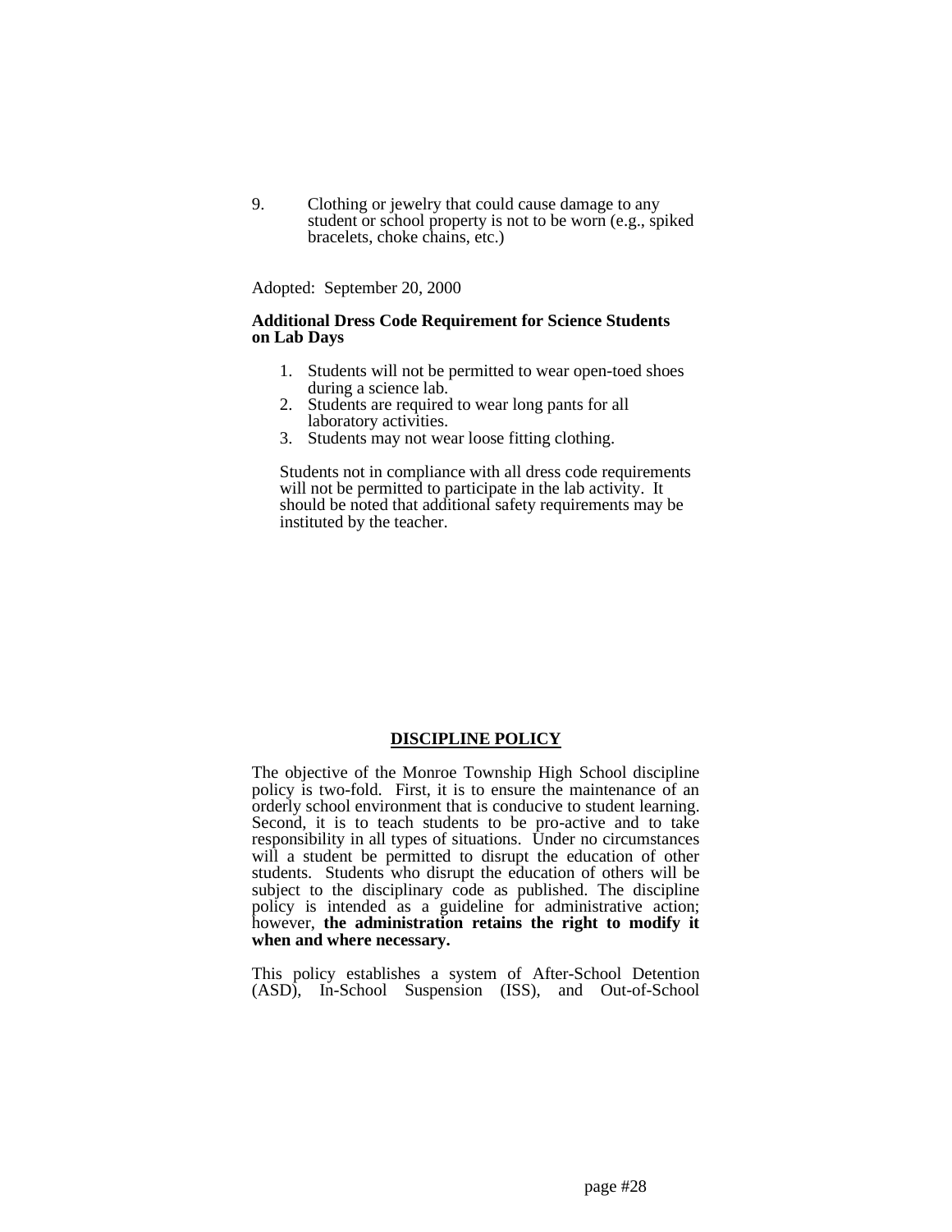9. Clothing or jewelry that could cause damage to any student or school property is not to be worn (e.g., spiked bracelets, choke chains, etc.)

Adopted: September 20, 2000

**Additional Dress Code Requirement for Science Students on Lab Days**

1. Students will not be permitted to wear open-toed shoes during a science lab.
2. Students are required to wear long pants for all laboratory activities.
3. Students may not wear loose fitting clothing.

Students not in compliance with all dress code requirements will not be permitted to participate in the lab activity. It should be noted that additional safety requirements may be instituted by the teacher.

## DISCIPLINE POLICY

The objective of the Monroe Township High School discipline policy is two-fold. First, it is to ensure the maintenance of an orderly school environment that is conducive to student learning. Second, it is to teach students to be pro-active and to take responsibility in all types of situations. Under no circumstances will a student be permitted to disrupt the education of other students. Students who disrupt the education of others will be subject to the disciplinary code as published. The discipline policy is intended as a guideline for administrative action; however, **the administration retains the right to modify it when and where necessary.**

This policy establishes a system of After-School Detention (ASD), In-School Suspension (ISS), and Out-of-School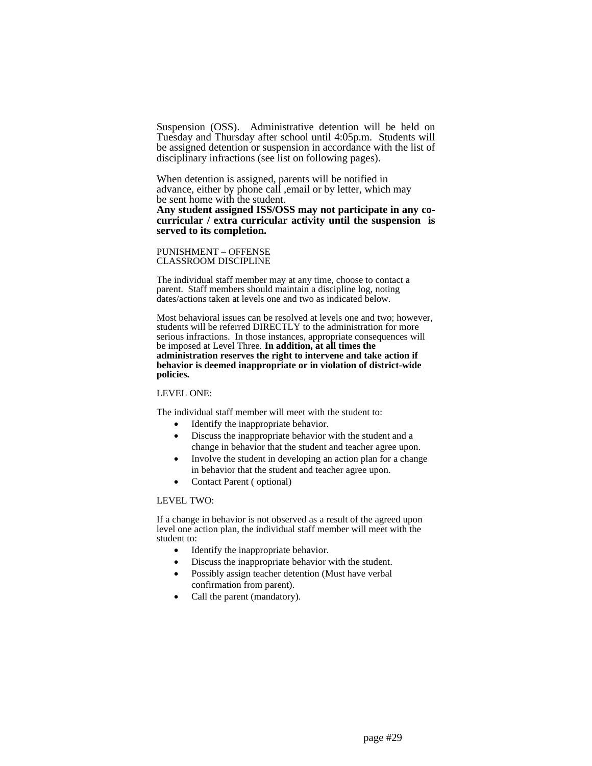Suspension (OSS). Administrative detention will be held on Tuesday and Thursday after school until 4:05p.m. Students will be assigned detention or suspension in accordance with the list of disciplinary infractions (see list on following pages).

When detention is assigned, parents will be notified in advance, either by phone call ,email or by letter, which may be sent home with the student.

**Any student assigned ISS/OSS may not participate in any co-curricular / extra curricular activity until the suspension is served to its completion.**

PUNISHMENT – OFFENSE
CLASSROOM DISCIPLINE

The individual staff member may at any time, choose to contact a parent. Staff members should maintain a discipline log, noting dates/actions taken at levels one and two as indicated below.

Most behavioral issues can be resolved at levels one and two; however, students will be referred DIRECTLY to the administration for more serious infractions. In those instances, appropriate consequences will be imposed at Level Three. **In addition, at all times the administration reserves the right to intervene and take action if behavior is deemed inappropriate or in violation of district-wide policies.**

LEVEL ONE:

The individual staff member will meet with the student to:

- Identify the inappropriate behavior.
- Discuss the inappropriate behavior with the student and a change in behavior that the student and teacher agree upon.
- Involve the student in developing an action plan for a change in behavior that the student and teacher agree upon.
- Contact Parent ( optional)

LEVEL TWO:

If a change in behavior is not observed as a result of the agreed upon level one action plan, the individual staff member will meet with the student to:

- Identify the inappropriate behavior.
- Discuss the inappropriate behavior with the student.
- Possibly assign teacher detention (Must have verbal confirmation from parent).
- Call the parent (mandatory).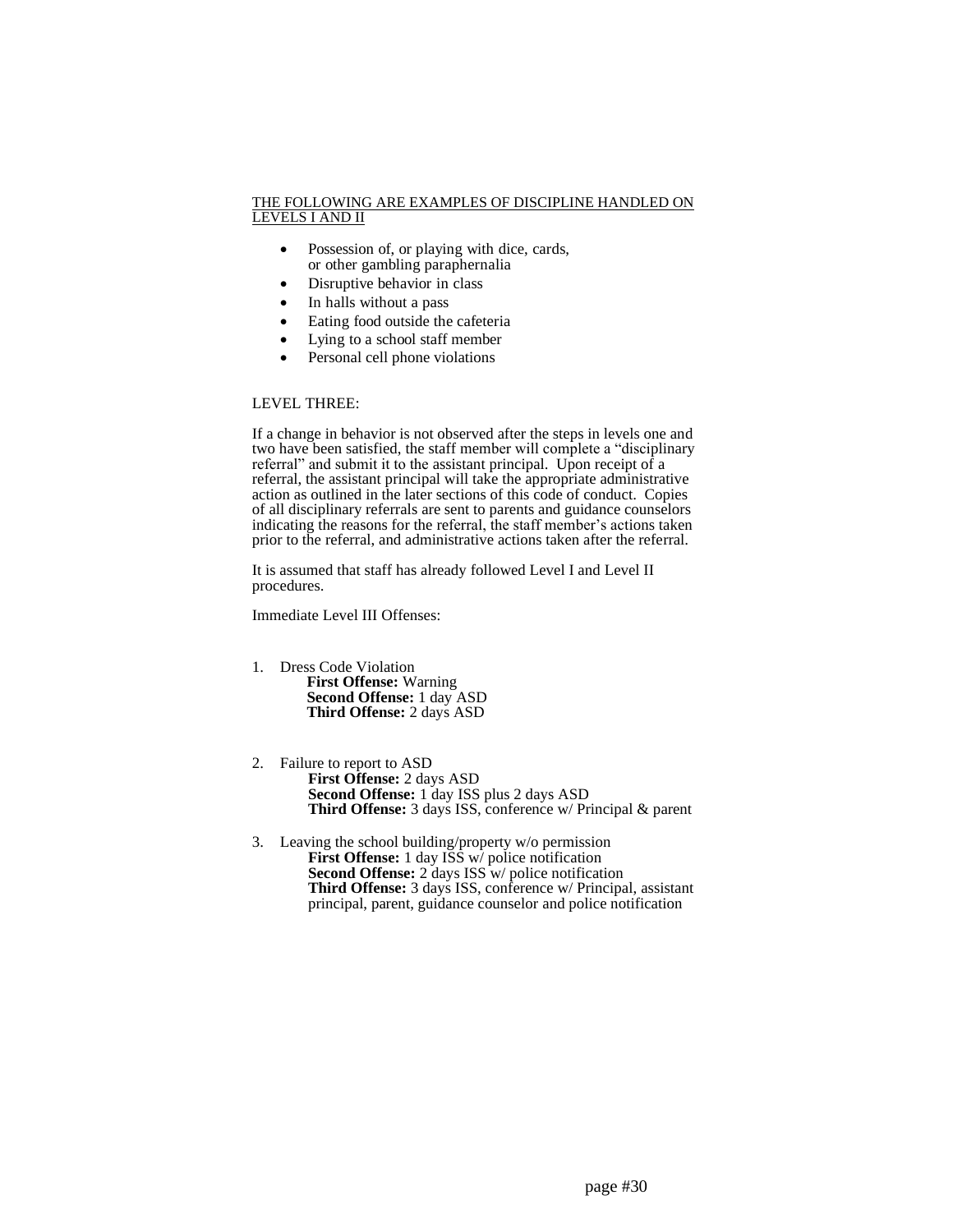<u>THE FOLLOWING ARE EXAMPLES OF DISCIPLINE HANDLED ON LEVELS I AND II</u>

- Possession of, or playing with dice, cards, or other gambling paraphernalia
- Disruptive behavior in class
- In halls without a pass
- Eating food outside the cafeteria
- Lying to a school staff member
- Personal cell phone violations

LEVEL THREE:

If a change in behavior is not observed after the steps in levels one and two have been satisfied, the staff member will complete a "disciplinary referral" and submit it to the assistant principal. Upon receipt of a referral, the assistant principal will take the appropriate administrative action as outlined in the later sections of this code of conduct. Copies of all disciplinary referrals are sent to parents and guidance counselors indicating the reasons for the referral, the staff member's actions taken prior to the referral, and administrative actions taken after the referral.

It is assumed that staff has already followed Level I and Level II procedures.

Immediate Level III Offenses:

1. Dress Code Violation
   **First Offense:** Warning
   **Second Offense:** 1 day ASD
   **Third Offense:** 2 days ASD

2. Failure to report to ASD
   **First Offense:** 2 days ASD
   **Second Offense:** 1 day ISS plus 2 days ASD
   **Third Offense:** 3 days ISS, conference w/ Principal & parent

3. Leaving the school building/property w/o permission
   **First Offense:** 1 day ISS w/ police notification
   **Second Offense:** 2 days ISS w/ police notification
   **Third Offense:** 3 days ISS, conference w/ Principal, assistant principal, parent, guidance counselor and police notification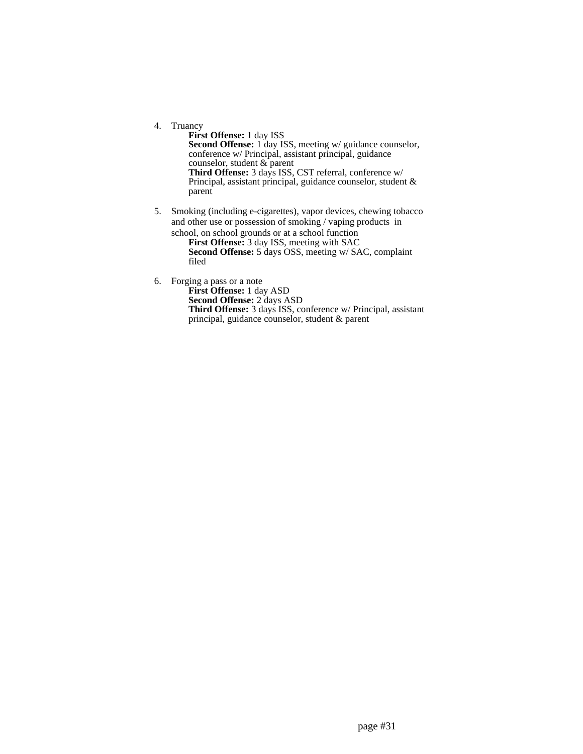4. Truancy
   - **First Offense:** 1 day ISS
   - **Second Offense:** 1 day ISS, meeting w/ guidance counselor, conference w/ Principal, assistant principal, guidance counselor, student & parent
   - **Third Offense:** 3 days ISS, CST referral, conference w/ Principal, assistant principal, guidance counselor, student & parent

5. Smoking (including e-cigarettes), vapor devices, chewing tobacco and other use or possession of smoking / vaping products in school, on school grounds or at a school function
   - **First Offense:** 3 day ISS, meeting with SAC
   - **Second Offense:** 5 days OSS, meeting w/ SAC, complaint filed

6. Forging a pass or a note
   - **First Offense:** 1 day ASD
   - **Second Offense:** 2 days ASD
   - **Third Offense:** 3 days ISS, conference w/ Principal, assistant principal, guidance counselor, student & parent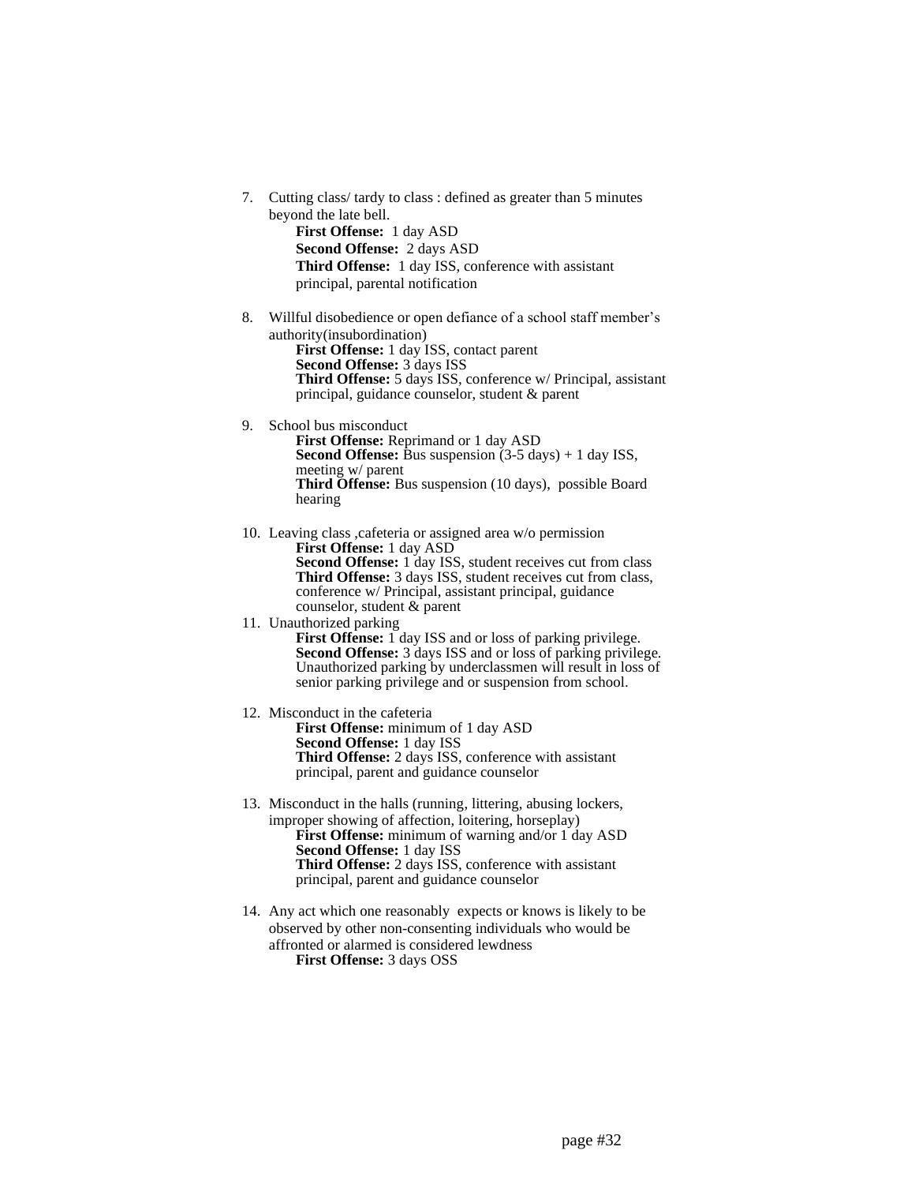7. Cutting class/ tardy to class : defined as greater than 5 minutes beyond the late bell.
   **First Offense:** 1 day ASD
   **Second Offense:** 2 days ASD
   **Third Offense:** 1 day ISS, conference with assistant principal, parental notification

8. Willful disobedience or open defiance of a school staff member's authority(insubordination)
   **First Offense:** 1 day ISS, contact parent
   **Second Offense:** 3 days ISS
   **Third Offense:** 5 days ISS, conference w/ Principal, assistant principal, guidance counselor, student & parent

9. School bus misconduct
   **First Offense:** Reprimand or 1 day ASD
   **Second Offense:** Bus suspension (3-5 days) + 1 day ISS, meeting w/ parent
   **Third Offense:** Bus suspension (10 days), possible Board hearing

10. Leaving class ,cafeteria or assigned area w/o permission
    **First Offense:** 1 day ASD
    **Second Offense:** 1 day ISS, student receives cut from class
    **Third Offense:** 3 days ISS, student receives cut from class, conference w/ Principal, assistant principal, guidance counselor, student & parent

11. Unauthorized parking
    **First Offense:** 1 day ISS and or loss of parking privilege.
    **Second Offense:** 3 days ISS and or loss of parking privilege. Unauthorized parking by underclassmen will result in loss of senior parking privilege and or suspension from school.

12. Misconduct in the cafeteria
    **First Offense:** minimum of 1 day ASD
    **Second Offense:** 1 day ISS
    **Third Offense:** 2 days ISS, conference with assistant principal, parent and guidance counselor

13. Misconduct in the halls (running, littering, abusing lockers, improper showing of affection, loitering, horseplay)
    **First Offense:** minimum of warning and/or 1 day ASD
    **Second Offense:** 1 day ISS
    **Third Offense:** 2 days ISS, conference with assistant principal, parent and guidance counselor

14. Any act which one reasonably expects or knows is likely to be observed by other non-consenting individuals who would be affronted or alarmed is considered lewdness
    **First Offense:** 3 days OSS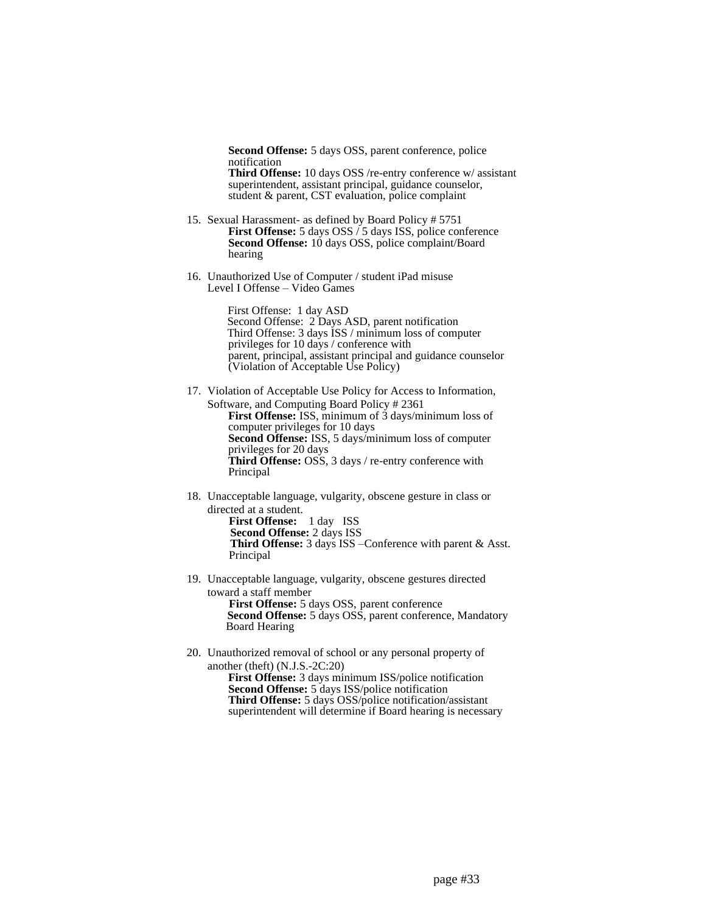**Second Offense:** 5 days OSS, parent conference, police notification
**Third Offense:** 10 days OSS /re-entry conference w/ assistant superintendent, assistant principal, guidance counselor, student & parent, CST evaluation, police complaint

15. Sexual Harassment- as defined by Board Policy # 5751
    **First Offense:** 5 days OSS / 5 days ISS, police conference
    **Second Offense:** 10 days OSS, police complaint/Board hearing

16. Unauthorized Use of Computer / student iPad misuse
    Level I Offense – Video Games

    First Offense: 1 day ASD
    Second Offense: 2 Days ASD, parent notification
    Third Offense: 3 days ISS / minimum loss of computer privileges for 10 days / conference with parent, principal, assistant principal and guidance counselor (Violation of Acceptable Use Policy)

17. Violation of Acceptable Use Policy for Access to Information, Software, and Computing Board Policy # 2361
    **First Offense:** ISS, minimum of 3 days/minimum loss of computer privileges for 10 days
    **Second Offense:** ISS, 5 days/minimum loss of computer privileges for 20 days
    **Third Offense:** OSS, 3 days / re-entry conference with Principal

18. Unacceptable language, vulgarity, obscene gesture in class or directed at a student.
    **First Offense:** 1 day ISS
    **Second Offense:** 2 days ISS
    **Third Offense:** 3 days ISS –Conference with parent & Asst. Principal

19. Unacceptable language, vulgarity, obscene gestures directed toward a staff member
    **First Offense:** 5 days OSS, parent conference
    **Second Offense:** 5 days OSS, parent conference, Mandatory Board Hearing

20. Unauthorized removal of school or any personal property of another (theft) (N.J.S.-2C:20)
    **First Offense:** 3 days minimum ISS/police notification
    **Second Offense:** 5 days ISS/police notification
    **Third Offense:** 5 days OSS/police notification/assistant superintendent will determine if Board hearing is necessary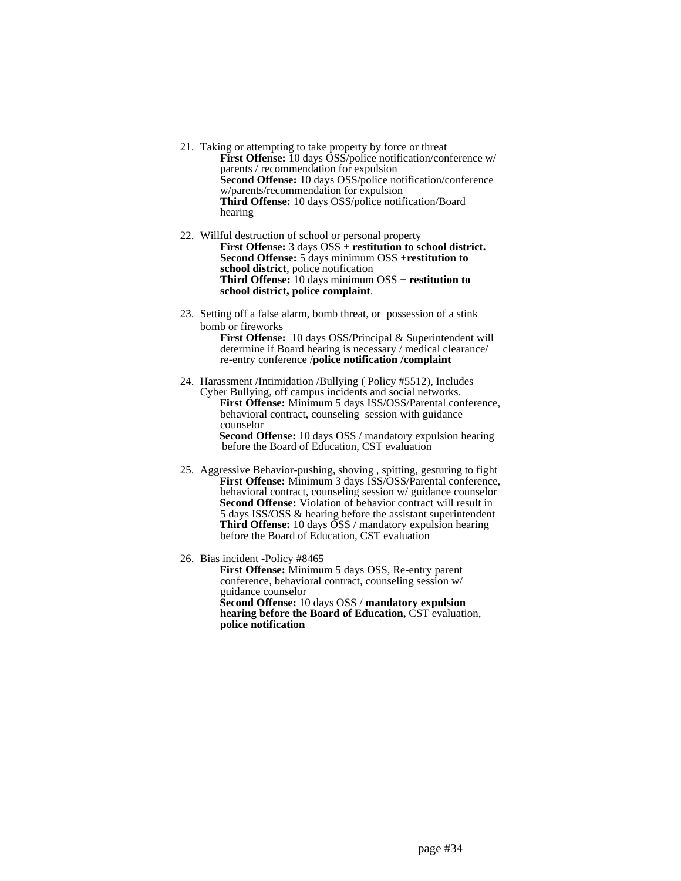21. Taking or attempting to take property by force or threat
    **First Offense:** 10 days OSS/police notification/conference w/ parents / recommendation for expulsion
    **Second Offense:** 10 days OSS/police notification/conference w/parents/recommendation for expulsion
    **Third Offense:** 10 days OSS/police notification/Board hearing

22. Willful destruction of school or personal property
    **First Offense:** 3 days OSS + **restitution to school district.**
    **Second Offense:** 5 days minimum OSS +**restitution to school district**, police notification
    **Third Offense:** 10 days minimum OSS + **restitution to school district, police complaint**.

23. Setting off a false alarm, bomb threat, or possession of a stink bomb or fireworks
    **First Offense:** 10 days OSS/Principal & Superintendent will determine if Board hearing is necessary / medical clearance/ re-entry conference /**police notification /complaint**

24. Harassment /Intimidation /Bullying ( Policy #5512), Includes Cyber Bullying, off campus incidents and social networks.
    **First Offense:** Minimum 5 days ISS/OSS/Parental conference, behavioral contract, counseling session with guidance counselor
    **Second Offense:** 10 days OSS / mandatory expulsion hearing before the Board of Education, CST evaluation

25. Aggressive Behavior-pushing, shoving , spitting, gesturing to fight
    **First Offense:** Minimum 3 days ISS/OSS/Parental conference, behavioral contract, counseling session w/ guidance counselor
    **Second Offense:** Violation of behavior contract will result in 5 days ISS/OSS & hearing before the assistant superintendent
    **Third Offense:** 10 days OSS / mandatory expulsion hearing before the Board of Education, CST evaluation

26. Bias incident -Policy #8465
    **First Offense:** Minimum 5 days OSS, Re-entry parent conference, behavioral contract, counseling session w/ guidance counselor
    **Second Offense:** 10 days OSS / **mandatory expulsion hearing before the Board of Education,** CST evaluation, **police notification**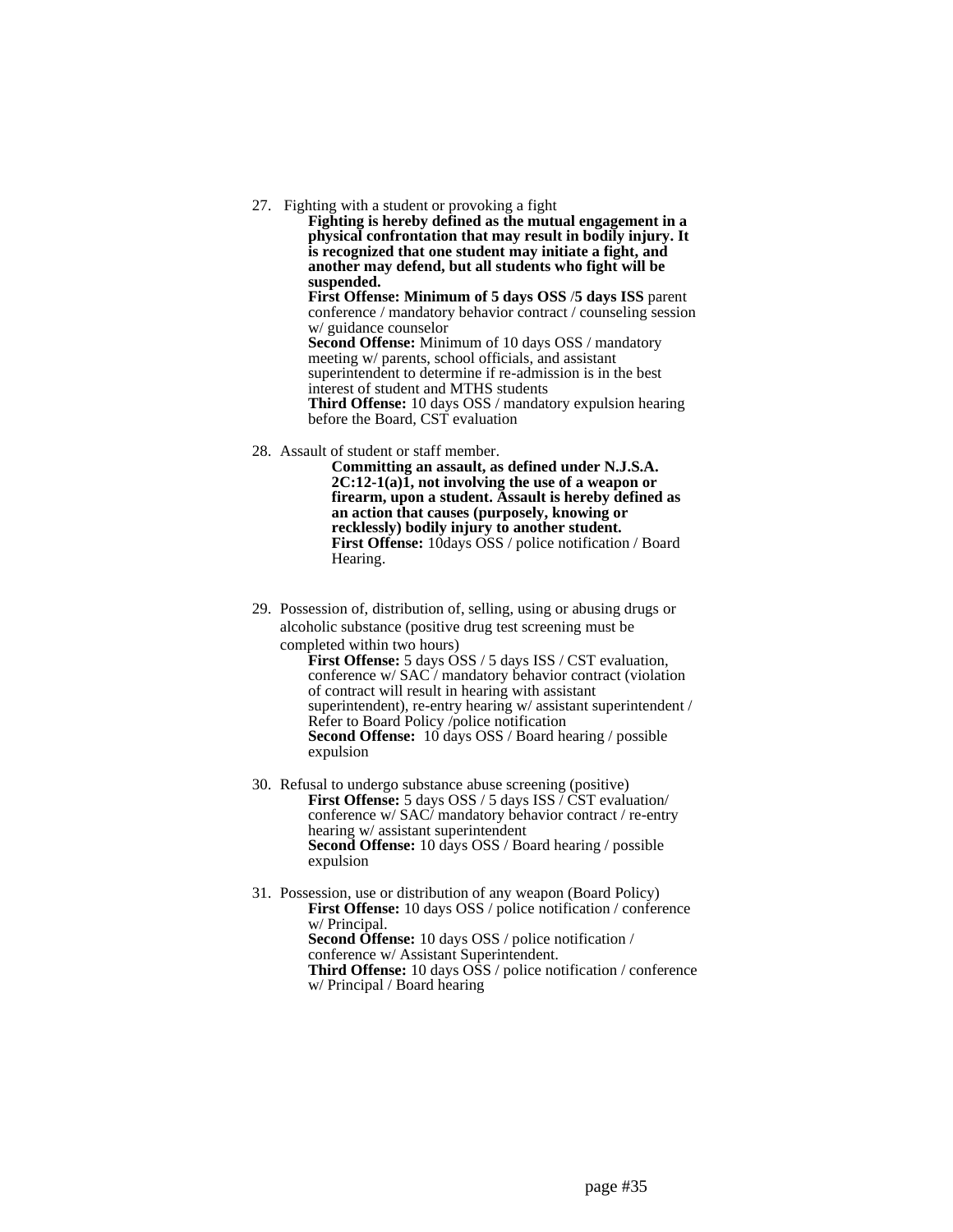27. Fighting with a student or provoking a fight

    **Fighting is hereby defined as the mutual engagement in a physical confrontation that may result in bodily injury. It is recognized that one student may initiate a fight, and another may defend, but all students who fight will be suspended.**

    **First Offense: Minimum of 5 days OSS** /**5 days ISS** parent conference / mandatory behavior contract / counseling session w/ guidance counselor

    **Second Offense:** Minimum of 10 days OSS / mandatory meeting w/ parents, school officials, and assistant superintendent to determine if re-admission is in the best interest of student and MTHS students

    **Third Offense:** 10 days OSS / mandatory expulsion hearing before the Board, CST evaluation

28. Assault of student or staff member.

    **Committing an assault, as defined under N.J.S.A. 2C:12-1(a)1, not involving the use of a weapon or firearm, upon a student. Assault is hereby defined as an action that causes (purposely, knowing or recklessly) bodily injury to another student.**

    **First Offense:** 10days OSS / police notification / Board Hearing.

29. Possession of, distribution of, selling, using or abusing drugs or alcoholic substance (positive drug test screening must be completed within two hours)

    **First Offense:** 5 days OSS / 5 days ISS / CST evaluation, conference w/ SAC / mandatory behavior contract (violation of contract will result in hearing with assistant superintendent), re-entry hearing w/ assistant superintendent / Refer to Board Policy /police notification

    **Second Offense:** 10 days OSS / Board hearing / possible expulsion

30. Refusal to undergo substance abuse screening (positive)

    **First Offense:** 5 days OSS / 5 days ISS / CST evaluation/ conference w/ SAC/ mandatory behavior contract / re-entry hearing w/ assistant superintendent

    **Second Offense:** 10 days OSS / Board hearing / possible expulsion

31. Possession, use or distribution of any weapon (Board Policy)

    **First Offense:** 10 days OSS / police notification / conference w/ Principal.

    **Second Offense:** 10 days OSS / police notification / conference w/ Assistant Superintendent.

    **Third Offense:** 10 days OSS / police notification / conference w/ Principal / Board hearing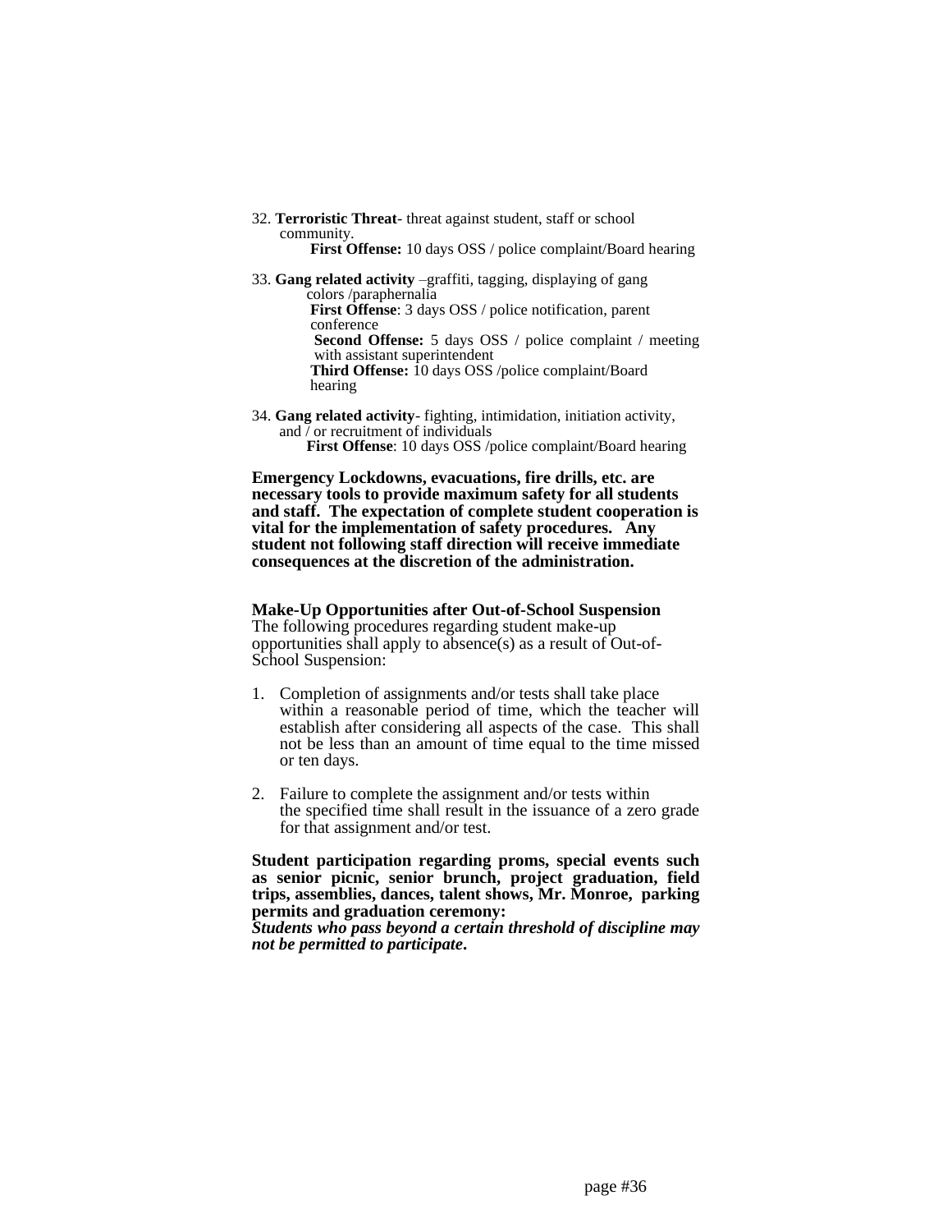32. **Terroristic Threat**- threat against student, staff or school community.
    **First Offense:** 10 days OSS / police complaint/Board hearing

33. **Gang related activity** –graffiti, tagging, displaying of gang colors /paraphernalia
    **First Offense**: 3 days OSS / police notification, parent conference
    **Second Offense:** 5 days OSS / police complaint / meeting with assistant superintendent
    **Third Offense:** 10 days OSS /police complaint/Board hearing

34. **Gang related activity**- fighting, intimidation, initiation activity, and / or recruitment of individuals
    **First Offense**: 10 days OSS /police complaint/Board hearing

**Emergency Lockdowns, evacuations, fire drills, etc. are necessary tools to provide maximum safety for all students and staff. The expectation of complete student cooperation is vital for the implementation of safety procedures. Any student not following staff direction will receive immediate consequences at the discretion of the administration.**

**Make-Up Opportunities after Out-of-School Suspension**
The following procedures regarding student make-up opportunities shall apply to absence(s) as a result of Out-of-School Suspension:

1. Completion of assignments and/or tests shall take place within a reasonable period of time, which the teacher will establish after considering all aspects of the case. This shall not be less than an amount of time equal to the time missed or ten days.

2. Failure to complete the assignment and/or tests within the specified time shall result in the issuance of a zero grade for that assignment and/or test.

**Student participation regarding proms, special events such as senior picnic, senior brunch, project graduation, field trips, assemblies, dances, talent shows, Mr. Monroe, parking permits and graduation ceremony:**
***Students who pass beyond a certain threshold of discipline may not be permitted to participate.***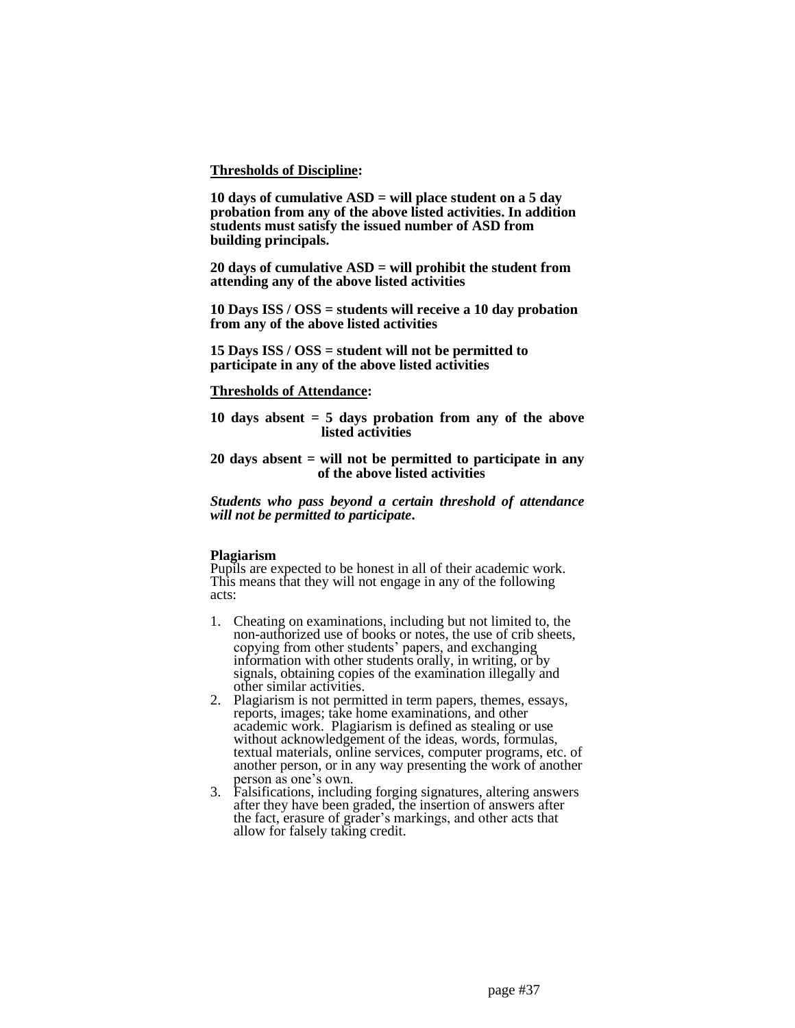**<u>Thresholds of Discipline</u>:**

**10 days of cumulative ASD = will place student on a 5 day probation from any of the above listed activities. In addition students must satisfy the issued number of ASD from building principals.**

**20 days of cumulative ASD = will prohibit the student from attending any of the above listed activities**

**10 Days ISS / OSS = students will receive a 10 day probation from any of the above listed activities**

**15 Days ISS / OSS = student will not be permitted to participate in any of the above listed activities**

**<u>Thresholds of Attendance</u>:**

**10 days absent = 5 days probation from any of the above listed activities**

**20 days absent = will not be permitted to participate in any of the above listed activities**

***Students who pass beyond a certain threshold of attendance will not be permitted to participate.***

**Plagiarism**
Pupils are expected to be honest in all of their academic work. This means that they will not engage in any of the following acts:

1. Cheating on examinations, including but not limited to, the non-authorized use of books or notes, the use of crib sheets, copying from other students' papers, and exchanging information with other students orally, in writing, or by signals, obtaining copies of the examination illegally and other similar activities.
2. Plagiarism is not permitted in term papers, themes, essays, reports, images; take home examinations, and other academic work. Plagiarism is defined as stealing or use without acknowledgement of the ideas, words, formulas, textual materials, online services, computer programs, etc. of another person, or in any way presenting the work of another person as one's own.
3. Falsifications, including forging signatures, altering answers after they have been graded, the insertion of answers after the fact, erasure of grader's markings, and other acts that allow for falsely taking credit.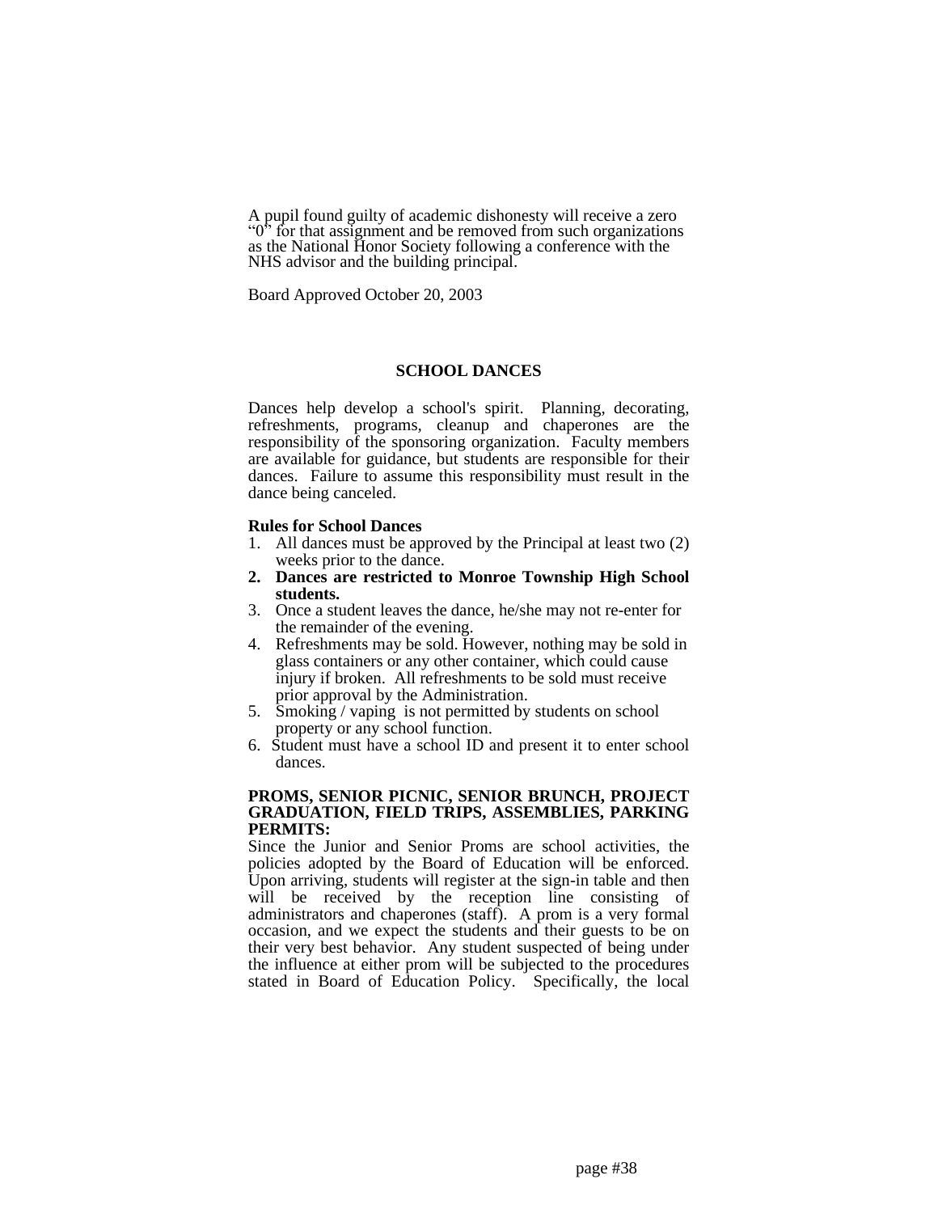A pupil found guilty of academic dishonesty will receive a zero "0" for that assignment and be removed from such organizations as the National Honor Society following a conference with the NHS advisor and the building principal.

Board Approved October 20, 2003

## SCHOOL DANCES

Dances help develop a school's spirit. Planning, decorating, refreshments, programs, cleanup and chaperones are the responsibility of the sponsoring organization. Faculty members are available for guidance, but students are responsible for their dances. Failure to assume this responsibility must result in the dance being canceled.

**Rules for School Dances**

1. All dances must be approved by the Principal at least two (2) weeks prior to the dance.
2. **Dances are restricted to Monroe Township High School students.**
3. Once a student leaves the dance, he/she may not re-enter for the remainder of the evening.
4. Refreshments may be sold. However, nothing may be sold in glass containers or any other container, which could cause injury if broken. All refreshments to be sold must receive prior approval by the Administration.
5. Smoking / vaping is not permitted by students on school property or any school function.
6. Student must have a school ID and present it to enter school dances.

**PROMS, SENIOR PICNIC, SENIOR BRUNCH, PROJECT GRADUATION, FIELD TRIPS, ASSEMBLIES, PARKING PERMITS:**

Since the Junior and Senior Proms are school activities, the policies adopted by the Board of Education will be enforced. Upon arriving, students will register at the sign-in table and then will be received by the reception line consisting of administrators and chaperones (staff). A prom is a very formal occasion, and we expect the students and their guests to be on their very best behavior. Any student suspected of being under the influence at either prom will be subjected to the procedures stated in Board of Education Policy. Specifically, the local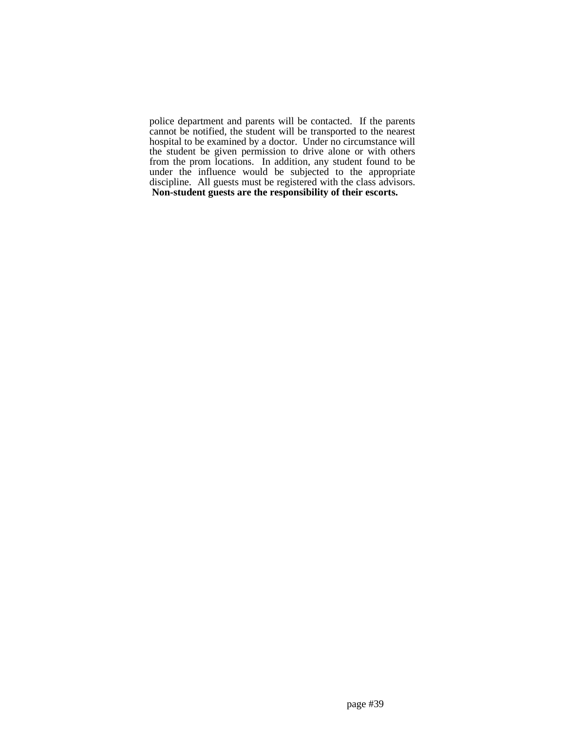police department and parents will be contacted. If the parents cannot be notified, the student will be transported to the nearest hospital to be examined by a doctor. Under no circumstance will the student be given permission to drive alone or with others from the prom locations. In addition, any student found to be under the influence would be subjected to the appropriate discipline. All guests must be registered with the class advisors. **Non-student guests are the responsibility of their escorts.**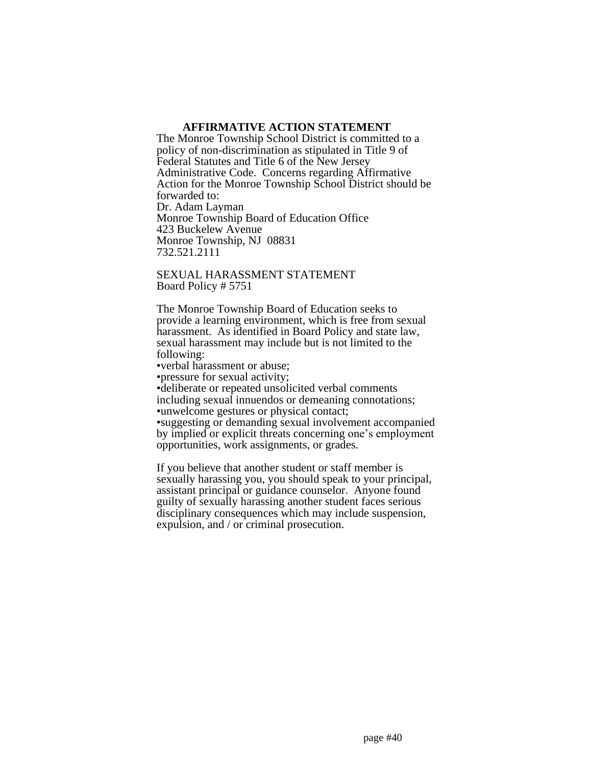## AFFIRMATIVE ACTION STATEMENT

The Monroe Township School District is committed to a policy of non-discrimination as stipulated in Title 9 of Federal Statutes and Title 6 of the New Jersey Administrative Code. Concerns regarding Affirmative Action for the Monroe Township School District should be forwarded to:

Dr. Adam Layman
Monroe Township Board of Education Office
423 Buckelew Avenue
Monroe Township, NJ 08831
732.521.2111

SEXUAL HARASSMENT STATEMENT
Board Policy # 5751

The Monroe Township Board of Education seeks to provide a learning environment, which is free from sexual harassment. As identified in Board Policy and state law, sexual harassment may include but is not limited to the following:

- verbal harassment or abuse;
- pressure for sexual activity;
- deliberate or repeated unsolicited verbal comments including sexual innuendos or demeaning connotations;
- unwelcome gestures or physical contact;
- suggesting or demanding sexual involvement accompanied by implied or explicit threats concerning one's employment opportunities, work assignments, or grades.

If you believe that another student or staff member is sexually harassing you, you should speak to your principal, assistant principal or guidance counselor. Anyone found guilty of sexually harassing another student faces serious disciplinary consequences which may include suspension, expulsion, and / or criminal prosecution.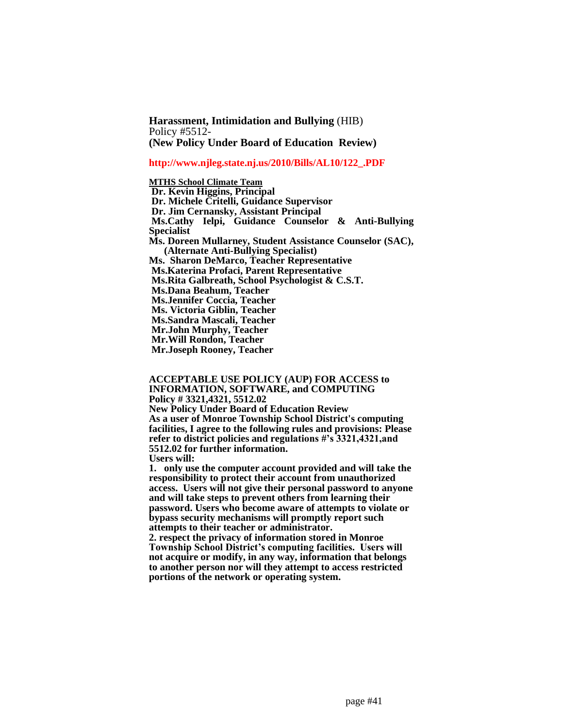**Harassment, Intimidation and Bullying** (HIB)
Policy #5512-
**(New Policy Under Board of Education Review)**

**http://www.njleg.state.nj.us/2010/Bills/AL10/122_.PDF**

**MTHS School Climate Team**

**Dr. Kevin Higgins, Principal**
**Dr. Michele Critelli, Guidance Supervisor**
**Dr. Jim Cernansky, Assistant Principal**
**Ms.Cathy Ielpi, Guidance Counselor & Anti-Bullying Specialist**
**Ms. Doreen Mullarney, Student Assistance Counselor (SAC), (Alternate Anti-Bullying Specialist)**
**Ms. Sharon DeMarco, Teacher Representative**
**Ms.Katerina Profaci, Parent Representative**
**Ms.Rita Galbreath, School Psychologist & C.S.T.**
**Ms.Dana Beahum, Teacher**
**Ms.Jennifer Coccia, Teacher**
**Ms. Victoria Giblin, Teacher**
**Ms.Sandra Mascali, Teacher**
**Mr.John Murphy, Teacher**
**Mr.Will Rondon, Teacher**
**Mr.Joseph Rooney, Teacher**

**ACCEPTABLE USE POLICY (AUP) FOR ACCESS to INFORMATION, SOFTWARE, and COMPUTING**
**Policy # 3321,4321, 5512.02**
**New Policy Under Board of Education Review**

**As a user of Monroe Township School District's computing facilities, I agree to the following rules and provisions: Please refer to district policies and regulations #'s 3321,4321,and 5512.02 for further information.**

**Users will:**

**1. only use the computer account provided and will take the responsibility to protect their account from unauthorized access. Users will not give their personal password to anyone and will take steps to prevent others from learning their password. Users who become aware of attempts to violate or bypass security mechanisms will promptly report such attempts to their teacher or administrator.**

**2. respect the privacy of information stored in Monroe Township School District's computing facilities. Users will not acquire or modify, in any way, information that belongs to another person nor will they attempt to access restricted portions of the network or operating system.**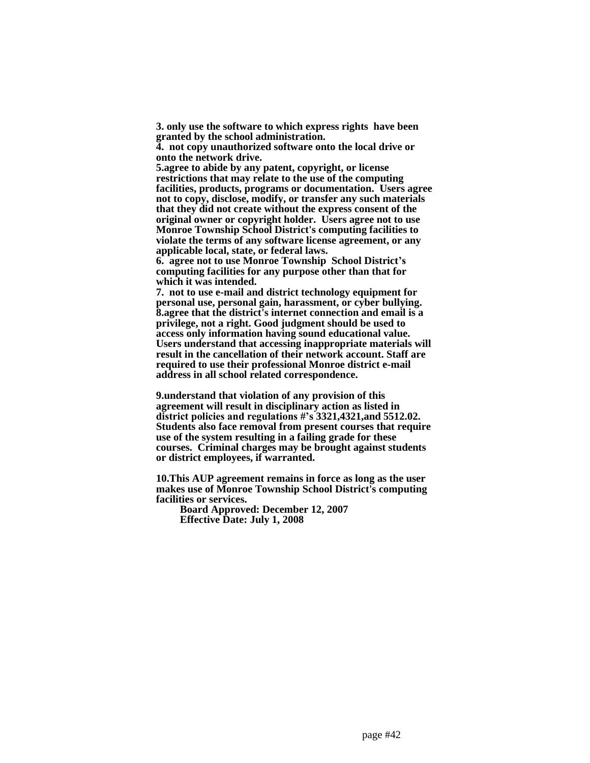**3. only use the software to which express rights have been granted by the school administration.**

**4. not copy unauthorized software onto the local drive or onto the network drive.**

**5.agree to abide by any patent, copyright, or license restrictions that may relate to the use of the computing facilities, products, programs or documentation. Users agree not to copy, disclose, modify, or transfer any such materials that they did not create without the express consent of the original owner or copyright holder. Users agree not to use Monroe Township School District's computing facilities to violate the terms of any software license agreement, or any applicable local, state, or federal laws.**

**6. agree not to use Monroe Township School District's computing facilities for any purpose other than that for which it was intended.**

**7. not to use e-mail and district technology equipment for personal use, personal gain, harassment, or cyber bullying.**

**8.agree that the district's internet connection and email is a privilege, not a right. Good judgment should be used to access only information having sound educational value. Users understand that accessing inappropriate materials will result in the cancellation of their network account. Staff are required to use their professional Monroe district e-mail address in all school related correspondence.**

**9.understand that violation of any provision of this agreement will result in disciplinary action as listed in district policies and regulations #'s 3321,4321,and 5512.02. Students also face removal from present courses that require use of the system resulting in a failing grade for these courses. Criminal charges may be brought against students or district employees, if warranted.**

**10.This AUP agreement remains in force as long as the user makes use of Monroe Township School District's computing facilities or services.**

**Board Approved: December 12, 2007**
**Effective Date: July 1, 2008**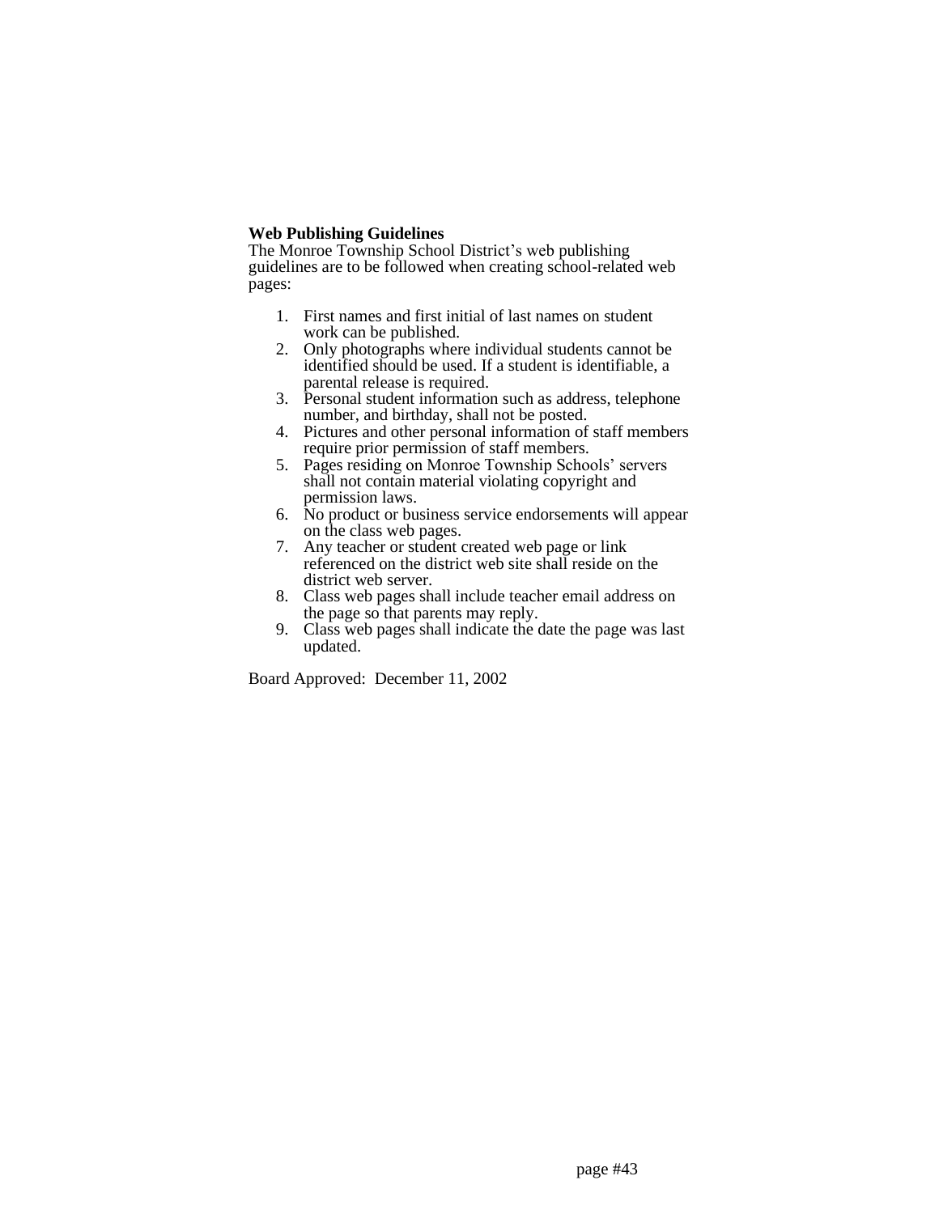**Web Publishing Guidelines**

The Monroe Township School District's web publishing guidelines are to be followed when creating school-related web pages:

1. First names and first initial of last names on student work can be published.
2. Only photographs where individual students cannot be identified should be used. If a student is identifiable, a parental release is required.
3. Personal student information such as address, telephone number, and birthday, shall not be posted.
4. Pictures and other personal information of staff members require prior permission of staff members.
5. Pages residing on Monroe Township Schools' servers shall not contain material violating copyright and permission laws.
6. No product or business service endorsements will appear on the class web pages.
7. Any teacher or student created web page or link referenced on the district web site shall reside on the district web server.
8. Class web pages shall include teacher email address on the page so that parents may reply.
9. Class web pages shall indicate the date the page was last updated.

Board Approved: December 11, 2002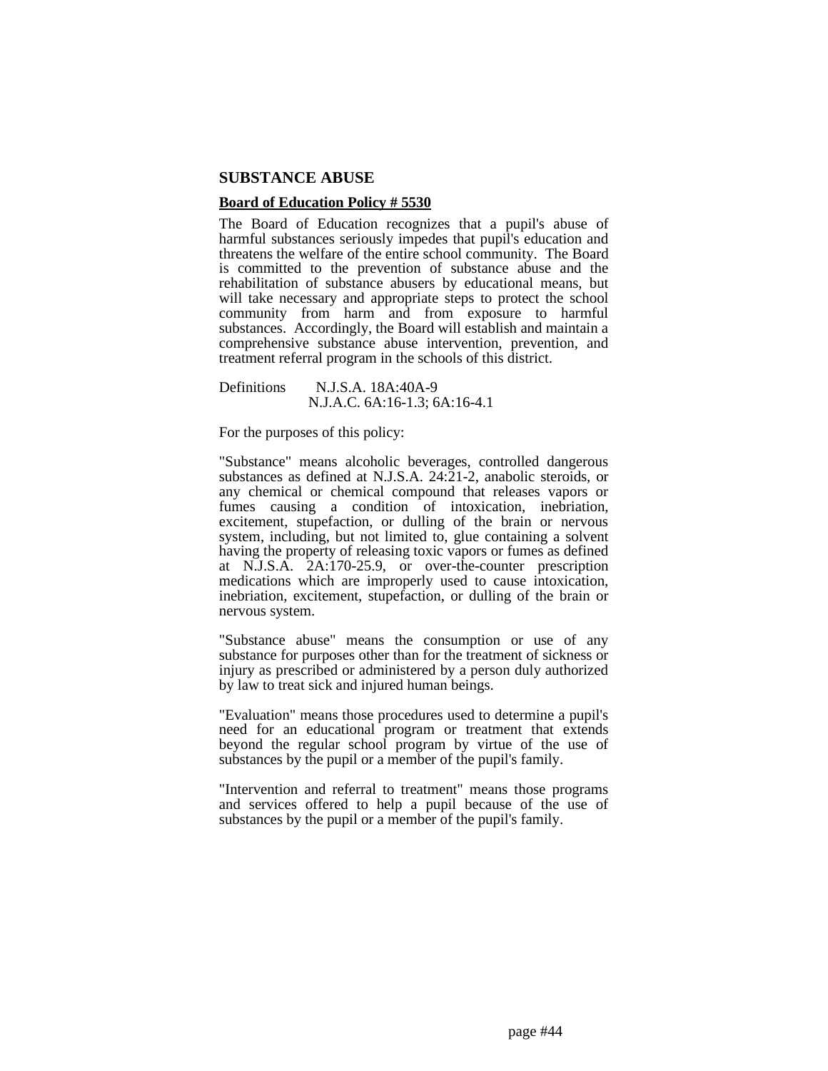## SUBSTANCE ABUSE

**Board of Education Policy # 5530**

The Board of Education recognizes that a pupil's abuse of harmful substances seriously impedes that pupil's education and threatens the welfare of the entire school community. The Board is committed to the prevention of substance abuse and the rehabilitation of substance abusers by educational means, but will take necessary and appropriate steps to protect the school community from harm and from exposure to harmful substances. Accordingly, the Board will establish and maintain a comprehensive substance abuse intervention, prevention, and treatment referral program in the schools of this district.

Definitions N.J.S.A. 18A:40A-9
N.J.A.C. 6A:16-1.3; 6A:16-4.1

For the purposes of this policy:

"Substance" means alcoholic beverages, controlled dangerous substances as defined at N.J.S.A. 24:21-2, anabolic steroids, or any chemical or chemical compound that releases vapors or fumes causing a condition of intoxication, inebriation, excitement, stupefaction, or dulling of the brain or nervous system, including, but not limited to, glue containing a solvent having the property of releasing toxic vapors or fumes as defined at N.J.S.A. 2A:170-25.9, or over-the-counter prescription medications which are improperly used to cause intoxication, inebriation, excitement, stupefaction, or dulling of the brain or nervous system.

"Substance abuse" means the consumption or use of any substance for purposes other than for the treatment of sickness or injury as prescribed or administered by a person duly authorized by law to treat sick and injured human beings.

"Evaluation" means those procedures used to determine a pupil's need for an educational program or treatment that extends beyond the regular school program by virtue of the use of substances by the pupil or a member of the pupil's family.

"Intervention and referral to treatment" means those programs and services offered to help a pupil because of the use of substances by the pupil or a member of the pupil's family.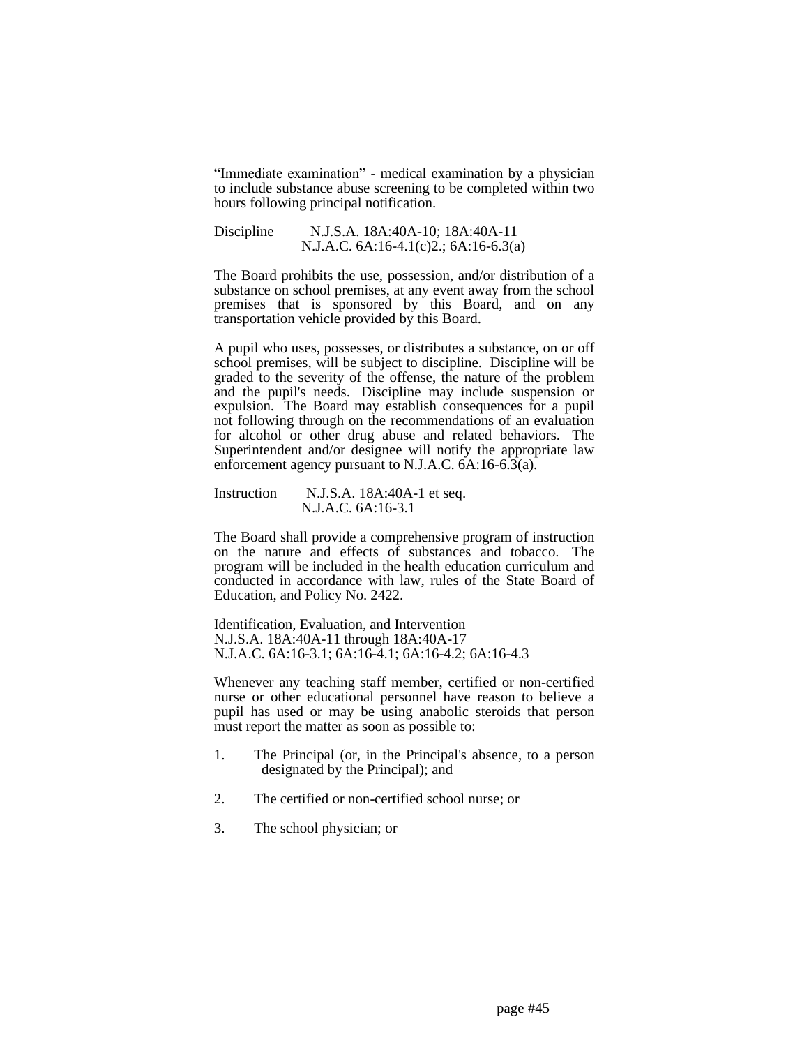"Immediate examination" - medical examination by a physician to include substance abuse screening to be completed within two hours following principal notification.

Discipline N.J.S.A. 18A:40A-10; 18A:40A-11
N.J.A.C. 6A:16-4.1(c)2.; 6A:16-6.3(a)

The Board prohibits the use, possession, and/or distribution of a substance on school premises, at any event away from the school premises that is sponsored by this Board, and on any transportation vehicle provided by this Board.

A pupil who uses, possesses, or distributes a substance, on or off school premises, will be subject to discipline. Discipline will be graded to the severity of the offense, the nature of the problem and the pupil's needs. Discipline may include suspension or expulsion. The Board may establish consequences for a pupil not following through on the recommendations of an evaluation for alcohol or other drug abuse and related behaviors. The Superintendent and/or designee will notify the appropriate law enforcement agency pursuant to N.J.A.C. 6A:16-6.3(a).

Instruction N.J.S.A. 18A:40A-1 et seq.
N.J.A.C. 6A:16-3.1

The Board shall provide a comprehensive program of instruction on the nature and effects of substances and tobacco. The program will be included in the health education curriculum and conducted in accordance with law, rules of the State Board of Education, and Policy No. 2422.

Identification, Evaluation, and Intervention
N.J.S.A. 18A:40A-11 through 18A:40A-17
N.J.A.C. 6A:16-3.1; 6A:16-4.1; 6A:16-4.2; 6A:16-4.3

Whenever any teaching staff member, certified or non-certified nurse or other educational personnel have reason to believe a pupil has used or may be using anabolic steroids that person must report the matter as soon as possible to:

1. The Principal (or, in the Principal's absence, to a person designated by the Principal); and

2. The certified or non-certified school nurse; or

3. The school physician; or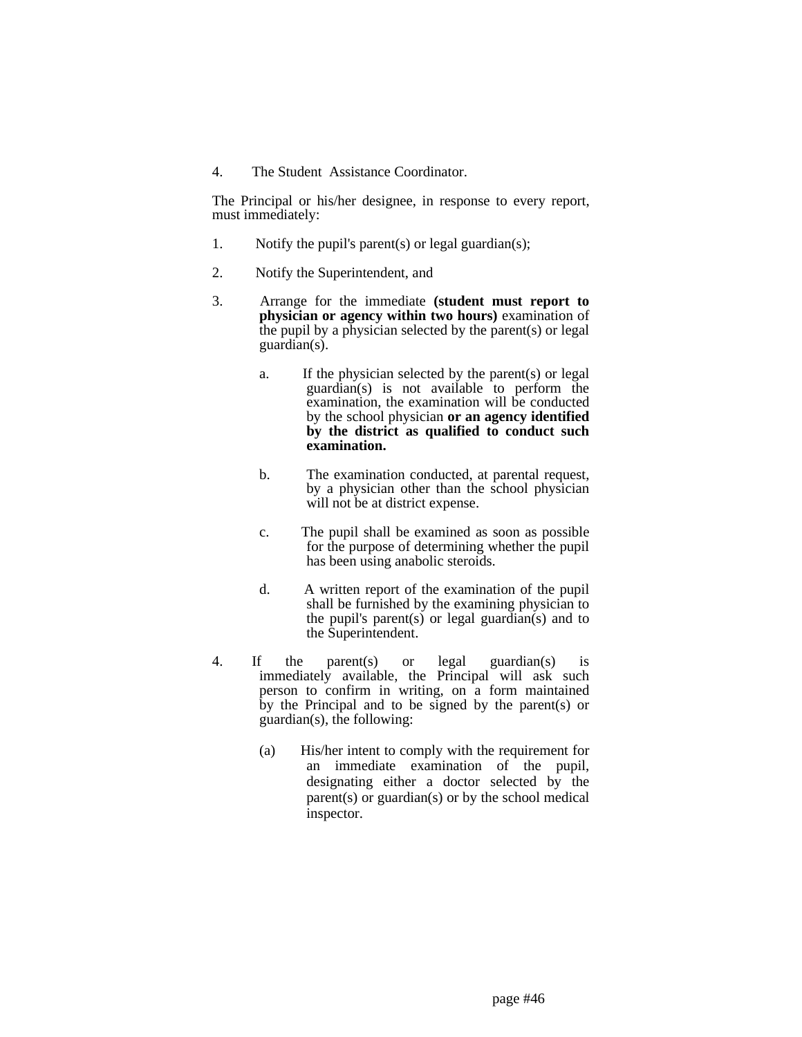4. The Student Assistance Coordinator.

The Principal or his/her designee, in response to every report, must immediately:

1. Notify the pupil's parent(s) or legal guardian(s);

2. Notify the Superintendent, and

3. Arrange for the immediate **(student must report to physician or agency within two hours)** examination of the pupil by a physician selected by the parent(s) or legal guardian(s).

   a. If the physician selected by the parent(s) or legal guardian(s) is not available to perform the examination, the examination will be conducted by the school physician **or an agency identified by the district as qualified to conduct such examination.**

   b. The examination conducted, at parental request, by a physician other than the school physician will not be at district expense.

   c. The pupil shall be examined as soon as possible for the purpose of determining whether the pupil has been using anabolic steroids.

   d. A written report of the examination of the pupil shall be furnished by the examining physician to the pupil's parent(s) or legal guardian(s) and to the Superintendent.

4. If the parent(s) or legal guardian(s) is immediately available, the Principal will ask such person to confirm in writing, on a form maintained by the Principal and to be signed by the parent(s) or guardian(s), the following:

   (a) His/her intent to comply with the requirement for an immediate examination of the pupil, designating either a doctor selected by the parent(s) or guardian(s) or by the school medical inspector.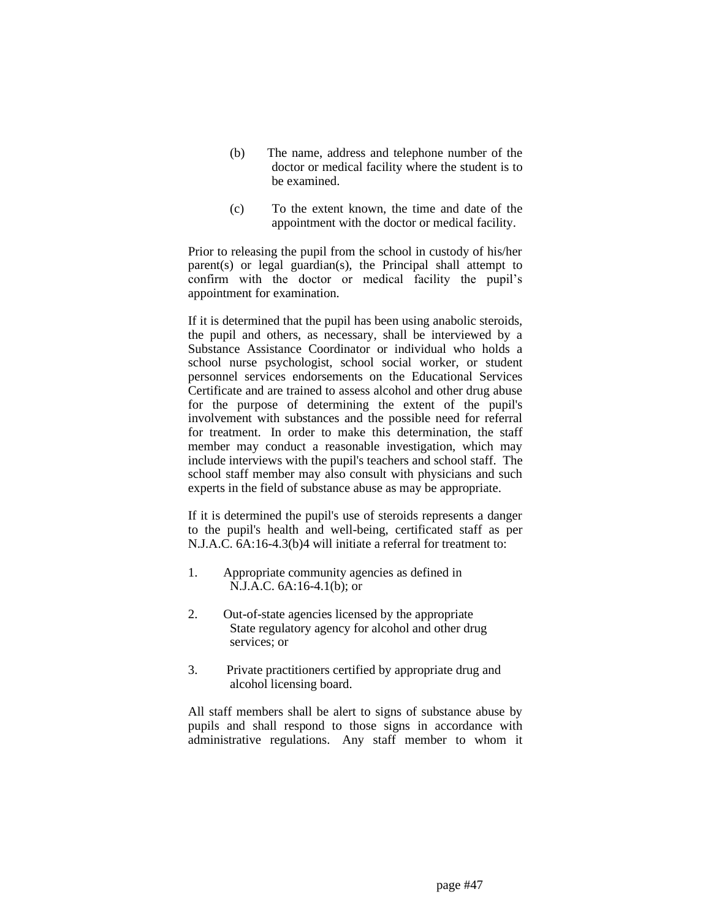(b) The name, address and telephone number of the doctor or medical facility where the student is to be examined.

(c) To the extent known, the time and date of the appointment with the doctor or medical facility.

Prior to releasing the pupil from the school in custody of his/her parent(s) or legal guardian(s), the Principal shall attempt to confirm with the doctor or medical facility the pupil's appointment for examination.

If it is determined that the pupil has been using anabolic steroids, the pupil and others, as necessary, shall be interviewed by a Substance Assistance Coordinator or individual who holds a school nurse psychologist, school social worker, or student personnel services endorsements on the Educational Services Certificate and are trained to assess alcohol and other drug abuse for the purpose of determining the extent of the pupil's involvement with substances and the possible need for referral for treatment. In order to make this determination, the staff member may conduct a reasonable investigation, which may include interviews with the pupil's teachers and school staff. The school staff member may also consult with physicians and such experts in the field of substance abuse as may be appropriate.

If it is determined the pupil's use of steroids represents a danger to the pupil's health and well-being, certificated staff as per N.J.A.C. 6A:16-4.3(b)4 will initiate a referral for treatment to:

1. Appropriate community agencies as defined in N.J.A.C. 6A:16-4.1(b); or

2. Out-of-state agencies licensed by the appropriate State regulatory agency for alcohol and other drug services; or

3. Private practitioners certified by appropriate drug and alcohol licensing board.

All staff members shall be alert to signs of substance abuse by pupils and shall respond to those signs in accordance with administrative regulations. Any staff member to whom it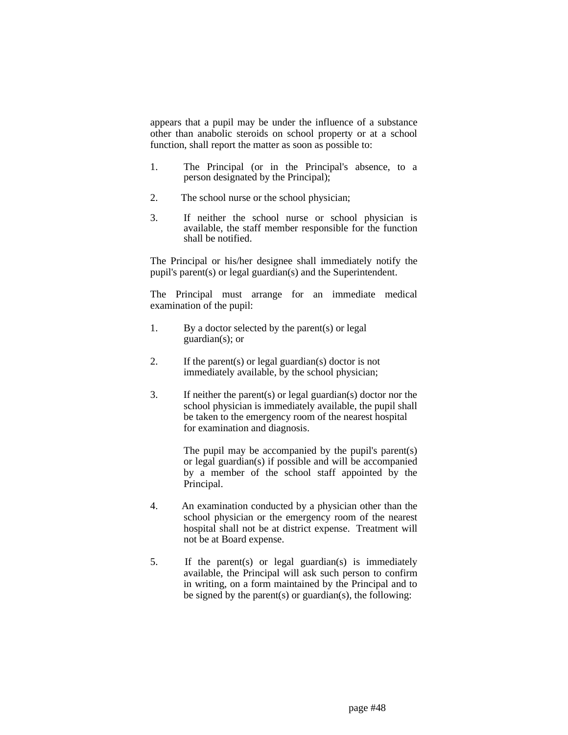appears that a pupil may be under the influence of a substance other than anabolic steroids on school property or at a school function, shall report the matter as soon as possible to:

1. The Principal (or in the Principal's absence, to a person designated by the Principal);

2. The school nurse or the school physician;

3. If neither the school nurse or school physician is available, the staff member responsible for the function shall be notified.

The Principal or his/her designee shall immediately notify the pupil's parent(s) or legal guardian(s) and the Superintendent.

The Principal must arrange for an immediate medical examination of the pupil:

1. By a doctor selected by the parent(s) or legal guardian(s); or

2. If the parent(s) or legal guardian(s) doctor is not immediately available, by the school physician;

3. If neither the parent(s) or legal guardian(s) doctor nor the school physician is immediately available, the pupil shall be taken to the emergency room of the nearest hospital for examination and diagnosis.

   The pupil may be accompanied by the pupil's parent(s) or legal guardian(s) if possible and will be accompanied by a member of the school staff appointed by the Principal.

4. An examination conducted by a physician other than the school physician or the emergency room of the nearest hospital shall not be at district expense. Treatment will not be at Board expense.

5. If the parent(s) or legal guardian(s) is immediately available, the Principal will ask such person to confirm in writing, on a form maintained by the Principal and to be signed by the parent(s) or guardian(s), the following: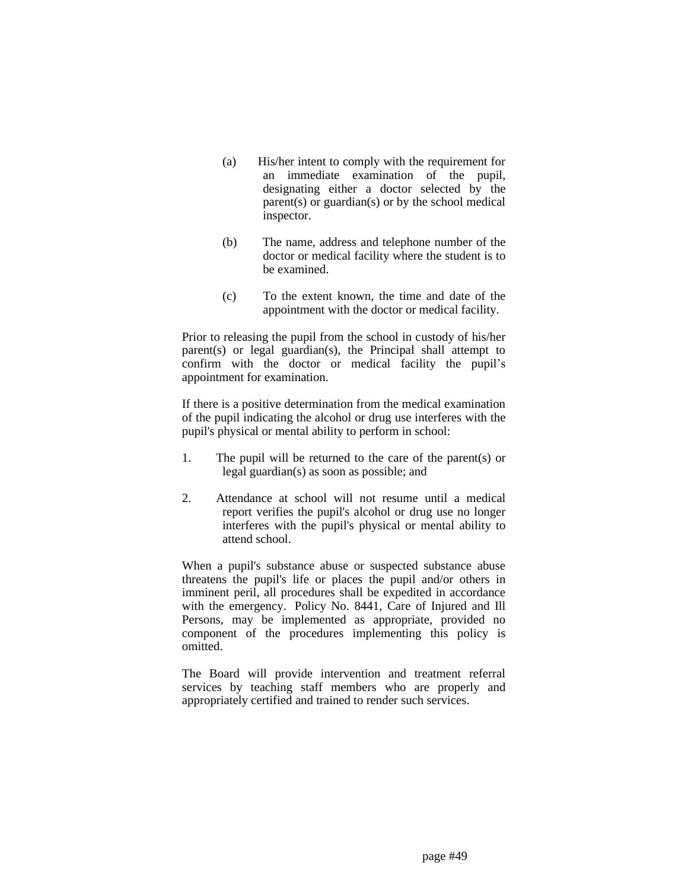(a) His/her intent to comply with the requirement for an immediate examination of the pupil, designating either a doctor selected by the parent(s) or guardian(s) or by the school medical inspector.

(b) The name, address and telephone number of the doctor or medical facility where the student is to be examined.

(c) To the extent known, the time and date of the appointment with the doctor or medical facility.

Prior to releasing the pupil from the school in custody of his/her parent(s) or legal guardian(s), the Principal shall attempt to confirm with the doctor or medical facility the pupil's appointment for examination.

If there is a positive determination from the medical examination of the pupil indicating the alcohol or drug use interferes with the pupil's physical or mental ability to perform in school:

1. The pupil will be returned to the care of the parent(s) or legal guardian(s) as soon as possible; and

2. Attendance at school will not resume until a medical report verifies the pupil's alcohol or drug use no longer interferes with the pupil's physical or mental ability to attend school.

When a pupil's substance abuse or suspected substance abuse threatens the pupil's life or places the pupil and/or others in imminent peril, all procedures shall be expedited in accordance with the emergency. Policy No. 8441, Care of Injured and Ill Persons, may be implemented as appropriate, provided no component of the procedures implementing this policy is omitted.

The Board will provide intervention and treatment referral services by teaching staff members who are properly and appropriately certified and trained to render such services.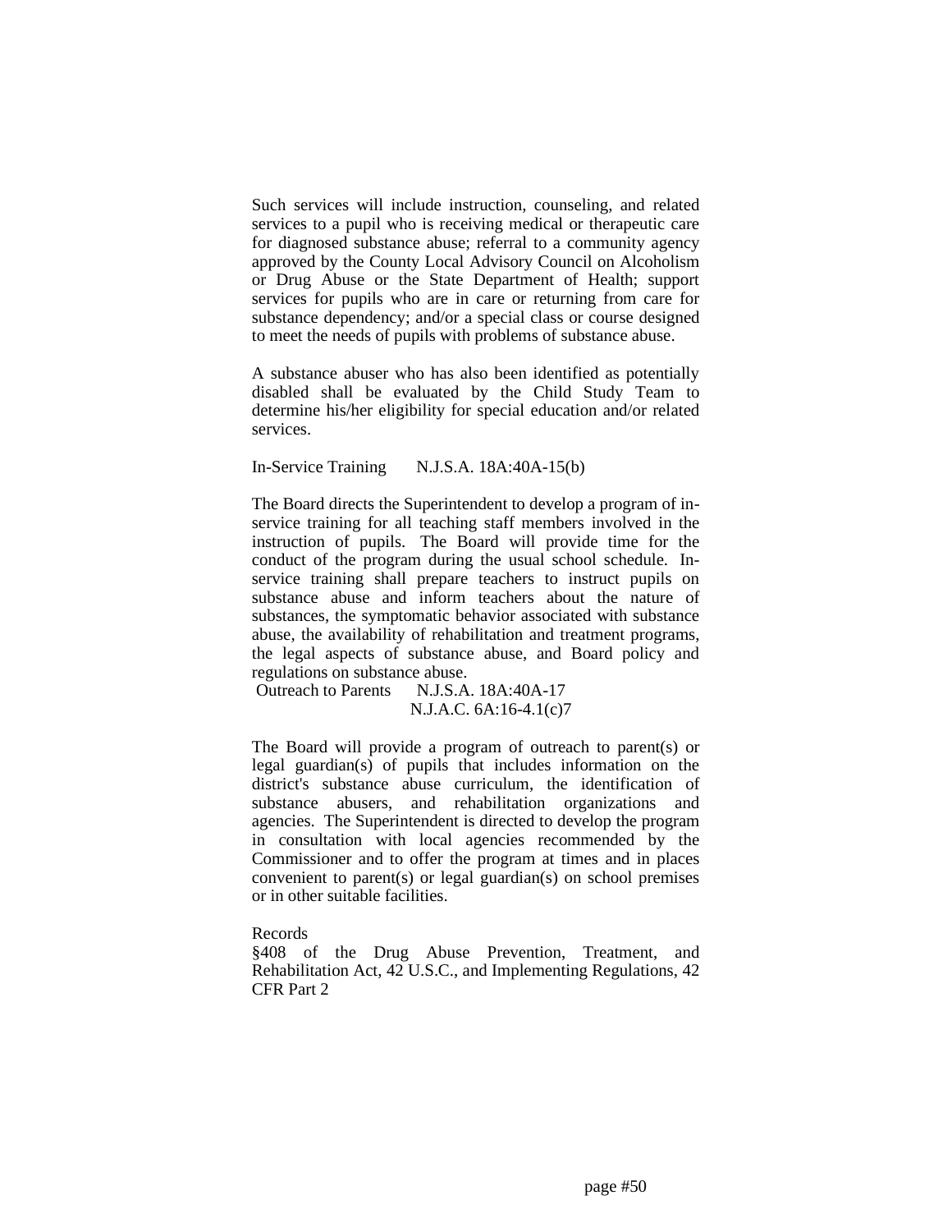Such services will include instruction, counseling, and related services to a pupil who is receiving medical or therapeutic care for diagnosed substance abuse; referral to a community agency approved by the County Local Advisory Council on Alcoholism or Drug Abuse or the State Department of Health; support services for pupils who are in care or returning from care for substance dependency; and/or a special class or course designed to meet the needs of pupils with problems of substance abuse.

A substance abuser who has also been identified as potentially disabled shall be evaluated by the Child Study Team to determine his/her eligibility for special education and/or related services.

In-Service Training N.J.S.A. 18A:40A-15(b)

The Board directs the Superintendent to develop a program of in-service training for all teaching staff members involved in the instruction of pupils. The Board will provide time for the conduct of the program during the usual school schedule. In-service training shall prepare teachers to instruct pupils on substance abuse and inform teachers about the nature of substances, the symptomatic behavior associated with substance abuse, the availability of rehabilitation and treatment programs, the legal aspects of substance abuse, and Board policy and regulations on substance abuse.

Outreach to Parents N.J.S.A. 18A:40A-17
N.J.A.C. 6A:16-4.1(c)7

The Board will provide a program of outreach to parent(s) or legal guardian(s) of pupils that includes information on the district's substance abuse curriculum, the identification of substance abusers, and rehabilitation organizations and agencies. The Superintendent is directed to develop the program in consultation with local agencies recommended by the Commissioner and to offer the program at times and in places convenient to parent(s) or legal guardian(s) on school premises or in other suitable facilities.

Records
§408 of the Drug Abuse Prevention, Treatment, and Rehabilitation Act, 42 U.S.C., and Implementing Regulations, 42 CFR Part 2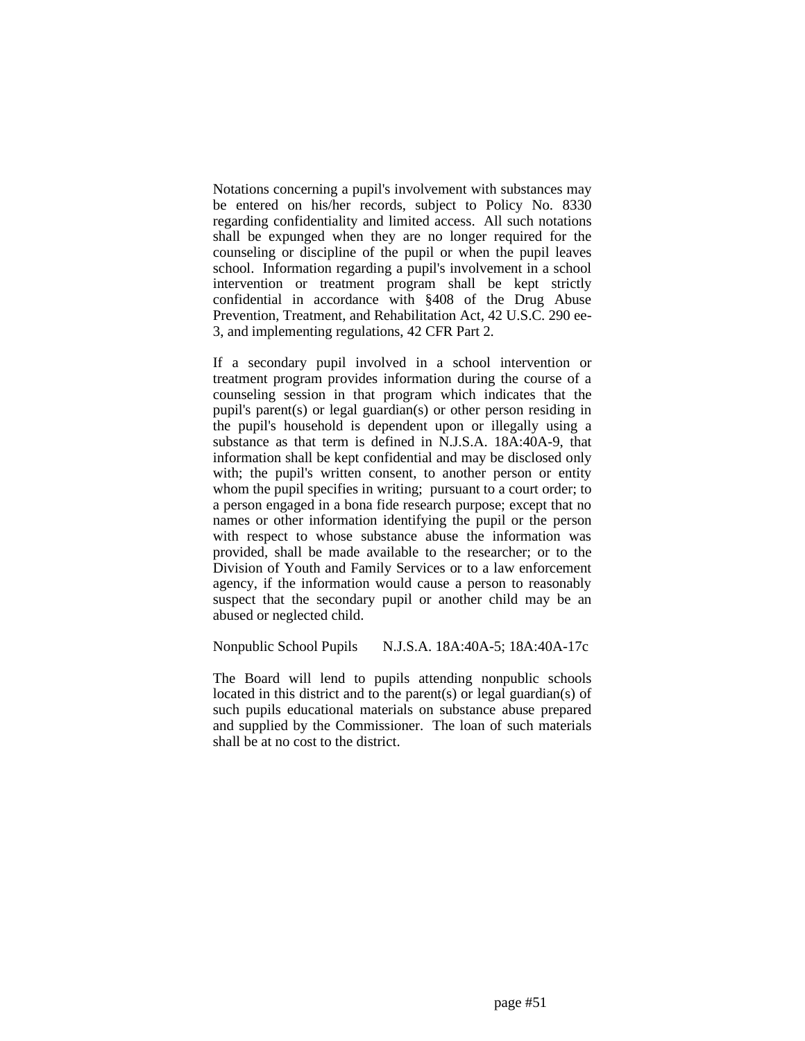Notations concerning a pupil's involvement with substances may be entered on his/her records, subject to Policy No. 8330 regarding confidentiality and limited access. All such notations shall be expunged when they are no longer required for the counseling or discipline of the pupil or when the pupil leaves school. Information regarding a pupil's involvement in a school intervention or treatment program shall be kept strictly confidential in accordance with §408 of the Drug Abuse Prevention, Treatment, and Rehabilitation Act, 42 U.S.C. 290 ee-3, and implementing regulations, 42 CFR Part 2.

If a secondary pupil involved in a school intervention or treatment program provides information during the course of a counseling session in that program which indicates that the pupil's parent(s) or legal guardian(s) or other person residing in the pupil's household is dependent upon or illegally using a substance as that term is defined in N.J.S.A. 18A:40A-9, that information shall be kept confidential and may be disclosed only with; the pupil's written consent, to another person or entity whom the pupil specifies in writing; pursuant to a court order; to a person engaged in a bona fide research purpose; except that no names or other information identifying the pupil or the person with respect to whose substance abuse the information was provided, shall be made available to the researcher; or to the Division of Youth and Family Services or to a law enforcement agency, if the information would cause a person to reasonably suspect that the secondary pupil or another child may be an abused or neglected child.

Nonpublic School Pupils    N.J.S.A. 18A:40A-5; 18A:40A-17c

The Board will lend to pupils attending nonpublic schools located in this district and to the parent(s) or legal guardian(s) of such pupils educational materials on substance abuse prepared and supplied by the Commissioner. The loan of such materials shall be at no cost to the district.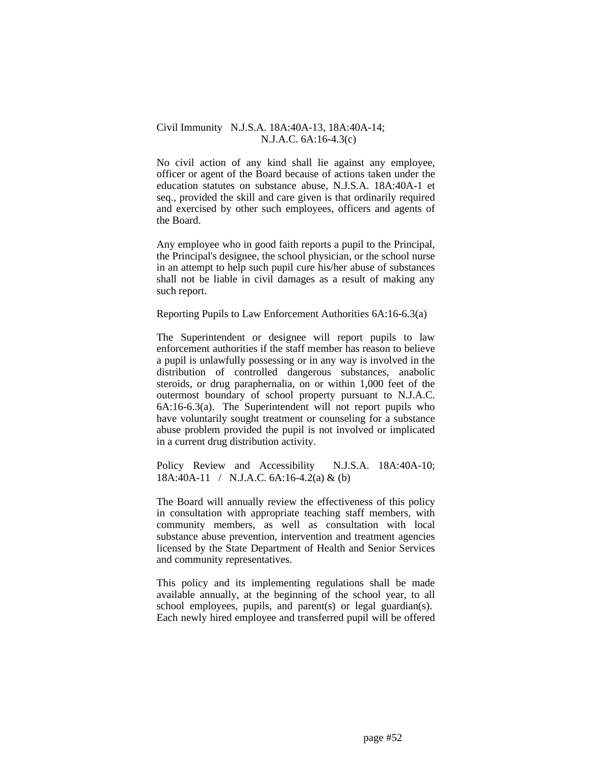Civil Immunity N.J.S.A. 18A:40A-13, 18A:40A-14; N.J.A.C. 6A:16-4.3(c)

No civil action of any kind shall lie against any employee, officer or agent of the Board because of actions taken under the education statutes on substance abuse, N.J.S.A. 18A:40A-1 et seq., provided the skill and care given is that ordinarily required and exercised by other such employees, officers and agents of the Board.

Any employee who in good faith reports a pupil to the Principal, the Principal's designee, the school physician, or the school nurse in an attempt to help such pupil cure his/her abuse of substances shall not be liable in civil damages as a result of making any such report.

Reporting Pupils to Law Enforcement Authorities 6A:16-6.3(a)

The Superintendent or designee will report pupils to law enforcement authorities if the staff member has reason to believe a pupil is unlawfully possessing or in any way is involved in the distribution of controlled dangerous substances, anabolic steroids, or drug paraphernalia, on or within 1,000 feet of the outermost boundary of school property pursuant to N.J.A.C. 6A:16-6.3(a). The Superintendent will not report pupils who have voluntarily sought treatment or counseling for a substance abuse problem provided the pupil is not involved or implicated in a current drug distribution activity.

Policy Review and Accessibility N.J.S.A. 18A:40A-10; 18A:40A-11 / N.J.A.C. 6A:16-4.2(a) & (b)

The Board will annually review the effectiveness of this policy in consultation with appropriate teaching staff members, with community members, as well as consultation with local substance abuse prevention, intervention and treatment agencies licensed by the State Department of Health and Senior Services and community representatives.

This policy and its implementing regulations shall be made available annually, at the beginning of the school year, to all school employees, pupils, and parent(s) or legal guardian(s). Each newly hired employee and transferred pupil will be offered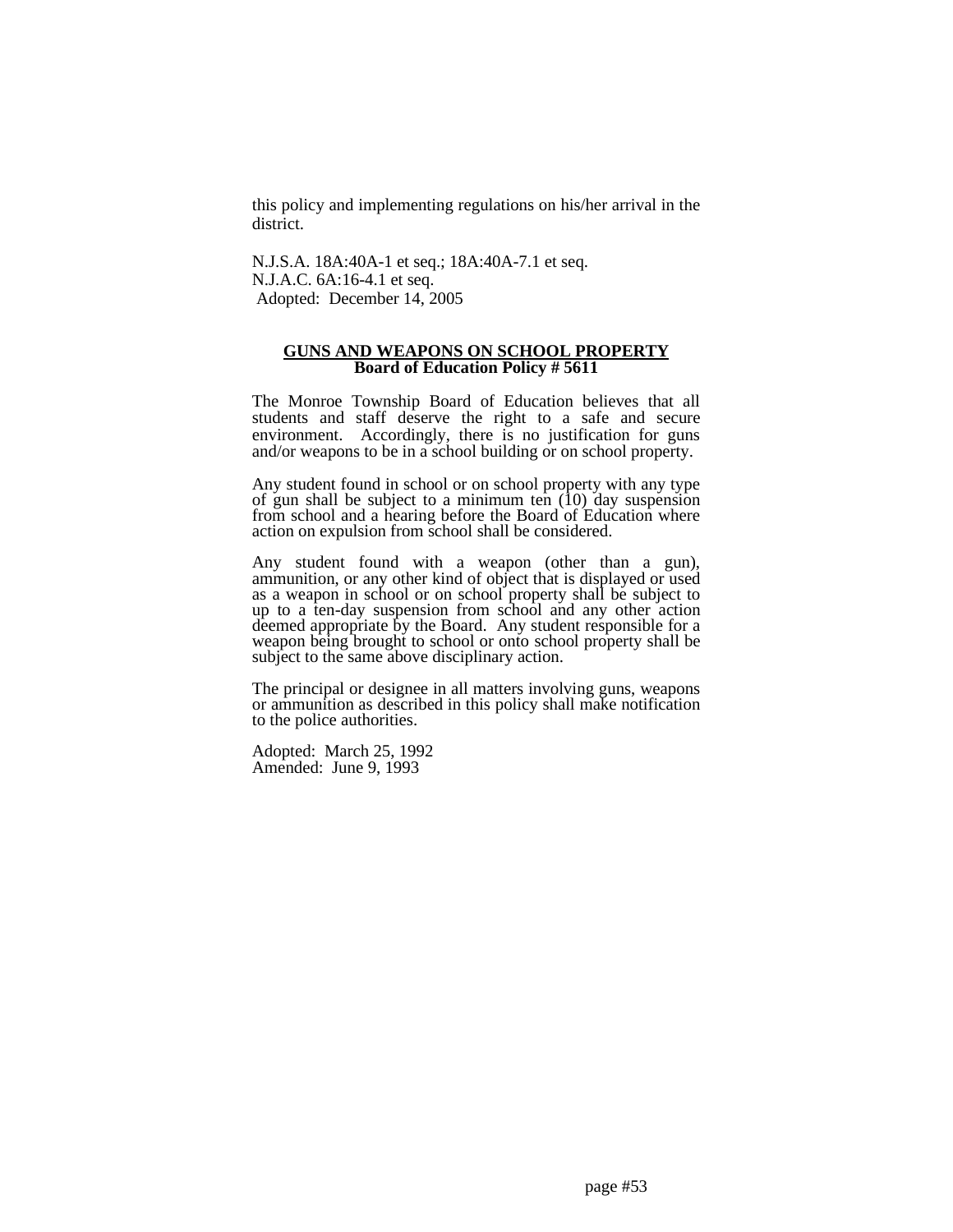this policy and implementing regulations on his/her arrival in the district.

N.J.S.A. 18A:40A-1 et seq.; 18A:40A-7.1 et seq.
N.J.A.C. 6A:16-4.1 et seq.
Adopted: December 14, 2005

## GUNS AND WEAPONS ON SCHOOL PROPERTY
**Board of Education Policy # 5611**

The Monroe Township Board of Education believes that all students and staff deserve the right to a safe and secure environment. Accordingly, there is no justification for guns and/or weapons to be in a school building or on school property.

Any student found in school or on school property with any type of gun shall be subject to a minimum ten (10) day suspension from school and a hearing before the Board of Education where action on expulsion from school shall be considered.

Any student found with a weapon (other than a gun), ammunition, or any other kind of object that is displayed or used as a weapon in school or on school property shall be subject to up to a ten-day suspension from school and any other action deemed appropriate by the Board. Any student responsible for a weapon being brought to school or onto school property shall be subject to the same above disciplinary action.

The principal or designee in all matters involving guns, weapons or ammunition as described in this policy shall make notification to the police authorities.

Adopted: March 25, 1992
Amended: June 9, 1993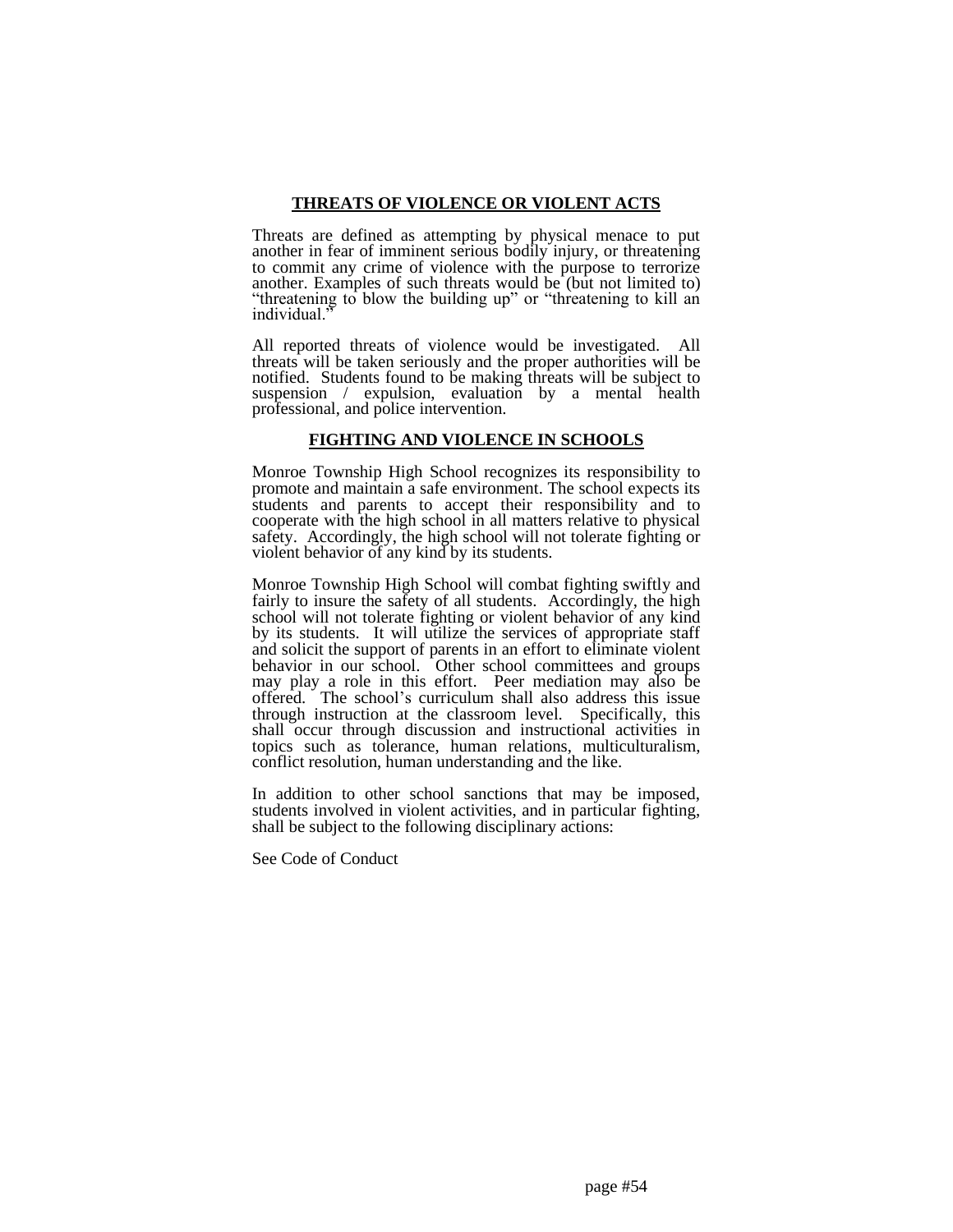## THREATS OF VIOLENCE OR VIOLENT ACTS

Threats are defined as attempting by physical menace to put another in fear of imminent serious bodily injury, or threatening to commit any crime of violence with the purpose to terrorize another. Examples of such threats would be (but not limited to) "threatening to blow the building up" or "threatening to kill an individual."

All reported threats of violence would be investigated. All threats will be taken seriously and the proper authorities will be notified. Students found to be making threats will be subject to suspension / expulsion, evaluation by a mental health professional, and police intervention.

## FIGHTING AND VIOLENCE IN SCHOOLS

Monroe Township High School recognizes its responsibility to promote and maintain a safe environment. The school expects its students and parents to accept their responsibility and to cooperate with the high school in all matters relative to physical safety. Accordingly, the high school will not tolerate fighting or violent behavior of any kind by its students.

Monroe Township High School will combat fighting swiftly and fairly to insure the safety of all students. Accordingly, the high school will not tolerate fighting or violent behavior of any kind by its students. It will utilize the services of appropriate staff and solicit the support of parents in an effort to eliminate violent behavior in our school. Other school committees and groups may play a role in this effort. Peer mediation may also be offered. The school's curriculum shall also address this issue through instruction at the classroom level. Specifically, this shall occur through discussion and instructional activities in topics such as tolerance, human relations, multiculturalism, conflict resolution, human understanding and the like.

In addition to other school sanctions that may be imposed, students involved in violent activities, and in particular fighting, shall be subject to the following disciplinary actions:

See Code of Conduct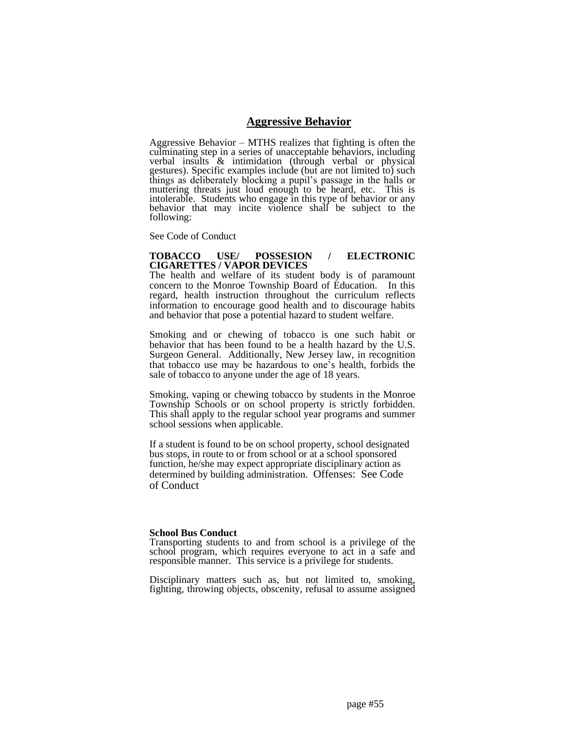## Aggressive Behavior

Aggressive Behavior – MTHS realizes that fighting is often the culminating step in a series of unacceptable behaviors, including verbal insults & intimidation (through verbal or physical gestures). Specific examples include (but are not limited to) such things as deliberately blocking a pupil's passage in the halls or muttering threats just loud enough to be heard, etc. This is intolerable. Students who engage in this type of behavior or any behavior that may incite violence shall be subject to the following:

See Code of Conduct

**TOBACCO USE/ POSSESION / ELECTRONIC CIGARETTES / VAPOR DEVICES**

The health and welfare of its student body is of paramount concern to the Monroe Township Board of Education. In this regard, health instruction throughout the curriculum reflects information to encourage good health and to discourage habits and behavior that pose a potential hazard to student welfare.

Smoking and or chewing of tobacco is one such habit or behavior that has been found to be a health hazard by the U.S. Surgeon General. Additionally, New Jersey law, in recognition that tobacco use may be hazardous to one's health, forbids the sale of tobacco to anyone under the age of 18 years.

Smoking, vaping or chewing tobacco by students in the Monroe Township Schools or on school property is strictly forbidden. This shall apply to the regular school year programs and summer school sessions when applicable.

If a student is found to be on school property, school designated bus stops, in route to or from school or at a school sponsored function, he/she may expect appropriate disciplinary action as determined by building administration. Offenses: See Code of Conduct

**School Bus Conduct**

Transporting students to and from school is a privilege of the school program, which requires everyone to act in a safe and responsible manner. This service is a privilege for students.

Disciplinary matters such as, but not limited to, smoking, fighting, throwing objects, obscenity, refusal to assume assigned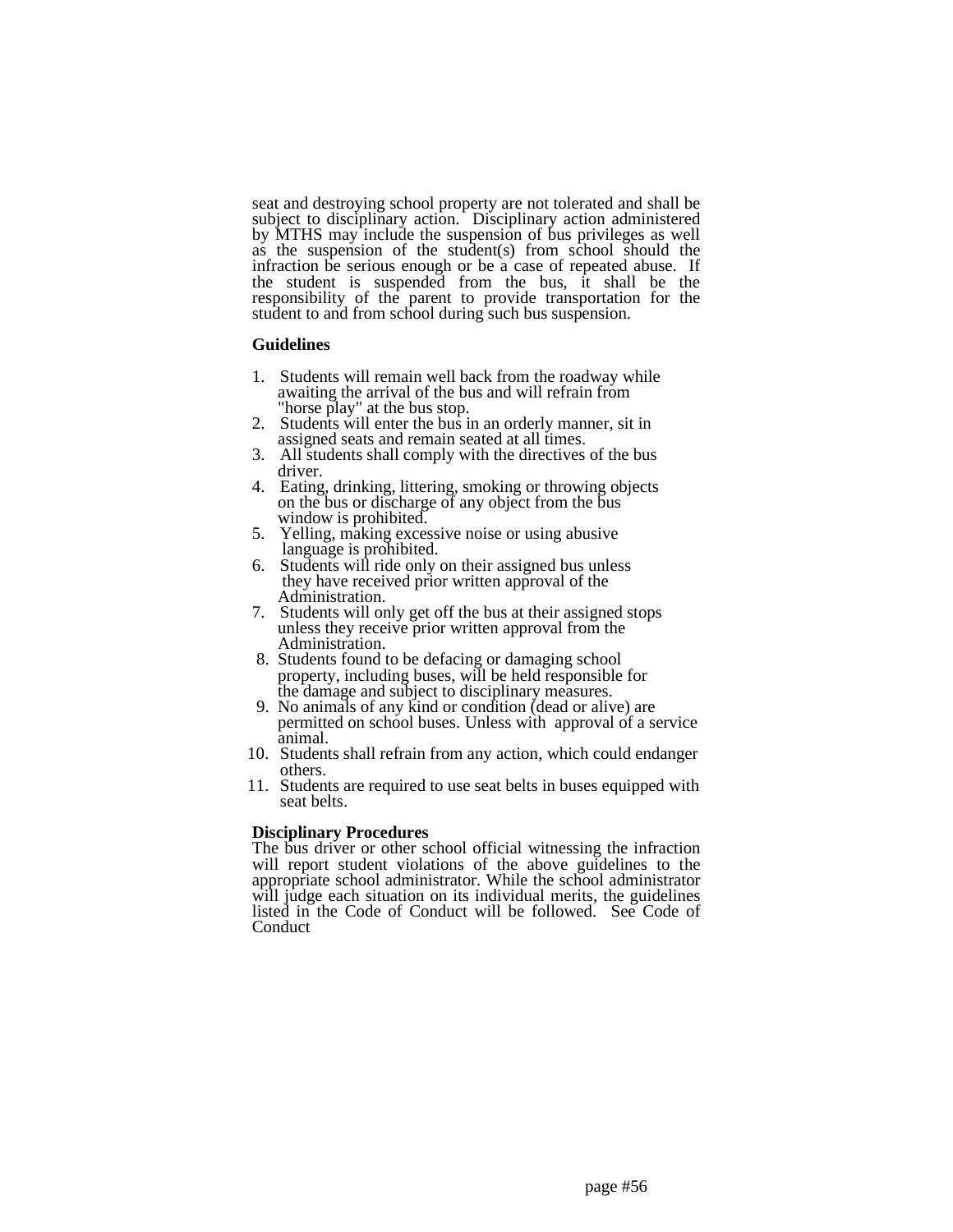seat and destroying school property are not tolerated and shall be subject to disciplinary action. Disciplinary action administered by MTHS may include the suspension of bus privileges as well as the suspension of the student(s) from school should the infraction be serious enough or be a case of repeated abuse. If the student is suspended from the bus, it shall be the responsibility of the parent to provide transportation for the student to and from school during such bus suspension.

**Guidelines**

1. Students will remain well back from the roadway while awaiting the arrival of the bus and will refrain from "horse play" at the bus stop.
2. Students will enter the bus in an orderly manner, sit in assigned seats and remain seated at all times.
3. All students shall comply with the directives of the bus driver.
4. Eating, drinking, littering, smoking or throwing objects on the bus or discharge of any object from the bus window is prohibited.
5. Yelling, making excessive noise or using abusive language is prohibited.
6. Students will ride only on their assigned bus unless they have received prior written approval of the Administration.
7. Students will only get off the bus at their assigned stops unless they receive prior written approval from the Administration.
8. Students found to be defacing or damaging school property, including buses, will be held responsible for the damage and subject to disciplinary measures.
9. No animals of any kind or condition (dead or alive) are permitted on school buses. Unless with approval of a service animal.
10. Students shall refrain from any action, which could endanger others.
11. Students are required to use seat belts in buses equipped with seat belts.

**Disciplinary Procedures**

The bus driver or other school official witnessing the infraction will report student violations of the above guidelines to the appropriate school administrator. While the school administrator will judge each situation on its individual merits, the guidelines listed in the Code of Conduct will be followed. See Code of Conduct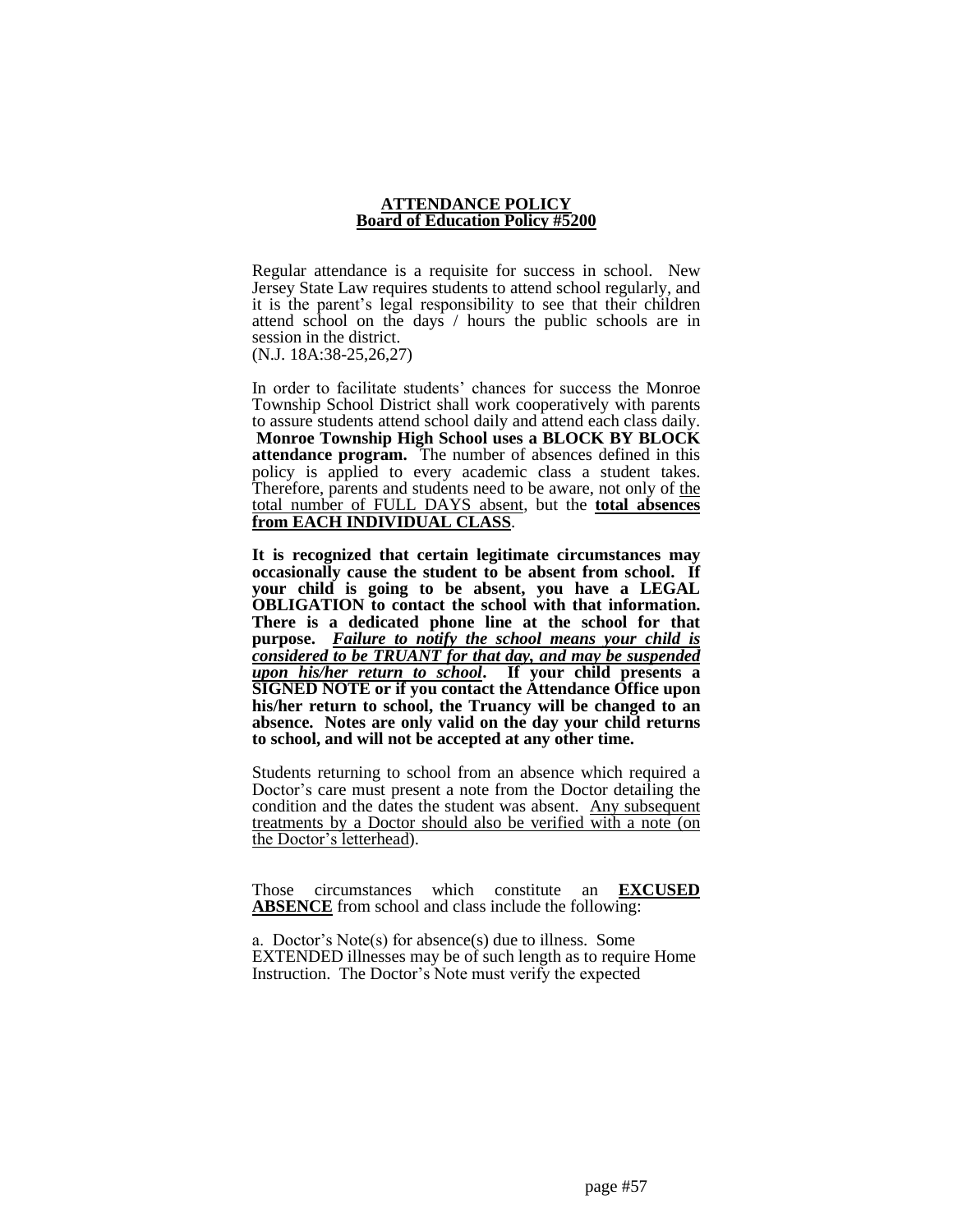**ATTENDANCE POLICY**
**Board of Education Policy #5200**

Regular attendance is a requisite for success in school. New Jersey State Law requires students to attend school regularly, and it is the parent's legal responsibility to see that their children attend school on the days / hours the public schools are in session in the district.
(N.J. 18A:38-25,26,27)

In order to facilitate students' chances for success the Monroe Township School District shall work cooperatively with parents to assure students attend school daily and attend each class daily. **Monroe Township High School uses a BLOCK BY BLOCK attendance program.** The number of absences defined in this policy is applied to every academic class a student takes. Therefore, parents and students need to be aware, not only of the total number of FULL DAYS absent, but the **total absences from EACH INDIVIDUAL CLASS**.

**It is recognized that certain legitimate circumstances may occasionally cause the student to be absent from school. If your child is going to be absent, you have a LEGAL OBLIGATION to contact the school with that information. There is a dedicated phone line at the school for that purpose. *Failure to notify the school means your child is considered to be TRUANT for that day, and may be suspended upon his/her return to school*. If your child presents a SIGNED NOTE or if you contact the Attendance Office upon his/her return to school, the Truancy will be changed to an absence. Notes are only valid on the day your child returns to school, and will not be accepted at any other time.**

Students returning to school from an absence which required a Doctor's care must present a note from the Doctor detailing the condition and the dates the student was absent. Any subsequent treatments by a Doctor should also be verified with a note (on the Doctor's letterhead).

Those circumstances which constitute an **EXCUSED ABSENCE** from school and class include the following:

a. Doctor's Note(s) for absence(s) due to illness. Some EXTENDED illnesses may be of such length as to require Home Instruction. The Doctor's Note must verify the expected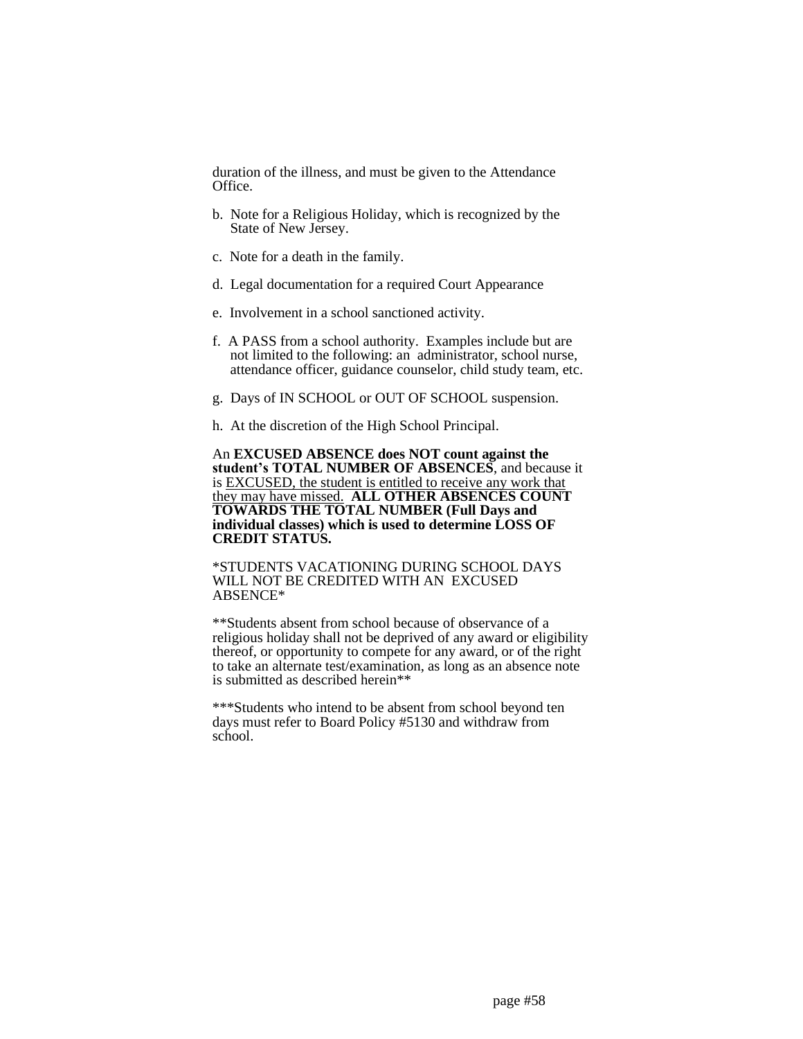duration of the illness, and must be given to the Attendance Office.

b. Note for a Religious Holiday, which is recognized by the State of New Jersey.

c. Note for a death in the family.

d. Legal documentation for a required Court Appearance

e. Involvement in a school sanctioned activity.

f. A PASS from a school authority. Examples include but are not limited to the following: an administrator, school nurse, attendance officer, guidance counselor, child study team, etc.

g. Days of IN SCHOOL or OUT OF SCHOOL suspension.

h. At the discretion of the High School Principal.

An **EXCUSED ABSENCE does NOT count against the student's TOTAL NUMBER OF ABSENCES**, and because it is <u>EXCUSED, the student is entitled to receive any work that they may have missed.</u> **ALL OTHER ABSENCES COUNT TOWARDS THE TOTAL NUMBER (Full Days and individual classes) which is used to determine LOSS OF CREDIT STATUS.**

*STUDENTS VACATIONING DURING SCHOOL DAYS WILL NOT BE CREDITED WITH AN EXCUSED ABSENCE*

**Students absent from school because of observance of a religious holiday shall not be deprived of any award or eligibility thereof, or opportunity to compete for any award, or of the right to take an alternate test/examination, as long as an absence note is submitted as described herein**

***Students who intend to be absent from school beyond ten days must refer to Board Policy #5130 and withdraw from school.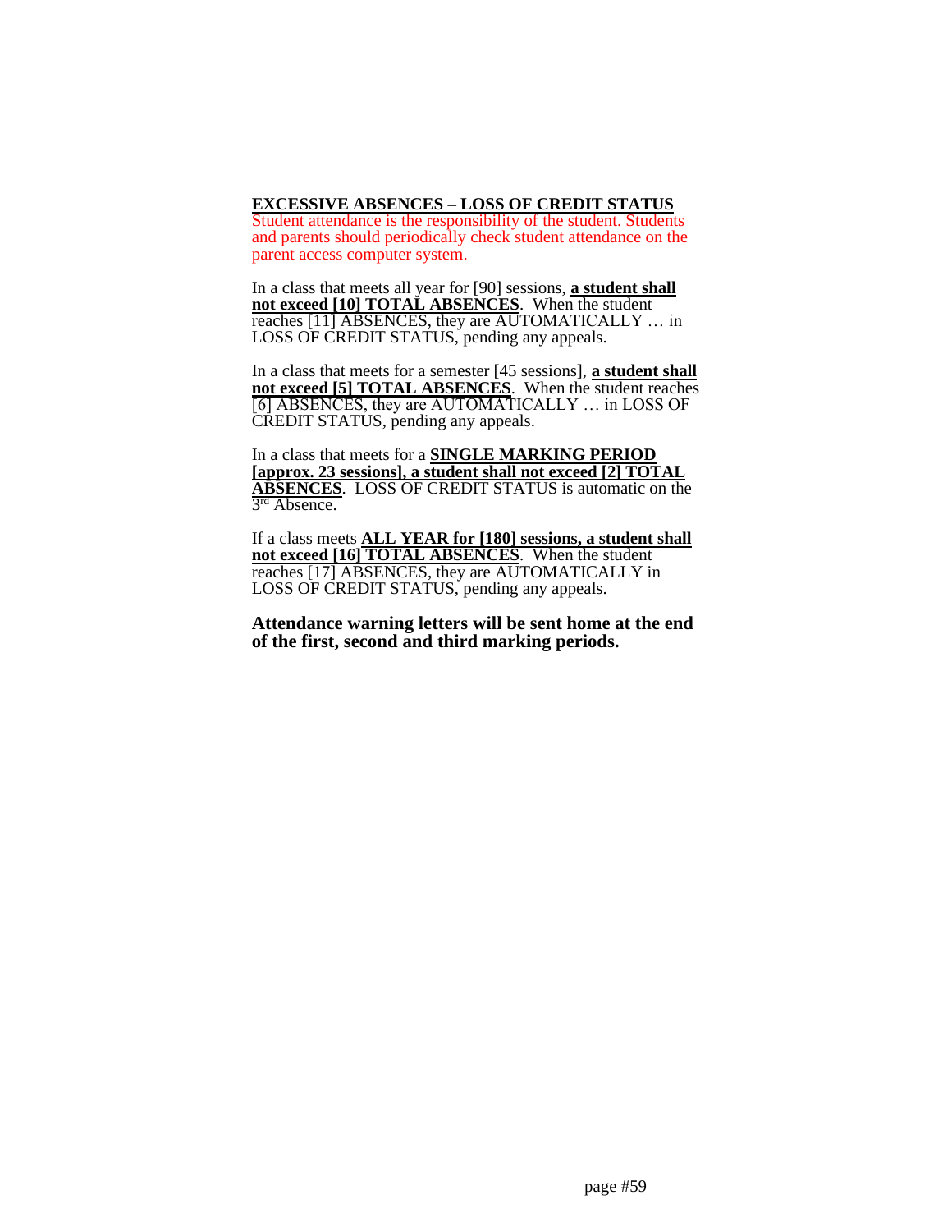**EXCESSIVE ABSENCES – LOSS OF CREDIT STATUS**

Student attendance is the responsibility of the student. Students and parents should periodically check student attendance on the parent access computer system.

In a class that meets all year for [90] sessions, **a student shall not exceed [10] TOTAL ABSENCES**. When the student reaches [11] ABSENCES, they are AUTOMATICALLY … in LOSS OF CREDIT STATUS, pending any appeals.

In a class that meets for a semester [45 sessions], **a student shall not exceed [5] TOTAL ABSENCES**. When the student reaches [6] ABSENCES, they are AUTOMATICALLY … in LOSS OF CREDIT STATUS, pending any appeals.

In a class that meets for a **SINGLE MARKING PERIOD [approx. 23 sessions], a student shall not exceed [2] TOTAL ABSENCES**. LOSS OF CREDIT STATUS is automatic on the 3rd Absence.

If a class meets **ALL YEAR for [180] sessions, a student shall not exceed [16] TOTAL ABSENCES**. When the student reaches [17] ABSENCES, they are AUTOMATICALLY in LOSS OF CREDIT STATUS, pending any appeals.

**Attendance warning letters will be sent home at the end of the first, second and third marking periods.**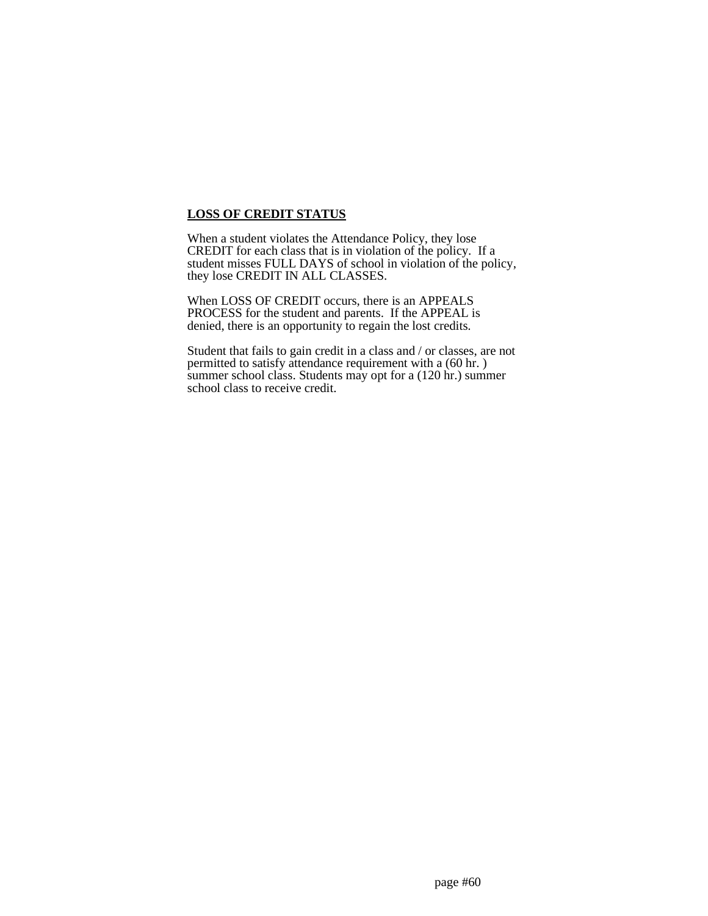**LOSS OF CREDIT STATUS**

When a student violates the Attendance Policy, they lose CREDIT for each class that is in violation of the policy. If a student misses FULL DAYS of school in violation of the policy, they lose CREDIT IN ALL CLASSES.

When LOSS OF CREDIT occurs, there is an APPEALS PROCESS for the student and parents. If the APPEAL is denied, there is an opportunity to regain the lost credits.

Student that fails to gain credit in a class and / or classes, are not permitted to satisfy attendance requirement with a (60 hr. ) summer school class. Students may opt for a (120 hr.) summer school class to receive credit.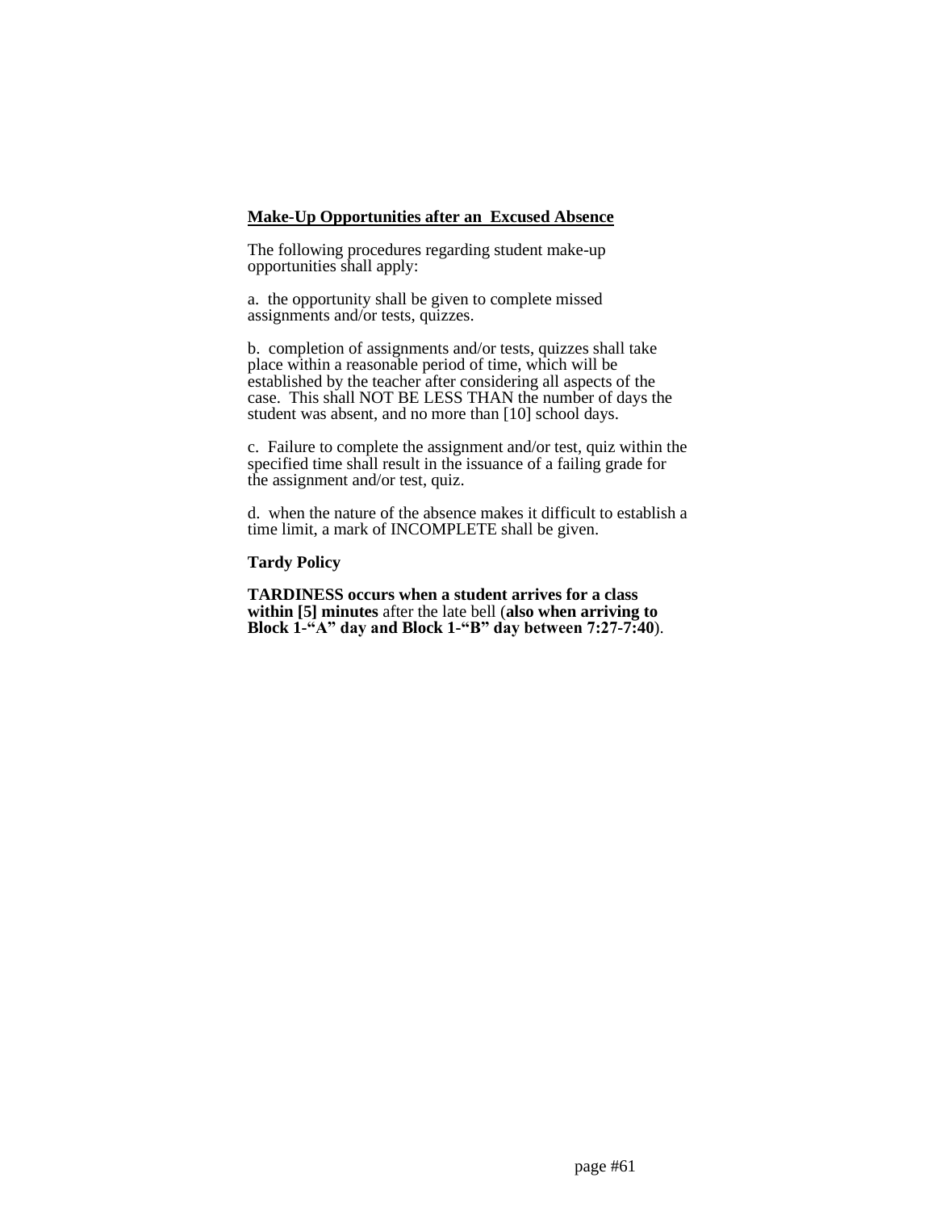**<u>Make-Up Opportunities after an Excused Absence</u>**

The following procedures regarding student make-up opportunities shall apply:

a. the opportunity shall be given to complete missed assignments and/or tests, quizzes.

b. completion of assignments and/or tests, quizzes shall take place within a reasonable period of time, which will be established by the teacher after considering all aspects of the case. This shall NOT BE LESS THAN the number of days the student was absent, and no more than [10] school days.

c. Failure to complete the assignment and/or test, quiz within the specified time shall result in the issuance of a failing grade for the assignment and/or test, quiz.

d. when the nature of the absence makes it difficult to establish a time limit, a mark of INCOMPLETE shall be given.

**Tardy Policy**

**TARDINESS occurs when a student arrives for a class within [5] minutes** after the late bell (**also when arriving to Block 1-"A" day and Block 1-"B" day between 7:27-7:40**).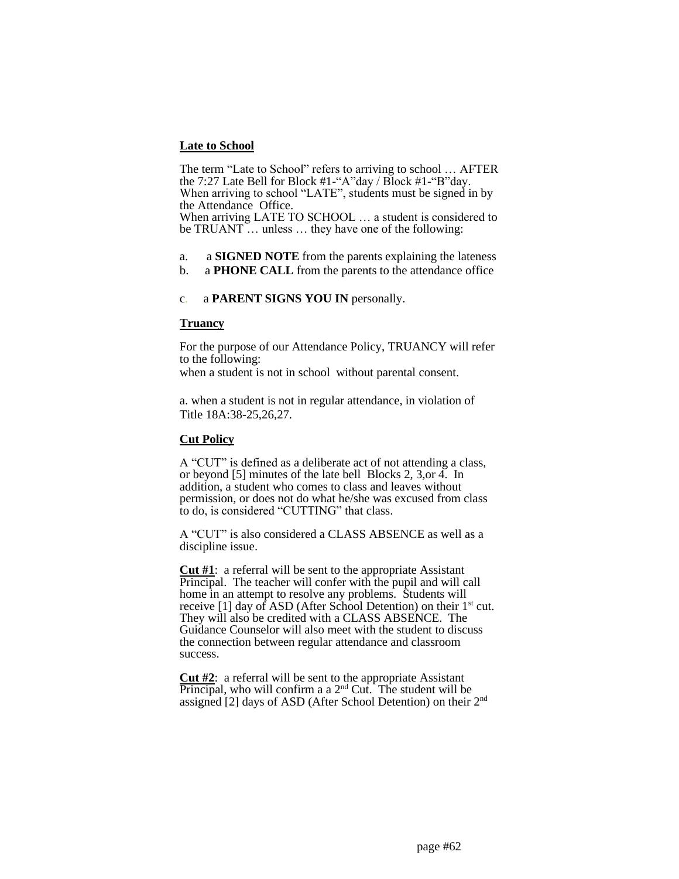**Late to School**

The term "Late to School" refers to arriving to school … AFTER the 7:27 Late Bell for Block #1-"A"day / Block #1-"B"day. When arriving to school "LATE", students must be signed in by the Attendance Office.
When arriving LATE TO SCHOOL … a student is considered to be TRUANT … unless … they have one of the following:

a. a **SIGNED NOTE** from the parents explaining the lateness
b. a **PHONE CALL** from the parents to the attendance office

c. a **PARENT SIGNS YOU IN** personally.

**Truancy**

For the purpose of our Attendance Policy, TRUANCY will refer to the following:
when a student is not in school without parental consent.

a. when a student is not in regular attendance, in violation of Title 18A:38-25,26,27.

**Cut Policy**

A "CUT" is defined as a deliberate act of not attending a class, or beyond [5] minutes of the late bell Blocks 2, 3,or 4. In addition, a student who comes to class and leaves without permission, or does not do what he/she was excused from class to do, is considered "CUTTING" that class.

A "CUT" is also considered a CLASS ABSENCE as well as a discipline issue.

**Cut #1**: a referral will be sent to the appropriate Assistant Principal. The teacher will confer with the pupil and will call home in an attempt to resolve any problems. Students will receive [1] day of ASD (After School Detention) on their 1st cut. They will also be credited with a CLASS ABSENCE. The Guidance Counselor will also meet with the student to discuss the connection between regular attendance and classroom success.

**Cut #2**: a referral will be sent to the appropriate Assistant Principal, who will confirm a a 2nd Cut. The student will be assigned [2] days of ASD (After School Detention) on their 2nd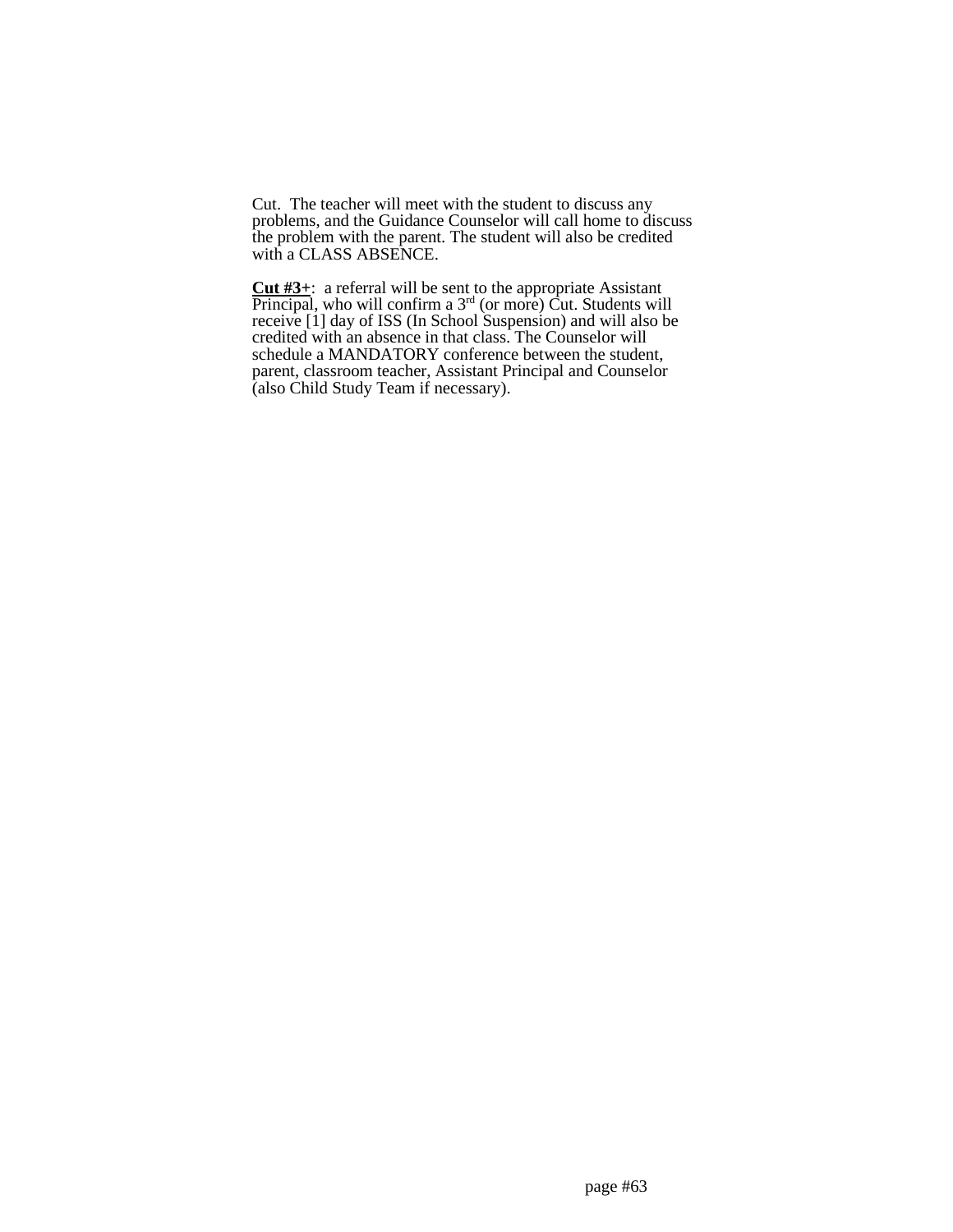Cut. The teacher will meet with the student to discuss any problems, and the Guidance Counselor will call home to discuss the problem with the parent. The student will also be credited with a CLASS ABSENCE.

**Cut #3+**: a referral will be sent to the appropriate Assistant Principal, who will confirm a 3rd (or more) Cut. Students will receive [1] day of ISS (In School Suspension) and will also be credited with an absence in that class. The Counselor will schedule a MANDATORY conference between the student, parent, classroom teacher, Assistant Principal and Counselor (also Child Study Team if necessary).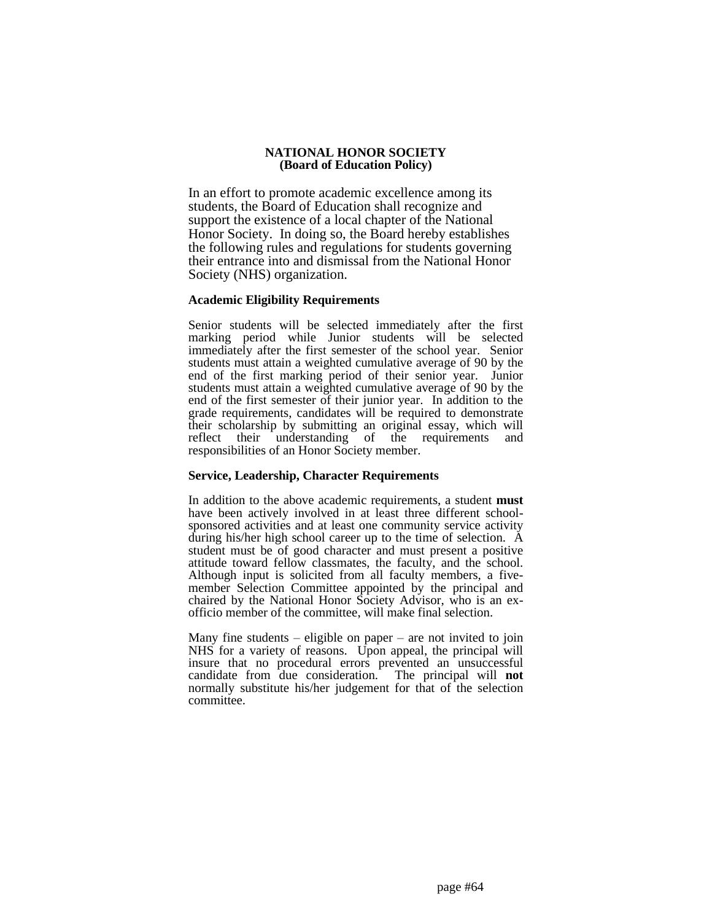# NATIONAL HONOR SOCIETY
## (Board of Education Policy)

In an effort to promote academic excellence among its students, the Board of Education shall recognize and support the existence of a local chapter of the National Honor Society. In doing so, the Board hereby establishes the following rules and regulations for students governing their entrance into and dismissal from the National Honor Society (NHS) organization.

### Academic Eligibility Requirements

Senior students will be selected immediately after the first marking period while Junior students will be selected immediately after the first semester of the school year. Senior students must attain a weighted cumulative average of 90 by the end of the first marking period of their senior year. Junior students must attain a weighted cumulative average of 90 by the end of the first semester of their junior year. In addition to the grade requirements, candidates will be required to demonstrate their scholarship by submitting an original essay, which will reflect their understanding of the requirements and responsibilities of an Honor Society member.

### Service, Leadership, Character Requirements

In addition to the above academic requirements, a student **must** have been actively involved in at least three different school-sponsored activities and at least one community service activity during his/her high school career up to the time of selection. A student must be of good character and must present a positive attitude toward fellow classmates, the faculty, and the school. Although input is solicited from all faculty members, a five-member Selection Committee appointed by the principal and chaired by the National Honor Society Advisor, who is an ex-officio member of the committee, will make final selection.

Many fine students – eligible on paper – are not invited to join NHS for a variety of reasons. Upon appeal, the principal will insure that no procedural errors prevented an unsuccessful candidate from due consideration. The principal will **not** normally substitute his/her judgement for that of the selection committee.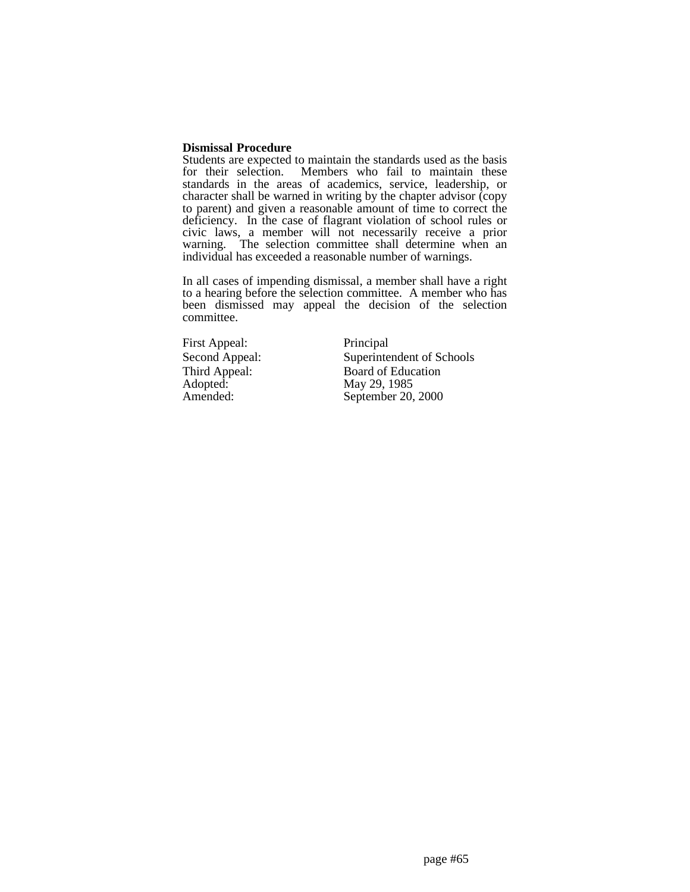**Dismissal Procedure**

Students are expected to maintain the standards used as the basis for their selection. Members who fail to maintain these standards in the areas of academics, service, leadership, or character shall be warned in writing by the chapter advisor (copy to parent) and given a reasonable amount of time to correct the deficiency. In the case of flagrant violation of school rules or civic laws, a member will not necessarily receive a prior warning. The selection committee shall determine when an individual has exceeded a reasonable number of warnings.

In all cases of impending dismissal, a member shall have a right to a hearing before the selection committee. A member who has been dismissed may appeal the decision of the selection committee.

| | |
|---|---|
| First Appeal: | Principal |
| Second Appeal: | Superintendent of Schools |
| Third Appeal: | Board of Education |
| Adopted: | May 29, 1985 |
| Amended: | September 20, 2000 |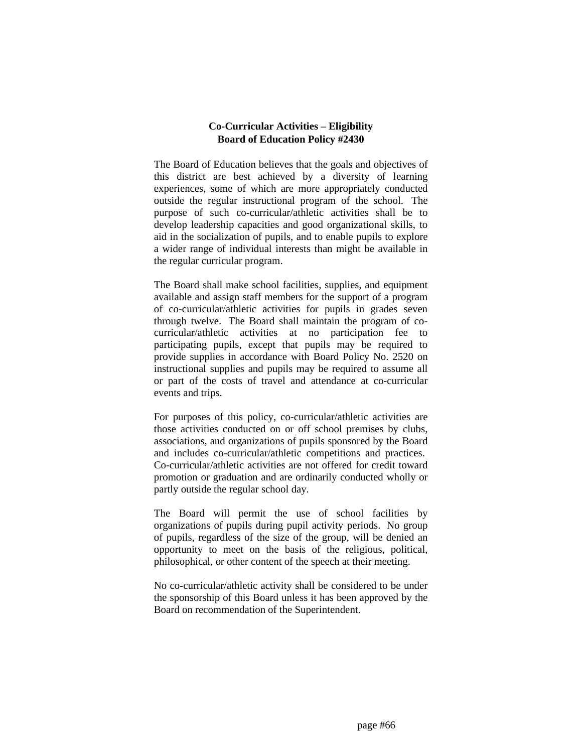**Co-Curricular Activities – Eligibility**
**Board of Education Policy #2430**

The Board of Education believes that the goals and objectives of this district are best achieved by a diversity of learning experiences, some of which are more appropriately conducted outside the regular instructional program of the school. The purpose of such co-curricular/athletic activities shall be to develop leadership capacities and good organizational skills, to aid in the socialization of pupils, and to enable pupils to explore a wider range of individual interests than might be available in the regular curricular program.

The Board shall make school facilities, supplies, and equipment available and assign staff members for the support of a program of co-curricular/athletic activities for pupils in grades seven through twelve. The Board shall maintain the program of co-curricular/athletic activities at no participation fee to participating pupils, except that pupils may be required to provide supplies in accordance with Board Policy No. 2520 on instructional supplies and pupils may be required to assume all or part of the costs of travel and attendance at co-curricular events and trips.

For purposes of this policy, co-curricular/athletic activities are those activities conducted on or off school premises by clubs, associations, and organizations of pupils sponsored by the Board and includes co-curricular/athletic competitions and practices. Co-curricular/athletic activities are not offered for credit toward promotion or graduation and are ordinarily conducted wholly or partly outside the regular school day.

The Board will permit the use of school facilities by organizations of pupils during pupil activity periods. No group of pupils, regardless of the size of the group, will be denied an opportunity to meet on the basis of the religious, political, philosophical, or other content of the speech at their meeting.

No co-curricular/athletic activity shall be considered to be under the sponsorship of this Board unless it has been approved by the Board on recommendation of the Superintendent.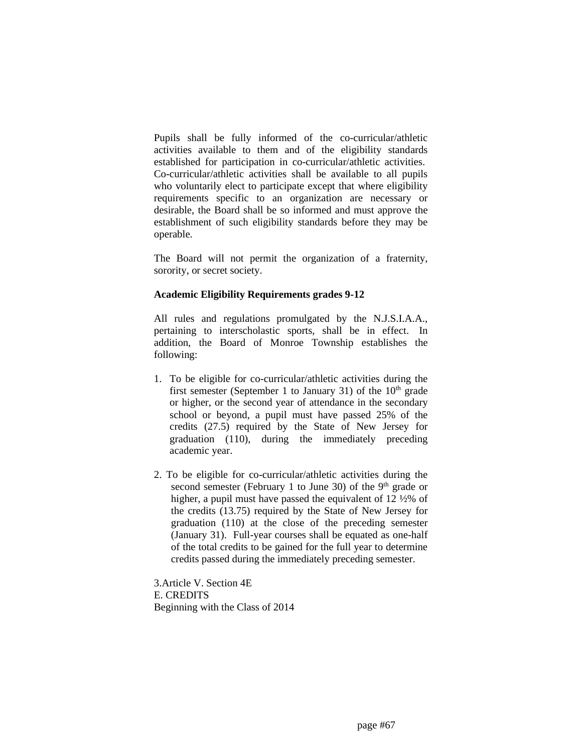Pupils shall be fully informed of the co-curricular/athletic activities available to them and of the eligibility standards established for participation in co-curricular/athletic activities. Co-curricular/athletic activities shall be available to all pupils who voluntarily elect to participate except that where eligibility requirements specific to an organization are necessary or desirable, the Board shall be so informed and must approve the establishment of such eligibility standards before they may be operable.

The Board will not permit the organization of a fraternity, sorority, or secret society.

**Academic Eligibility Requirements grades 9-12**

All rules and regulations promulgated by the N.J.S.I.A.A., pertaining to interscholastic sports, shall be in effect. In addition, the Board of Monroe Township establishes the following:

1. To be eligible for co-curricular/athletic activities during the first semester (September 1 to January 31) of the 10th grade or higher, or the second year of attendance in the secondary school or beyond, a pupil must have passed 25% of the credits (27.5) required by the State of New Jersey for graduation (110), during the immediately preceding academic year.

2. To be eligible for co-curricular/athletic activities during the second semester (February 1 to June 30) of the 9th grade or higher, a pupil must have passed the equivalent of 12 ½% of the credits (13.75) required by the State of New Jersey for graduation (110) at the close of the preceding semester (January 31). Full-year courses shall be equated as one-half of the total credits to be gained for the full year to determine credits passed during the immediately preceding semester.

3.Article V. Section 4E
E. CREDITS
Beginning with the Class of 2014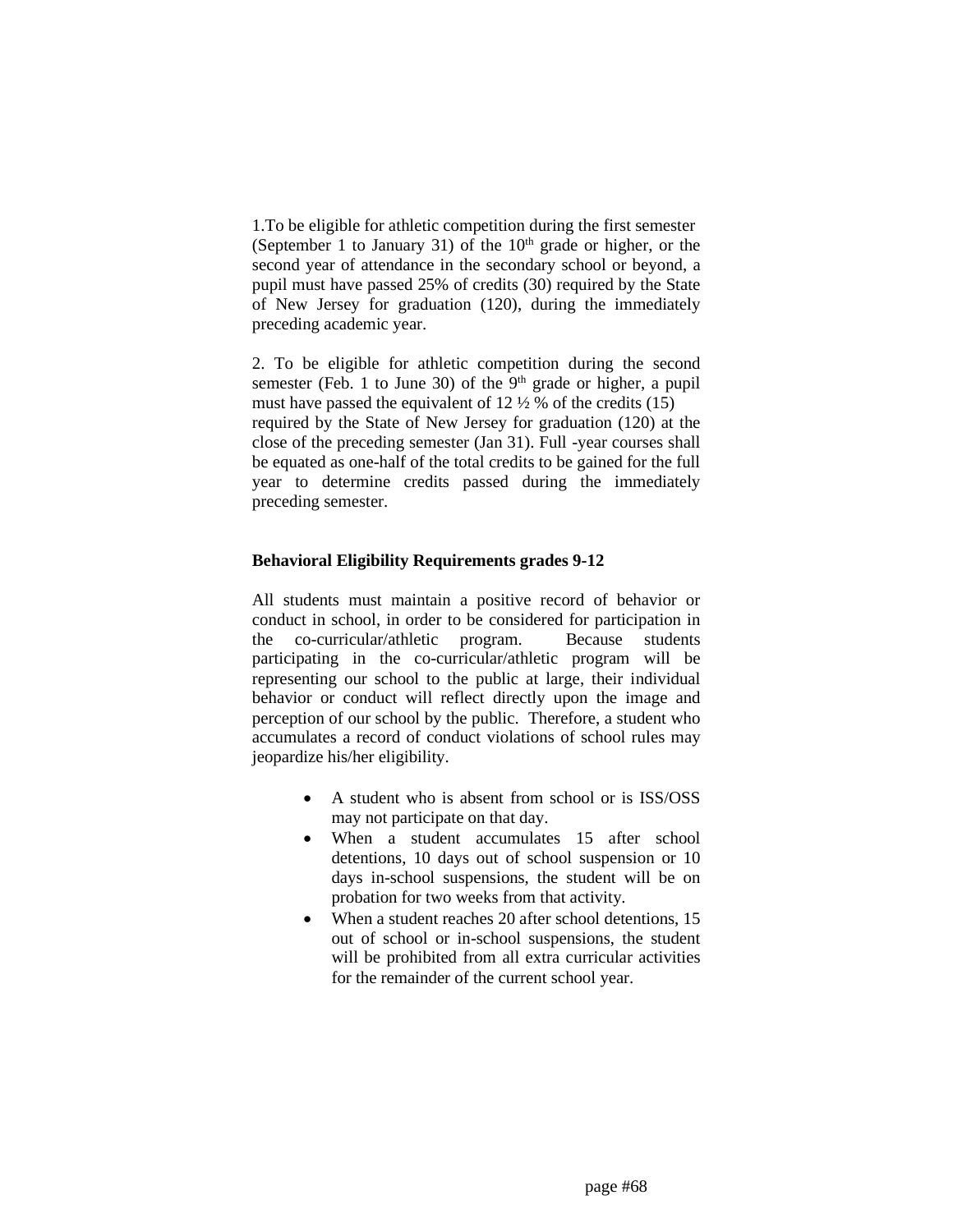1.To be eligible for athletic competition during the first semester (September 1 to January 31) of the 10th grade or higher, or the second year of attendance in the secondary school or beyond, a pupil must have passed 25% of credits (30) required by the State of New Jersey for graduation (120), during the immediately preceding academic year.

2. To be eligible for athletic competition during the second semester (Feb. 1 to June 30) of the 9th grade or higher, a pupil must have passed the equivalent of 12 ½ % of the credits (15) required by the State of New Jersey for graduation (120) at the close of the preceding semester (Jan 31). Full -year courses shall be equated as one-half of the total credits to be gained for the full year to determine credits passed during the immediately preceding semester.

**Behavioral Eligibility Requirements grades 9-12**

All students must maintain a positive record of behavior or conduct in school, in order to be considered for participation in the co-curricular/athletic program. Because students participating in the co-curricular/athletic program will be representing our school to the public at large, their individual behavior or conduct will reflect directly upon the image and perception of our school by the public. Therefore, a student who accumulates a record of conduct violations of school rules may jeopardize his/her eligibility.

- A student who is absent from school or is ISS/OSS may not participate on that day.
- When a student accumulates 15 after school detentions, 10 days out of school suspension or 10 days in-school suspensions, the student will be on probation for two weeks from that activity.
- When a student reaches 20 after school detentions, 15 out of school or in-school suspensions, the student will be prohibited from all extra curricular activities for the remainder of the current school year.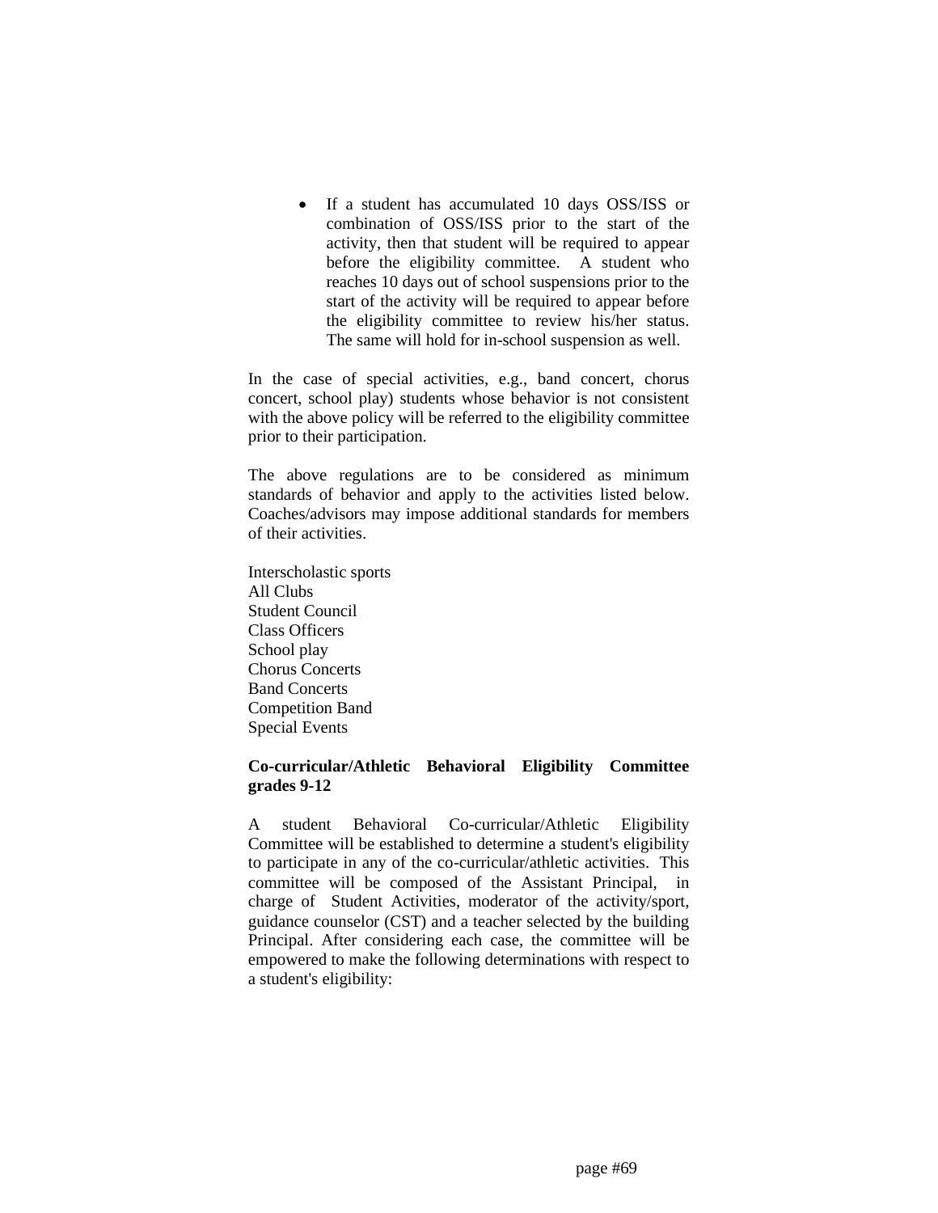- If a student has accumulated 10 days OSS/ISS or combination of OSS/ISS prior to the start of the activity, then that student will be required to appear before the eligibility committee. A student who reaches 10 days out of school suspensions prior to the start of the activity will be required to appear before the eligibility committee to review his/her status. The same will hold for in-school suspension as well.

In the case of special activities, e.g., band concert, chorus concert, school play) students whose behavior is not consistent with the above policy will be referred to the eligibility committee prior to their participation.

The above regulations are to be considered as minimum standards of behavior and apply to the activities listed below. Coaches/advisors may impose additional standards for members of their activities.

Interscholastic sports
All Clubs
Student Council
Class Officers
School play
Chorus Concerts
Band Concerts
Competition Band
Special Events

**Co-curricular/Athletic Behavioral Eligibility Committee grades 9-12**

A student Behavioral Co-curricular/Athletic Eligibility Committee will be established to determine a student's eligibility to participate in any of the co-curricular/athletic activities. This committee will be composed of the Assistant Principal, in charge of Student Activities, moderator of the activity/sport, guidance counselor (CST) and a teacher selected by the building Principal. After considering each case, the committee will be empowered to make the following determinations with respect to a student's eligibility: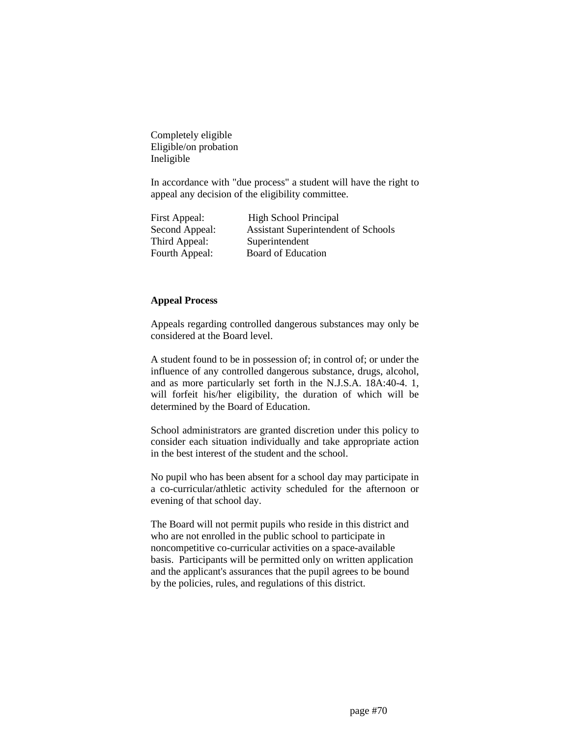Completely eligible
Eligible/on probation
Ineligible

In accordance with "due process" a student will have the right to appeal any decision of the eligibility committee.

| | |
|---|---|
| First Appeal: | High School Principal |
| Second Appeal: | Assistant Superintendent of Schools |
| Third Appeal: | Superintendent |
| Fourth Appeal: | Board of Education |

**Appeal Process**

Appeals regarding controlled dangerous substances may only be considered at the Board level.

A student found to be in possession of; in control of; or under the influence of any controlled dangerous substance, drugs, alcohol, and as more particularly set forth in the N.J.S.A. 18A:40-4. 1, will forfeit his/her eligibility, the duration of which will be determined by the Board of Education.

School administrators are granted discretion under this policy to consider each situation individually and take appropriate action in the best interest of the student and the school.

No pupil who has been absent for a school day may participate in a co-curricular/athletic activity scheduled for the afternoon or evening of that school day.

The Board will not permit pupils who reside in this district and who are not enrolled in the public school to participate in noncompetitive co-curricular activities on a space-available basis. Participants will be permitted only on written application and the applicant's assurances that the pupil agrees to be bound by the policies, rules, and regulations of this district.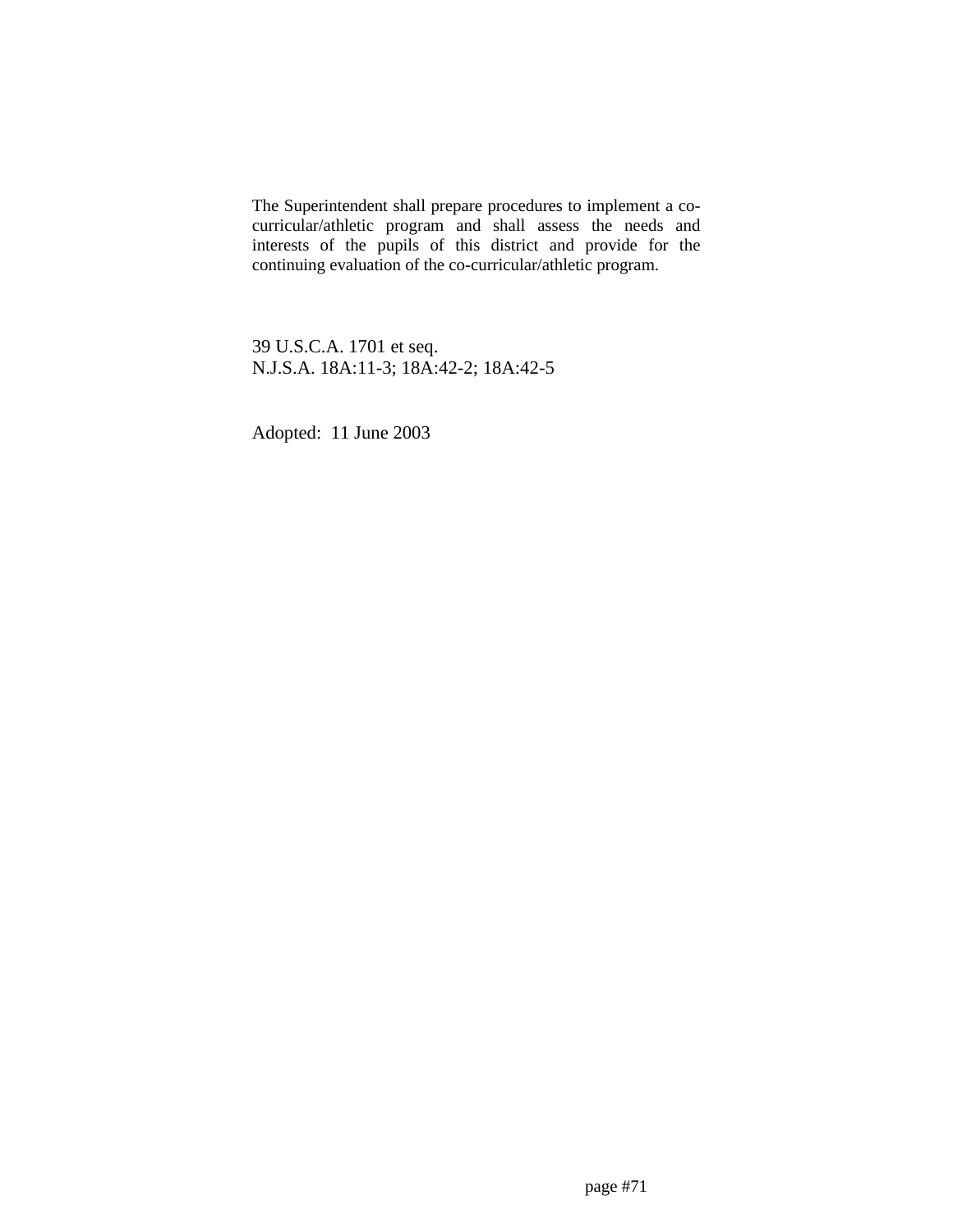The Superintendent shall prepare procedures to implement a co-curricular/athletic program and shall assess the needs and interests of the pupils of this district and provide for the continuing evaluation of the co-curricular/athletic program.

39 U.S.C.A. 1701 et seq.
N.J.S.A. 18A:11-3; 18A:42-2; 18A:42-5

Adopted: 11 June 2003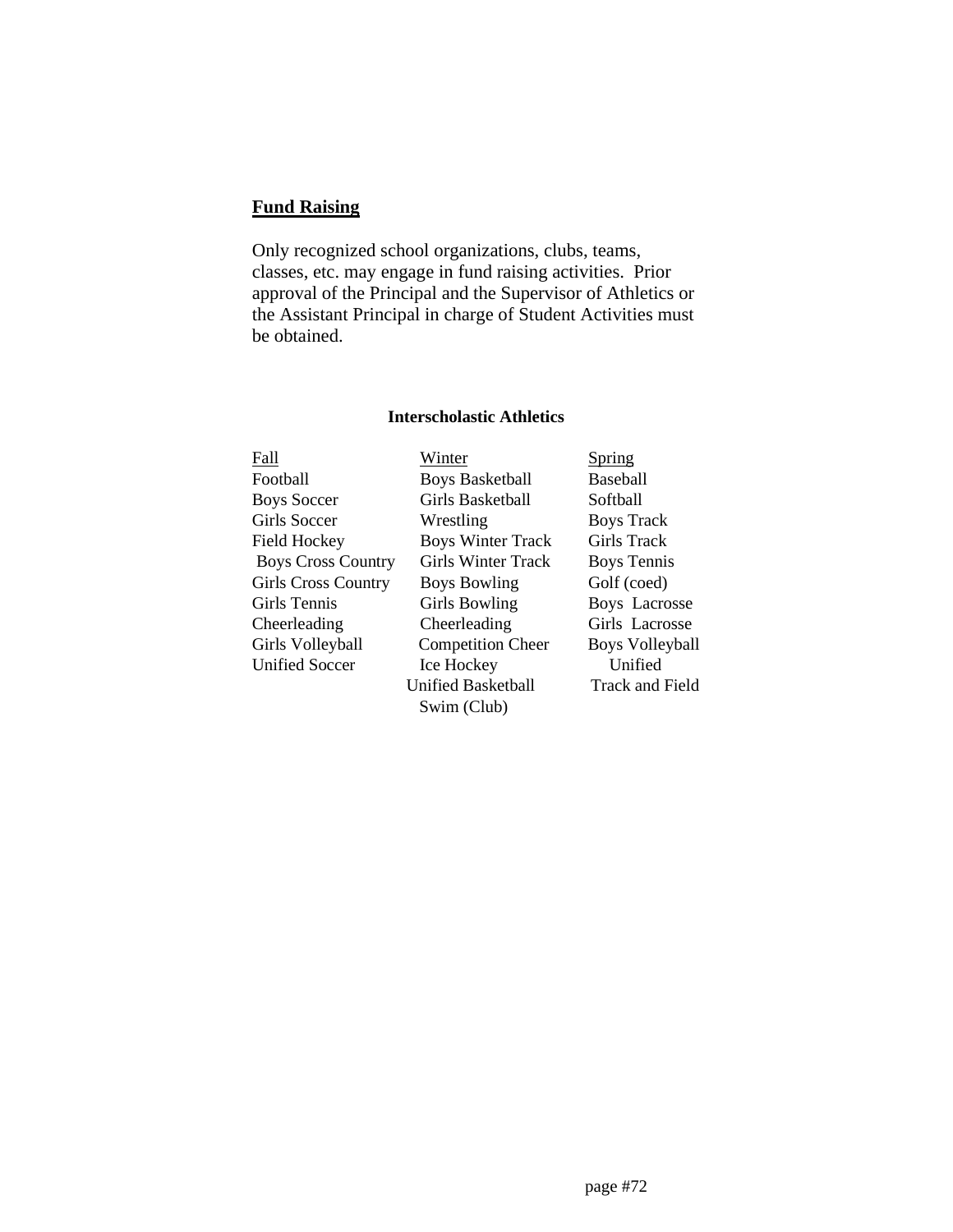## Fund Raising

Only recognized school organizations, clubs, teams, classes, etc. may engage in fund raising activities. Prior approval of the Principal and the Supervisor of Athletics or the Assistant Principal in charge of Student Activities must be obtained.

**Interscholastic Athletics**

| Fall | Winter | Spring |
|---|---|---|
| Football | Boys Basketball | Baseball |
| Boys Soccer | Girls Basketball | Softball |
| Girls Soccer | Wrestling | Boys Track |
| Field Hockey | Boys Winter Track | Girls Track |
| Boys Cross Country | Girls Winter Track | Boys Tennis |
| Girls Cross Country | Boys Bowling | Golf (coed) |
| Girls Tennis | Girls Bowling | Boys Lacrosse |
| Cheerleading | Cheerleading | Girls Lacrosse |
| Girls Volleyball | Competition Cheer | Boys Volleyball |
| Unified Soccer | Ice Hockey | Unified Track and Field |
| | Unified Basketball | |
| | Swim (Club) | |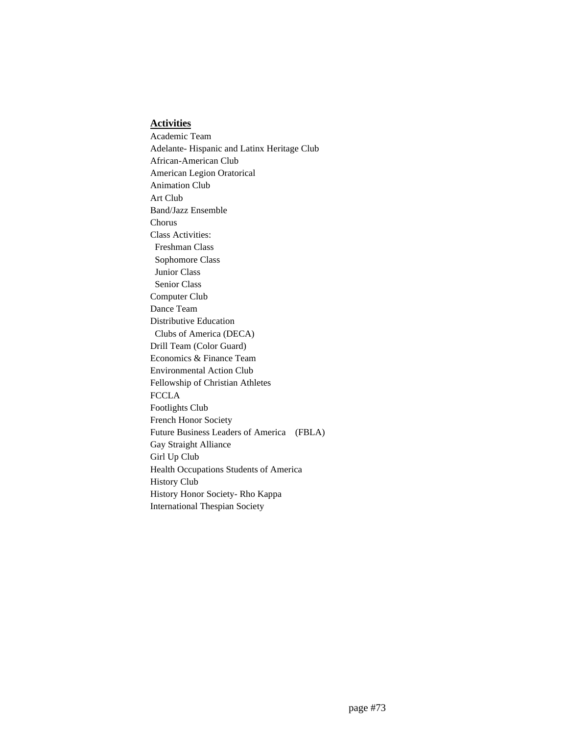**Activities**

Academic Team
Adelante- Hispanic and Latinx Heritage Club
African-American Club
American Legion Oratorical
Animation Club
Art Club
Band/Jazz Ensemble
Chorus
Class Activities:
  Freshman Class
  Sophomore Class
  Junior Class
  Senior Class
Computer Club
Dance Team
Distributive Education
  Clubs of America (DECA)
Drill Team (Color Guard)
Economics & Finance Team
Environmental Action Club
Fellowship of Christian Athletes
FCCLA
Footlights Club
French Honor Society
Future Business Leaders of America (FBLA)
Gay Straight Alliance
Girl Up Club
Health Occupations Students of America
History Club
History Honor Society- Rho Kappa
International Thespian Society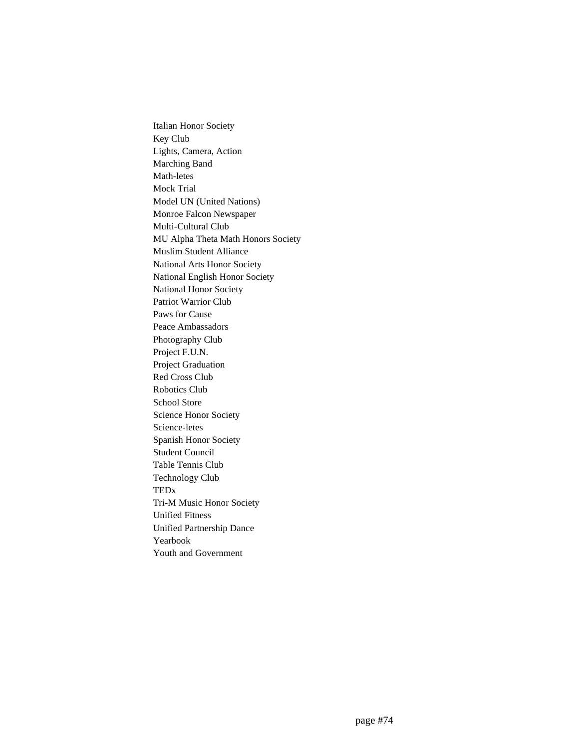Italian Honor Society
Key Club
Lights, Camera, Action
Marching Band
Math-letes
Mock Trial
Model UN (United Nations)
Monroe Falcon Newspaper
Multi-Cultural Club
MU Alpha Theta Math Honors Society
Muslim Student Alliance
National Arts Honor Society
National English Honor Society
National Honor Society
Patriot Warrior Club
Paws for Cause
Peace Ambassadors
Photography Club
Project F.U.N.
Project Graduation
Red Cross Club
Robotics Club
School Store
Science Honor Society
Science-letes
Spanish Honor Society
Student Council
Table Tennis Club
Technology Club
TEDx
Tri-M Music Honor Society
Unified Fitness
Unified Partnership Dance
Yearbook
Youth and Government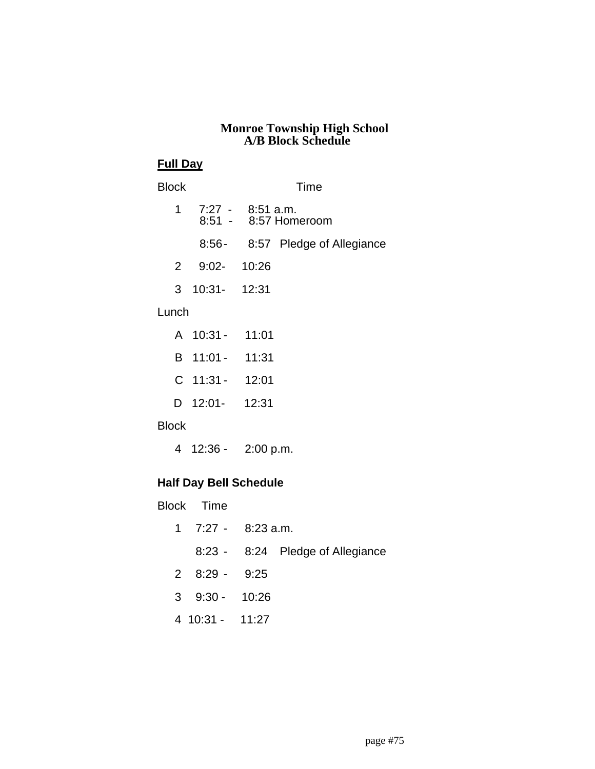# Monroe Township High School
## A/B Block Schedule

**Full Day**

| Block | Time | |
|---|---|---|
| 1 | 7:27 - 8:51 a.m. | |
| | 8:51 - 8:57 | Homeroom |
| | 8:56 - 8:57 | Pledge of Allegiance |
| 2 | 9:02 - 10:26 | |
| 3 | 10:31 - 12:31 | |
| **Lunch** | | |
| A | 10:31 - 11:01 | |
| B | 11:01 - 11:31 | |
| C | 11:31 - 12:01 | |
| D | 12:01 - 12:31 | |
| **Block** | | |
| 4 | 12:36 - 2:00 p.m. | |

**Half Day Bell Schedule**

| Block | Time | |
|---|---|---|
| 1 | 7:27 - 8:23 a.m. | |
| | 8:23 - 8:24 | Pledge of Allegiance |
| 2 | 8:29 - 9:25 | |
| 3 | 9:30 - 10:26 | |
| 4 | 10:31 - 11:27 | |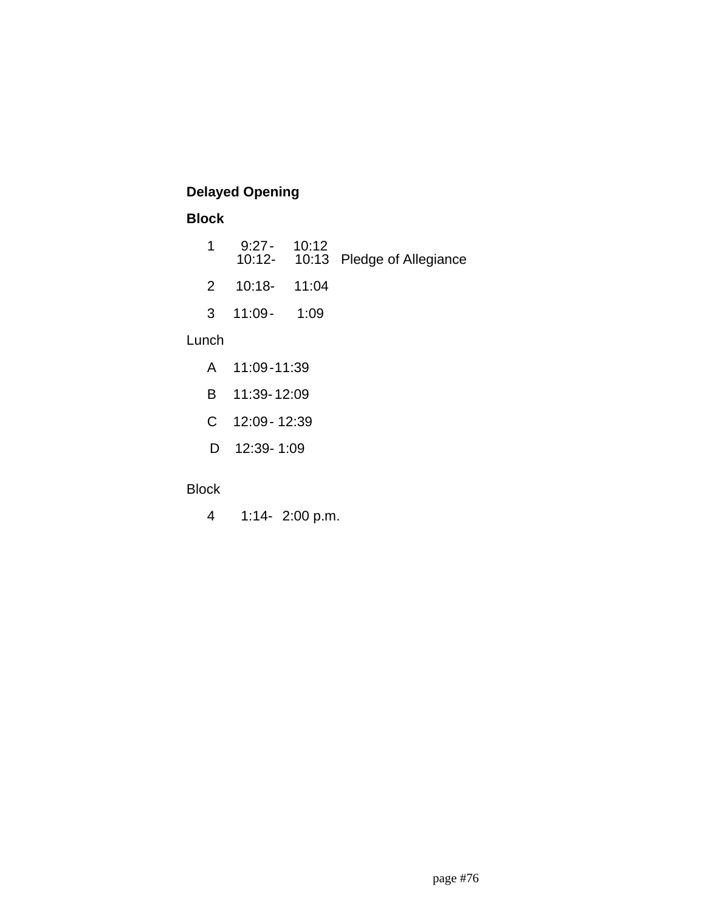**Delayed Opening**

**Block**

| | | | |
|---|---|---|---|
| 1 | 9:27- | 10:12 | |
| | 10:12- | 10:13 | Pledge of Allegiance |
| 2 | 10:18- | 11:04 | |
| 3 | 11:09- | 1:09 | |

Lunch

| | |
|---|---|
| A | 11:09-11:39 |
| B | 11:39-12:09 |
| C | 12:09- 12:39 |
| D | 12:39- 1:09 |

Block

| | |
|---|---|
| 4 | 1:14- 2:00 p.m. |